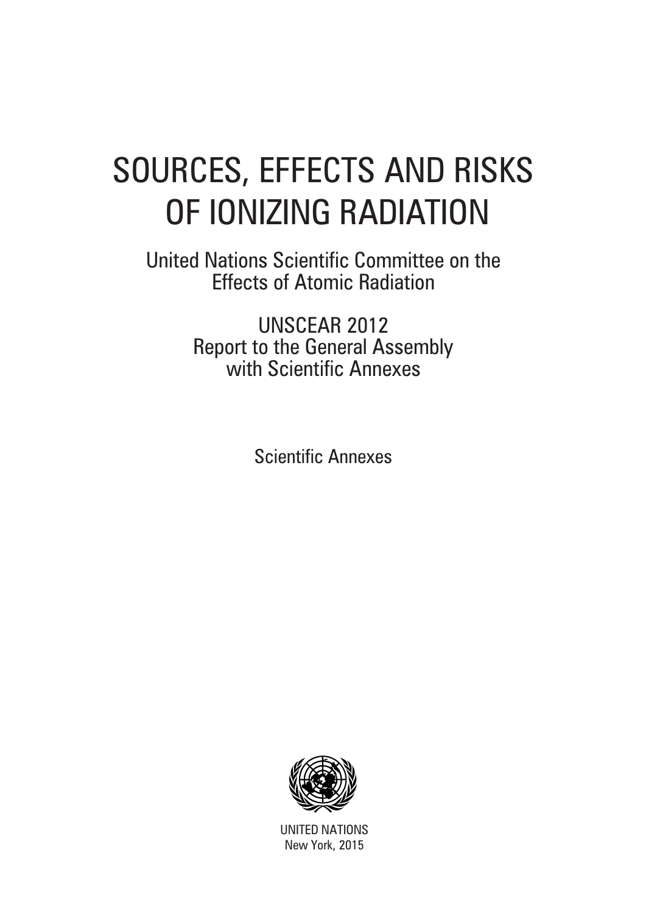# SOURCES, EFFECTS AND RISKS OF IONIZING RADIATION

United Nations Scientific Committee on the Effects of Atomic Radiation

UNSCEAR 2012
Report to the General Assembly
with Scientific Annexes

Scientific Annexes

UNITED NATIONS
New York, 2015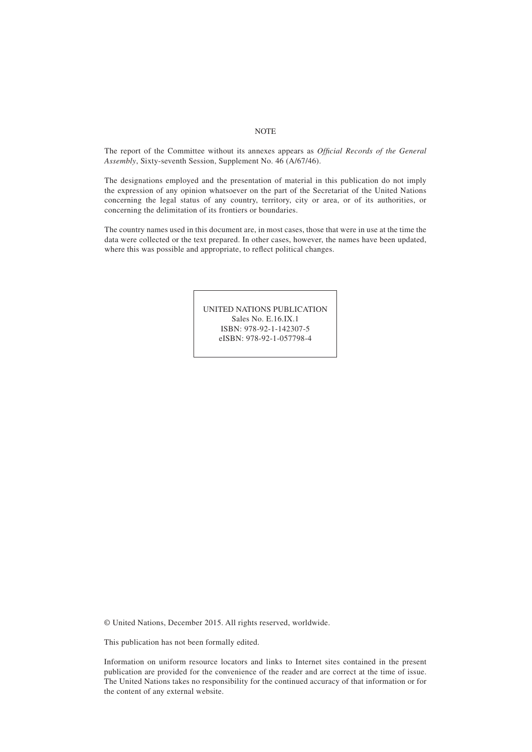NOTE

The report of the Committee without its annexes appears as *Official Records of the General Assembly*, Sixty-seventh Session, Supplement No. 46 (A/67/46).

The designations employed and the presentation of material in this publication do not imply the expression of any opinion whatsoever on the part of the Secretariat of the United Nations concerning the legal status of any country, territory, city or area, or of its authorities, or concerning the delimitation of its frontiers or boundaries.

The country names used in this document are, in most cases, those that were in use at the time the data were collected or the text prepared. In other cases, however, the names have been updated, where this was possible and appropriate, to reflect political changes.

UNITED NATIONS PUBLICATION
Sales No. E.16.IX.1
ISBN: 978-92-1-142307-5
eISBN: 978-92-1-057798-4

© United Nations, December 2015. All rights reserved, worldwide.

This publication has not been formally edited.

Information on uniform resource locators and links to Internet sites contained in the present publication are provided for the convenience of the reader and are correct at the time of issue. The United Nations takes no responsibility for the continued accuracy of that information or for the content of any external website.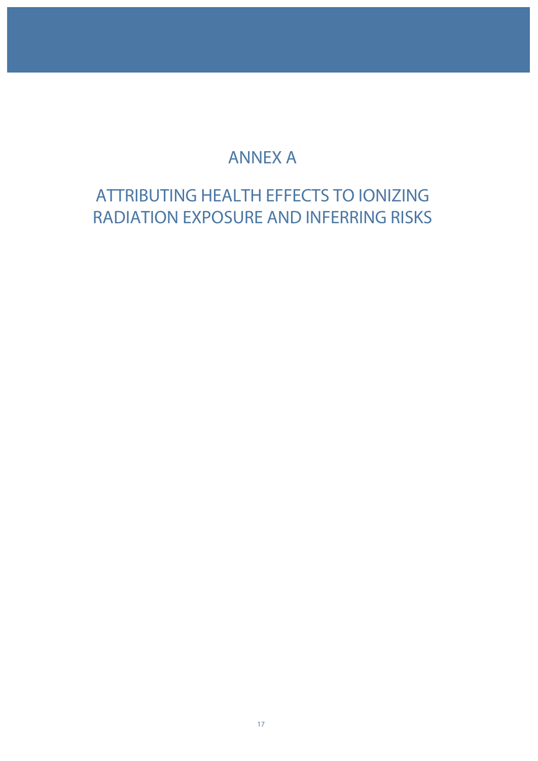# ANNEX A

# ATTRIBUTING HEALTH EFFECTS TO IONIZING RADIATION EXPOSURE AND INFERRING RISKS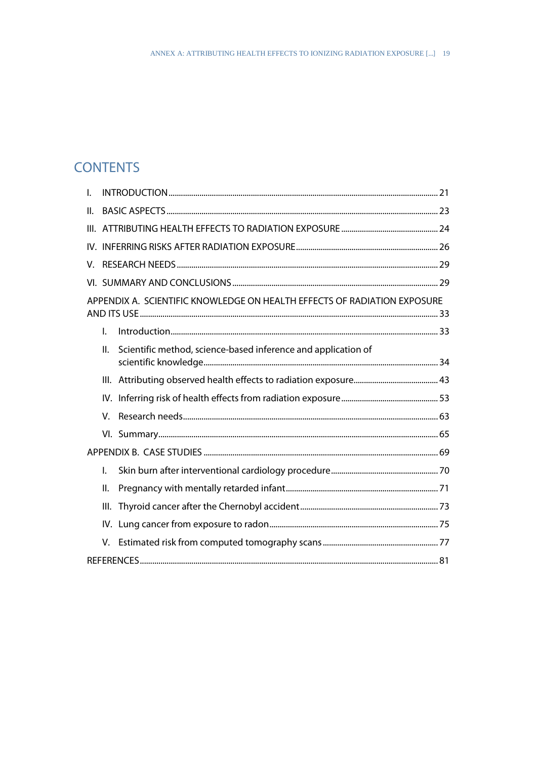# CONTENTS

I. INTRODUCTION ..... 21

II. BASIC ASPECTS ..... 23

III. ATTRIBUTING HEALTH EFFECTS TO RADIATION EXPOSURE ..... 24

IV. INFERRING RISKS AFTER RADIATION EXPOSURE ..... 26

V. RESEARCH NEEDS ..... 29

VI. SUMMARY AND CONCLUSIONS ..... 29

APPENDIX A. SCIENTIFIC KNOWLEDGE ON HEALTH EFFECTS OF RADIATION EXPOSURE AND ITS USE ..... 33

- I. Introduction ..... 33
- II. Scientific method, science-based inference and application of scientific knowledge ..... 34
- III. Attributing observed health effects to radiation exposure ..... 43
- IV. Inferring risk of health effects from radiation exposure ..... 53
- V. Research needs ..... 63
- VI. Summary ..... 65

APPENDIX B. CASE STUDIES ..... 69

- I. Skin burn after interventional cardiology procedure ..... 70
- II. Pregnancy with mentally retarded infant ..... 71
- III. Thyroid cancer after the Chernobyl accident ..... 73
- IV. Lung cancer from exposure to radon ..... 75
- V. Estimated risk from computed tomography scans ..... 77

REFERENCES ..... 81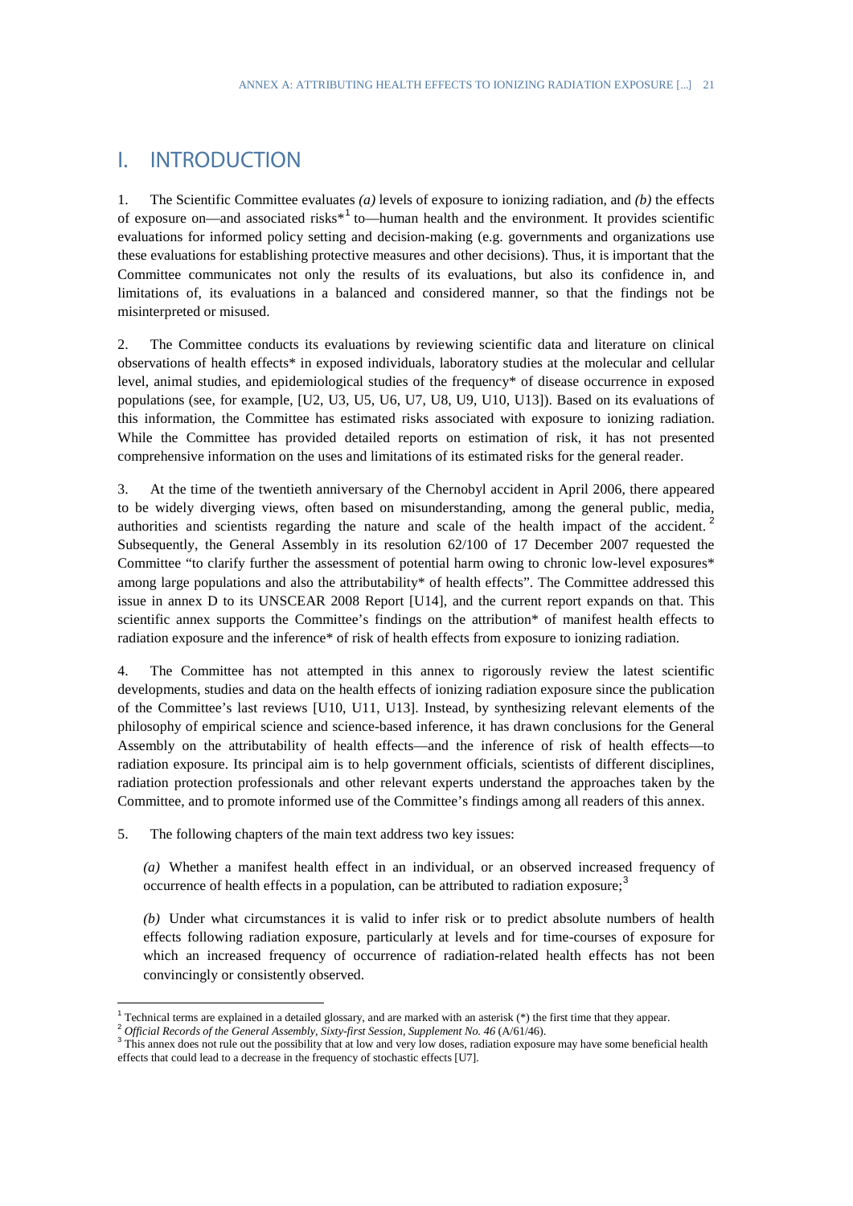# I. INTRODUCTION

1. The Scientific Committee evaluates *(a)* levels of exposure to ionizing radiation, and *(b)* the effects of exposure on—and associated risks*[1] to—human health and the environment. It provides scientific evaluations for informed policy setting and decision-making (e.g. governments and organizations use these evaluations for establishing protective measures and other decisions). Thus, it is important that the Committee communicates not only the results of its evaluations, but also its confidence in, and limitations of, its evaluations in a balanced and considered manner, so that the findings not be misinterpreted or misused.

2. The Committee conducts its evaluations by reviewing scientific data and literature on clinical observations of health effects* in exposed individuals, laboratory studies at the molecular and cellular level, animal studies, and epidemiological studies of the frequency* of disease occurrence in exposed populations (see, for example, [U2, U3, U5, U6, U7, U8, U9, U10, U13]). Based on its evaluations of this information, the Committee has estimated risks associated with exposure to ionizing radiation. While the Committee has provided detailed reports on estimation of risk, it has not presented comprehensive information on the uses and limitations of its estimated risks for the general reader.

3. At the time of the twentieth anniversary of the Chernobyl accident in April 2006, there appeared to be widely diverging views, often based on misunderstanding, among the general public, media, authorities and scientists regarding the nature and scale of the health impact of the accident.[2] Subsequently, the General Assembly in its resolution 62/100 of 17 December 2007 requested the Committee "to clarify further the assessment of potential harm owing to chronic low-level exposures* among large populations and also the attributability* of health effects". The Committee addressed this issue in annex D to its UNSCEAR 2008 Report [U14], and the current report expands on that. This scientific annex supports the Committee's findings on the attribution* of manifest health effects to radiation exposure and the inference* of risk of health effects from exposure to ionizing radiation.

4. The Committee has not attempted in this annex to rigorously review the latest scientific developments, studies and data on the health effects of ionizing radiation exposure since the publication of the Committee's last reviews [U10, U11, U13]. Instead, by synthesizing relevant elements of the philosophy of empirical science and science-based inference, it has drawn conclusions for the General Assembly on the attributability of health effects—and the inference of risk of health effects—to radiation exposure. Its principal aim is to help government officials, scientists of different disciplines, radiation protection professionals and other relevant experts understand the approaches taken by the Committee, and to promote informed use of the Committee's findings among all readers of this annex.

5. The following chapters of the main text address two key issues:

*(a)* Whether a manifest health effect in an individual, or an observed increased frequency of occurrence of health effects in a population, can be attributed to radiation exposure;[3]

*(b)* Under what circumstances it is valid to infer risk or to predict absolute numbers of health effects following radiation exposure, particularly at levels and for time-courses of exposure for which an increased frequency of occurrence of radiation-related health effects has not been convincingly or consistently observed.

---

[1] Technical terms are explained in a detailed glossary, and are marked with an asterisk (*) the first time that they appear.

[2] *Official Records of the General Assembly, Sixty-first Session, Supplement No. 46* (A/61/46).

[3] This annex does not rule out the possibility that at low and very low doses, radiation exposure may have some beneficial health effects that could lead to a decrease in the frequency of stochastic effects [U7].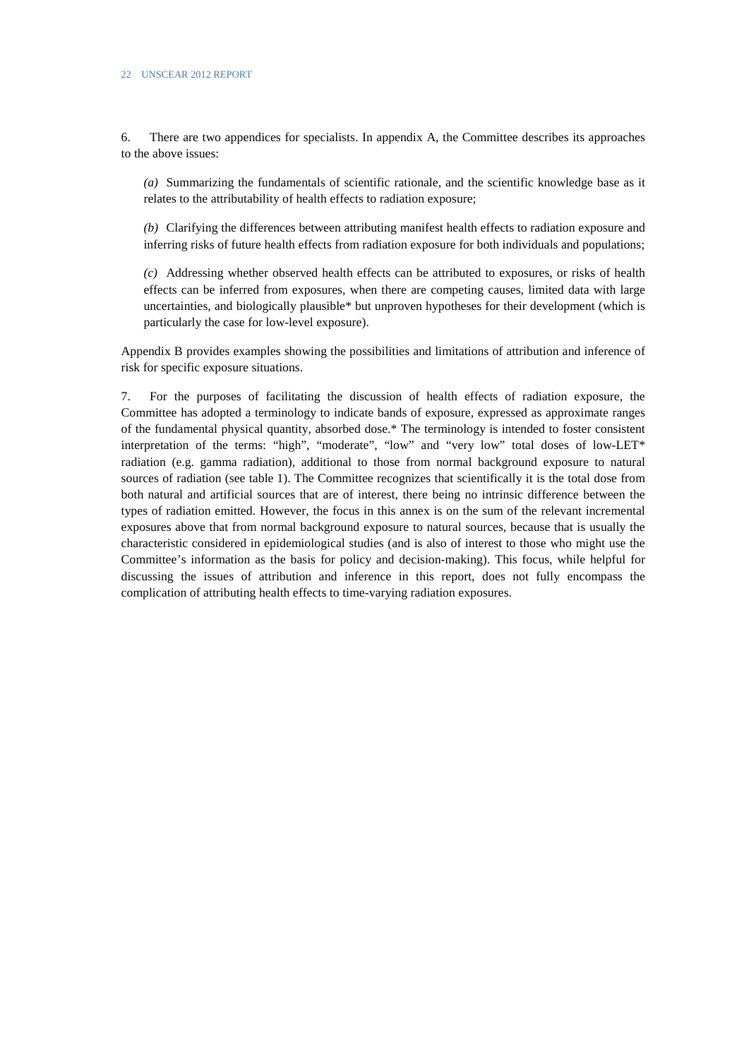6. There are two appendices for specialists. In appendix A, the Committee describes its approaches to the above issues:

*(a)* Summarizing the fundamentals of scientific rationale, and the scientific knowledge base as it relates to the attributability of health effects to radiation exposure;

*(b)* Clarifying the differences between attributing manifest health effects to radiation exposure and inferring risks of future health effects from radiation exposure for both individuals and populations;

*(c)* Addressing whether observed health effects can be attributed to exposures, or risks of health effects can be inferred from exposures, when there are competing causes, limited data with large uncertainties, and biologically plausible* but unproven hypotheses for their development (which is particularly the case for low-level exposure).

Appendix B provides examples showing the possibilities and limitations of attribution and inference of risk for specific exposure situations.

7. For the purposes of facilitating the discussion of health effects of radiation exposure, the Committee has adopted a terminology to indicate bands of exposure, expressed as approximate ranges of the fundamental physical quantity, absorbed dose.* The terminology is intended to foster consistent interpretation of the terms: "high", "moderate", "low" and "very low" total doses of low-LET* radiation (e.g. gamma radiation), additional to those from normal background exposure to natural sources of radiation (see table 1). The Committee recognizes that scientifically it is the total dose from both natural and artificial sources that are of interest, there being no intrinsic difference between the types of radiation emitted. However, the focus in this annex is on the sum of the relevant incremental exposures above that from normal background exposure to natural sources, because that is usually the characteristic considered in epidemiological studies (and is also of interest to those who might use the Committee's information as the basis for policy and decision-making). This focus, while helpful for discussing the issues of attribution and inference in this report, does not fully encompass the complication of attributing health effects to time-varying radiation exposures.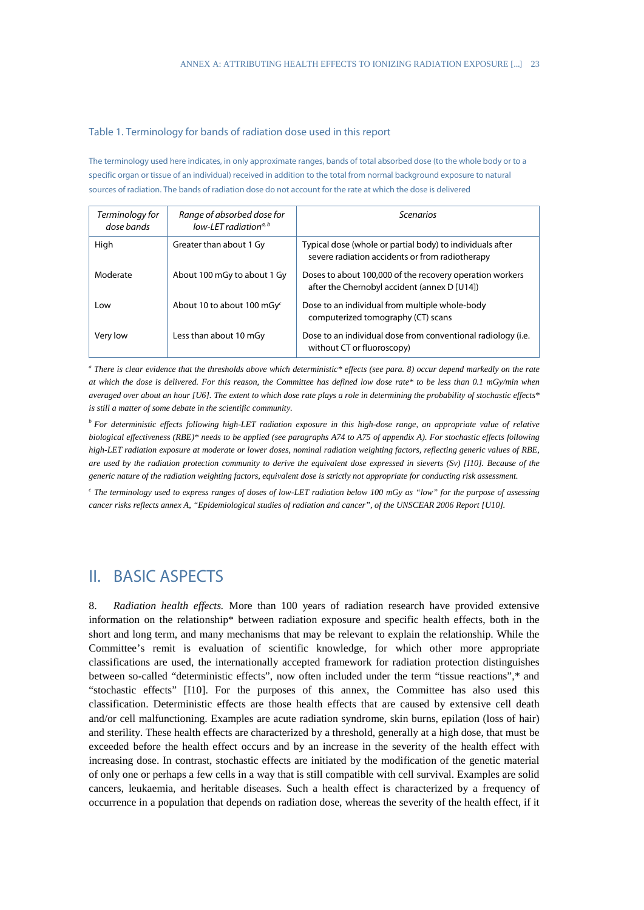Table 1. Terminology for bands of radiation dose used in this report

The terminology used here indicates, in only approximate ranges, bands of total absorbed dose (to the whole body or to a specific organ or tissue of an individual) received in addition to the total from normal background exposure to natural sources of radiation. The bands of radiation dose do not account for the rate at which the dose is delivered

| *Terminology for dose bands* | *Range of absorbed dose for low-LET radiation*[a, b] | *Scenarios* |
|---|---|---|
| High | Greater than about 1 Gy | Typical dose (whole or partial body) to individuals after severe radiation accidents or from radiotherapy |
| Moderate | About 100 mGy to about 1 Gy | Doses to about 100,000 of the recovery operation workers after the Chernobyl accident (annex D [U14]) |
| Low | About 10 to about 100 mGy[c] | Dose to an individual from multiple whole-body computerized tomography (CT) scans |
| Very low | Less than about 10 mGy | Dose to an individual dose from conventional radiology (i.e. without CT or fluoroscopy) |

[a] *There is clear evidence that the thresholds above which deterministic\* effects (see para. 8) occur depend markedly on the rate at which the dose is delivered. For this reason, the Committee has defined low dose rate\* to be less than 0.1 mGy/min when averaged over about an hour [U6]. The extent to which dose rate plays a role in determining the probability of stochastic effects\* is still a matter of some debate in the scientific community.*

[b] *For deterministic effects following high-LET radiation exposure in this high-dose range, an appropriate value of relative biological effectiveness (RBE)\* needs to be applied (see paragraphs A74 to A75 of appendix A). For stochastic effects following high-LET radiation exposure at moderate or lower doses, nominal radiation weighting factors, reflecting generic values of RBE, are used by the radiation protection community to derive the equivalent dose expressed in sieverts (Sv) [I10]. Because of the generic nature of the radiation weighting factors, equivalent dose is strictly not appropriate for conducting risk assessment.*

[c] *The terminology used to express ranges of doses of low-LET radiation below 100 mGy as "low" for the purpose of assessing cancer risks reflects annex A, "Epidemiological studies of radiation and cancer", of the UNSCEAR 2006 Report [U10].*

# II. BASIC ASPECTS

8. *Radiation health effects.* More than 100 years of radiation research have provided extensive information on the relationship\* between radiation exposure and specific health effects, both in the short and long term, and many mechanisms that may be relevant to explain the relationship. While the Committee's remit is evaluation of scientific knowledge, for which other more appropriate classifications are used, the internationally accepted framework for radiation protection distinguishes between so-called "deterministic effects", now often included under the term "tissue reactions",\* and "stochastic effects" [I10]. For the purposes of this annex, the Committee has also used this classification. Deterministic effects are those health effects that are caused by extensive cell death and/or cell malfunctioning. Examples are acute radiation syndrome, skin burns, epilation (loss of hair) and sterility. These health effects are characterized by a threshold, generally at a high dose, that must be exceeded before the health effect occurs and by an increase in the severity of the health effect with increasing dose. In contrast, stochastic effects are initiated by the modification of the genetic material of only one or perhaps a few cells in a way that is still compatible with cell survival. Examples are solid cancers, leukaemia, and heritable diseases. Such a health effect is characterized by a frequency of occurrence in a population that depends on radiation dose, whereas the severity of the health effect, if it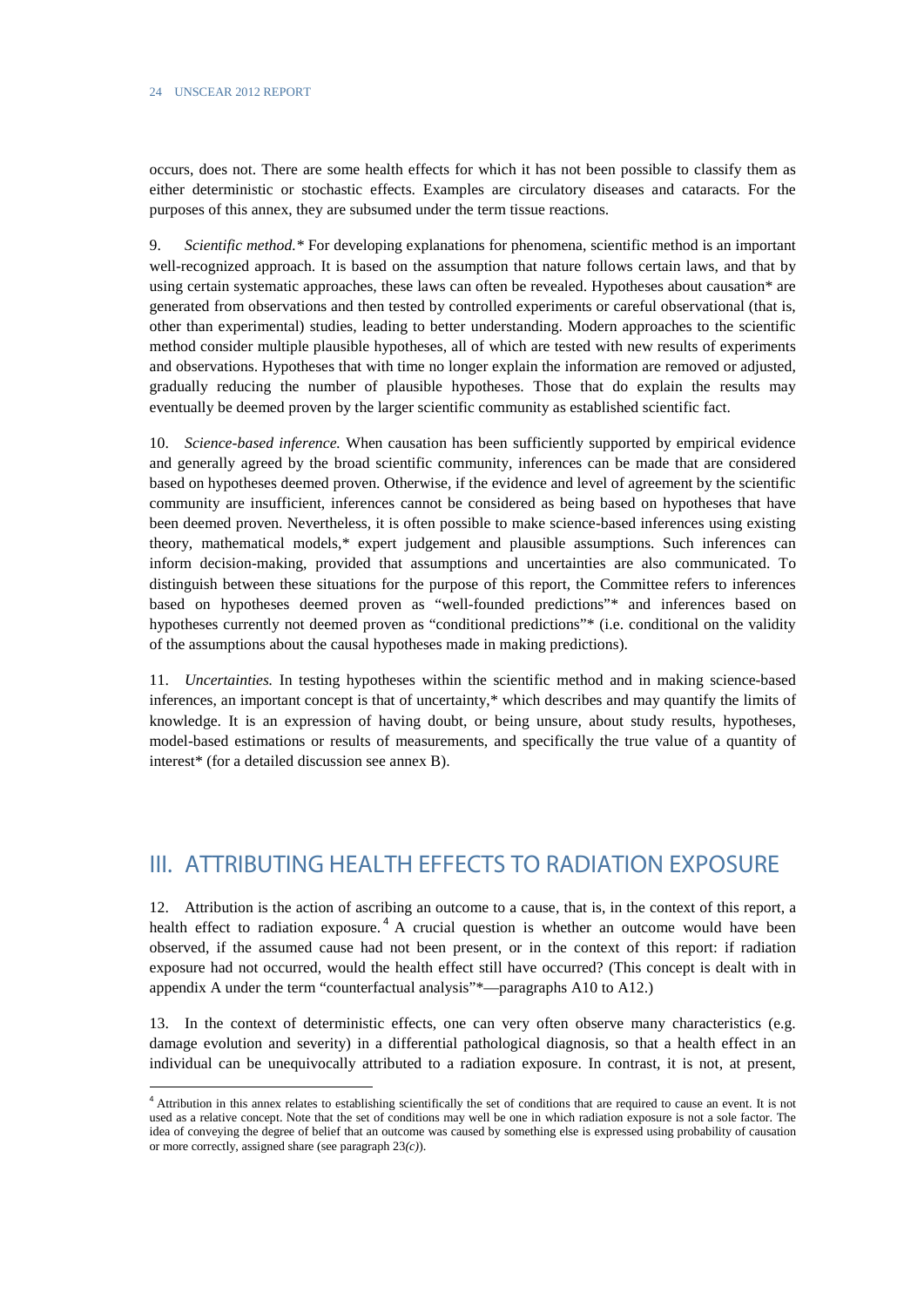occurs, does not. There are some health effects for which it has not been possible to classify them as either deterministic or stochastic effects. Examples are circulatory diseases and cataracts. For the purposes of this annex, they are subsumed under the term tissue reactions.

9. *Scientific method.** For developing explanations for phenomena, scientific method is an important well-recognized approach. It is based on the assumption that nature follows certain laws, and that by using certain systematic approaches, these laws can often be revealed. Hypotheses about causation* are generated from observations and then tested by controlled experiments or careful observational (that is, other than experimental) studies, leading to better understanding. Modern approaches to the scientific method consider multiple plausible hypotheses, all of which are tested with new results of experiments and observations. Hypotheses that with time no longer explain the information are removed or adjusted, gradually reducing the number of plausible hypotheses. Those that do explain the results may eventually be deemed proven by the larger scientific community as established scientific fact.

10. *Science-based inference.* When causation has been sufficiently supported by empirical evidence and generally agreed by the broad scientific community, inferences can be made that are considered based on hypotheses deemed proven. Otherwise, if the evidence and level of agreement by the scientific community are insufficient, inferences cannot be considered as being based on hypotheses that have been deemed proven. Nevertheless, it is often possible to make science-based inferences using existing theory, mathematical models,* expert judgement and plausible assumptions. Such inferences can inform decision-making, provided that assumptions and uncertainties are also communicated. To distinguish between these situations for the purpose of this report, the Committee refers to inferences based on hypotheses deemed proven as "well-founded predictions"* and inferences based on hypotheses currently not deemed proven as "conditional predictions"* (i.e. conditional on the validity of the assumptions about the causal hypotheses made in making predictions).

11. *Uncertainties.* In testing hypotheses within the scientific method and in making science-based inferences, an important concept is that of uncertainty,* which describes and may quantify the limits of knowledge. It is an expression of having doubt, or being unsure, about study results, hypotheses, model-based estimations or results of measurements, and specifically the true value of a quantity of interest* (for a detailed discussion see annex B).

## III. ATTRIBUTING HEALTH EFFECTS TO RADIATION EXPOSURE

12. Attribution is the action of ascribing an outcome to a cause, that is, in the context of this report, a health effect to radiation exposure.[4] A crucial question is whether an outcome would have been observed, if the assumed cause had not been present, or in the context of this report: if radiation exposure had not occurred, would the health effect still have occurred? (This concept is dealt with in appendix A under the term "counterfactual analysis"*—paragraphs A10 to A12.)

13. In the context of deterministic effects, one can very often observe many characteristics (e.g. damage evolution and severity) in a differential pathological diagnosis, so that a health effect in an individual can be unequivocally attributed to a radiation exposure. In contrast, it is not, at present,

---

[4] Attribution in this annex relates to establishing scientifically the set of conditions that are required to cause an event. It is not used as a relative concept. Note that the set of conditions may well be one in which radiation exposure is not a sole factor. The idea of conveying the degree of belief that an outcome was caused by something else is expressed using probability of causation or more correctly, assigned share (see paragraph 23*(c)*).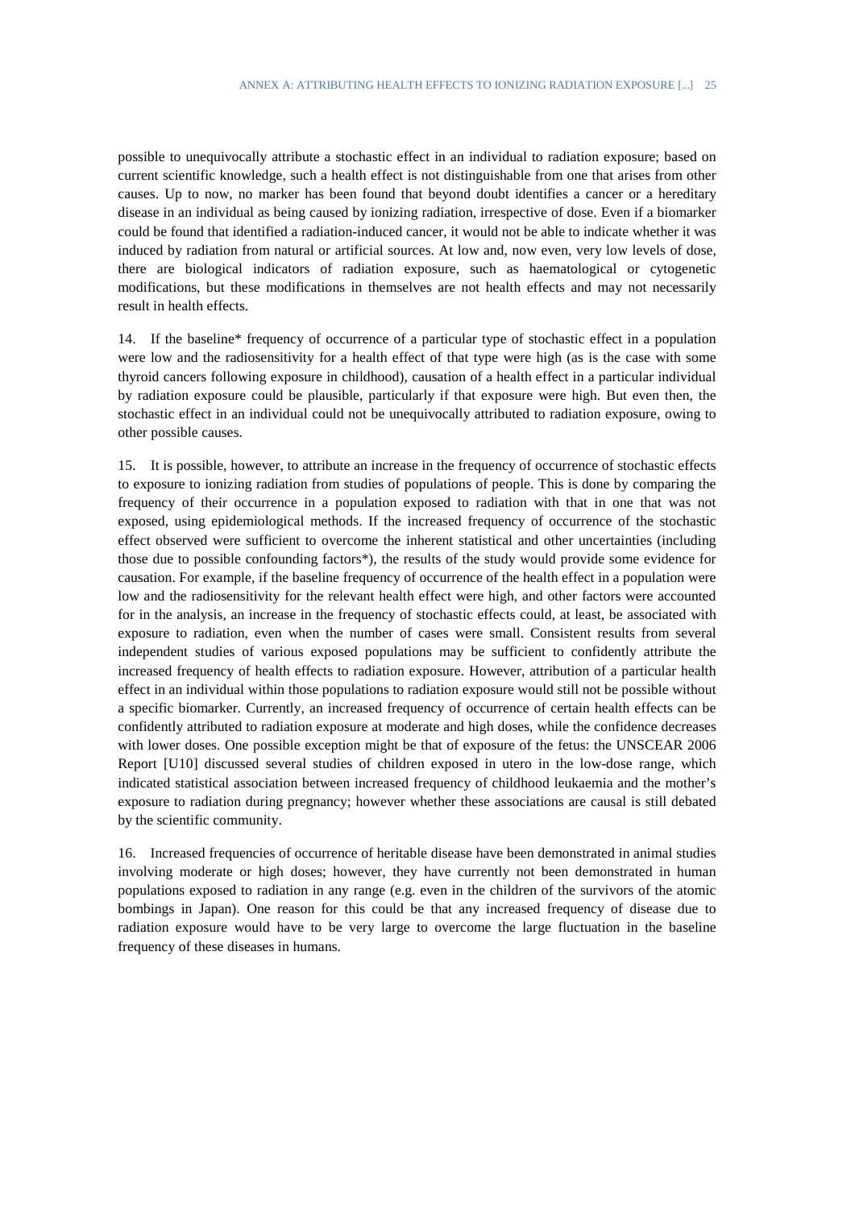possible to unequivocally attribute a stochastic effect in an individual to radiation exposure; based on current scientific knowledge, such a health effect is not distinguishable from one that arises from other causes. Up to now, no marker has been found that beyond doubt identifies a cancer or a hereditary disease in an individual as being caused by ionizing radiation, irrespective of dose. Even if a biomarker could be found that identified a radiation-induced cancer, it would not be able to indicate whether it was induced by radiation from natural or artificial sources. At low and, now even, very low levels of dose, there are biological indicators of radiation exposure, such as haematological or cytogenetic modifications, but these modifications in themselves are not health effects and may not necessarily result in health effects.

14. If the baseline* frequency of occurrence of a particular type of stochastic effect in a population were low and the radiosensitivity for a health effect of that type were high (as is the case with some thyroid cancers following exposure in childhood), causation of a health effect in a particular individual by radiation exposure could be plausible, particularly if that exposure were high. But even then, the stochastic effect in an individual could not be unequivocally attributed to radiation exposure, owing to other possible causes.

15. It is possible, however, to attribute an increase in the frequency of occurrence of stochastic effects to exposure to ionizing radiation from studies of populations of people. This is done by comparing the frequency of their occurrence in a population exposed to radiation with that in one that was not exposed, using epidemiological methods. If the increased frequency of occurrence of the stochastic effect observed were sufficient to overcome the inherent statistical and other uncertainties (including those due to possible confounding factors*), the results of the study would provide some evidence for causation. For example, if the baseline frequency of occurrence of the health effect in a population were low and the radiosensitivity for the relevant health effect were high, and other factors were accounted for in the analysis, an increase in the frequency of stochastic effects could, at least, be associated with exposure to radiation, even when the number of cases were small. Consistent results from several independent studies of various exposed populations may be sufficient to confidently attribute the increased frequency of health effects to radiation exposure. However, attribution of a particular health effect in an individual within those populations to radiation exposure would still not be possible without a specific biomarker. Currently, an increased frequency of occurrence of certain health effects can be confidently attributed to radiation exposure at moderate and high doses, while the confidence decreases with lower doses. One possible exception might be that of exposure of the fetus: the UNSCEAR 2006 Report [U10] discussed several studies of children exposed in utero in the low-dose range, which indicated statistical association between increased frequency of childhood leukaemia and the mother's exposure to radiation during pregnancy; however whether these associations are causal is still debated by the scientific community.

16. Increased frequencies of occurrence of heritable disease have been demonstrated in animal studies involving moderate or high doses; however, they have currently not been demonstrated in human populations exposed to radiation in any range (e.g. even in the children of the survivors of the atomic bombings in Japan). One reason for this could be that any increased frequency of disease due to radiation exposure would have to be very large to overcome the large fluctuation in the baseline frequency of these diseases in humans.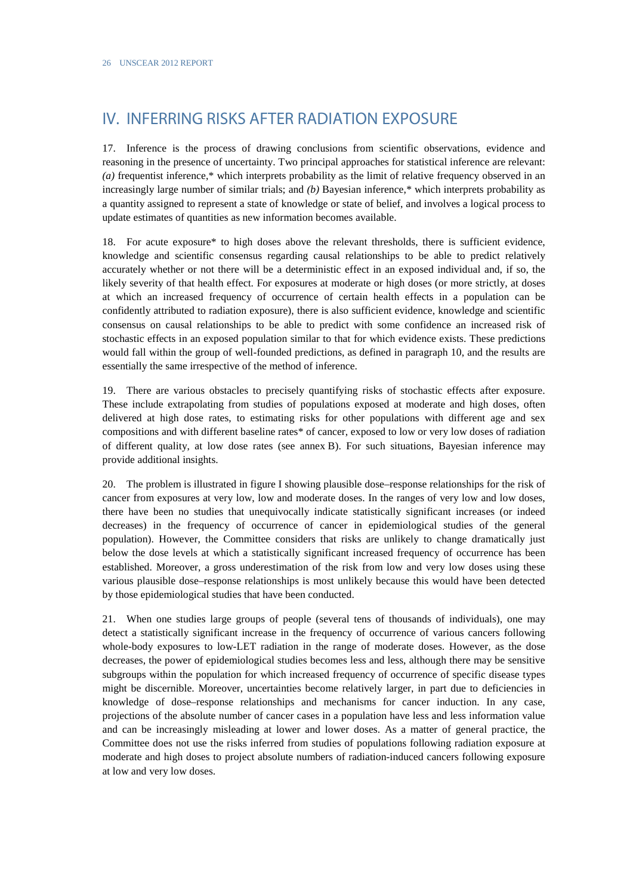# IV. INFERRING RISKS AFTER RADIATION EXPOSURE

17. Inference is the process of drawing conclusions from scientific observations, evidence and reasoning in the presence of uncertainty. Two principal approaches for statistical inference are relevant: *(a)* frequentist inference,* which interprets probability as the limit of relative frequency observed in an increasingly large number of similar trials; and *(b)* Bayesian inference,* which interprets probability as a quantity assigned to represent a state of knowledge or state of belief, and involves a logical process to update estimates of quantities as new information becomes available.

18. For acute exposure* to high doses above the relevant thresholds, there is sufficient evidence, knowledge and scientific consensus regarding causal relationships to be able to predict relatively accurately whether or not there will be a deterministic effect in an exposed individual and, if so, the likely severity of that health effect. For exposures at moderate or high doses (or more strictly, at doses at which an increased frequency of occurrence of certain health effects in a population can be confidently attributed to radiation exposure), there is also sufficient evidence, knowledge and scientific consensus on causal relationships to be able to predict with some confidence an increased risk of stochastic effects in an exposed population similar to that for which evidence exists. These predictions would fall within the group of well-founded predictions, as defined in paragraph 10, and the results are essentially the same irrespective of the method of inference.

19. There are various obstacles to precisely quantifying risks of stochastic effects after exposure. These include extrapolating from studies of populations exposed at moderate and high doses, often delivered at high dose rates, to estimating risks for other populations with different age and sex compositions and with different baseline rates* of cancer, exposed to low or very low doses of radiation of different quality, at low dose rates (see annex B). For such situations, Bayesian inference may provide additional insights.

20. The problem is illustrated in figure I showing plausible dose–response relationships for the risk of cancer from exposures at very low, low and moderate doses. In the ranges of very low and low doses, there have been no studies that unequivocally indicate statistically significant increases (or indeed decreases) in the frequency of occurrence of cancer in epidemiological studies of the general population). However, the Committee considers that risks are unlikely to change dramatically just below the dose levels at which a statistically significant increased frequency of occurrence has been established. Moreover, a gross underestimation of the risk from low and very low doses using these various plausible dose–response relationships is most unlikely because this would have been detected by those epidemiological studies that have been conducted.

21. When one studies large groups of people (several tens of thousands of individuals), one may detect a statistically significant increase in the frequency of occurrence of various cancers following whole-body exposures to low-LET radiation in the range of moderate doses. However, as the dose decreases, the power of epidemiological studies becomes less and less, although there may be sensitive subgroups within the population for which increased frequency of occurrence of specific disease types might be discernible. Moreover, uncertainties become relatively larger, in part due to deficiencies in knowledge of dose–response relationships and mechanisms for cancer induction. In any case, projections of the absolute number of cancer cases in a population have less and less information value and can be increasingly misleading at lower and lower doses. As a matter of general practice, the Committee does not use the risks inferred from studies of populations following radiation exposure at moderate and high doses to project absolute numbers of radiation-induced cancers following exposure at low and very low doses.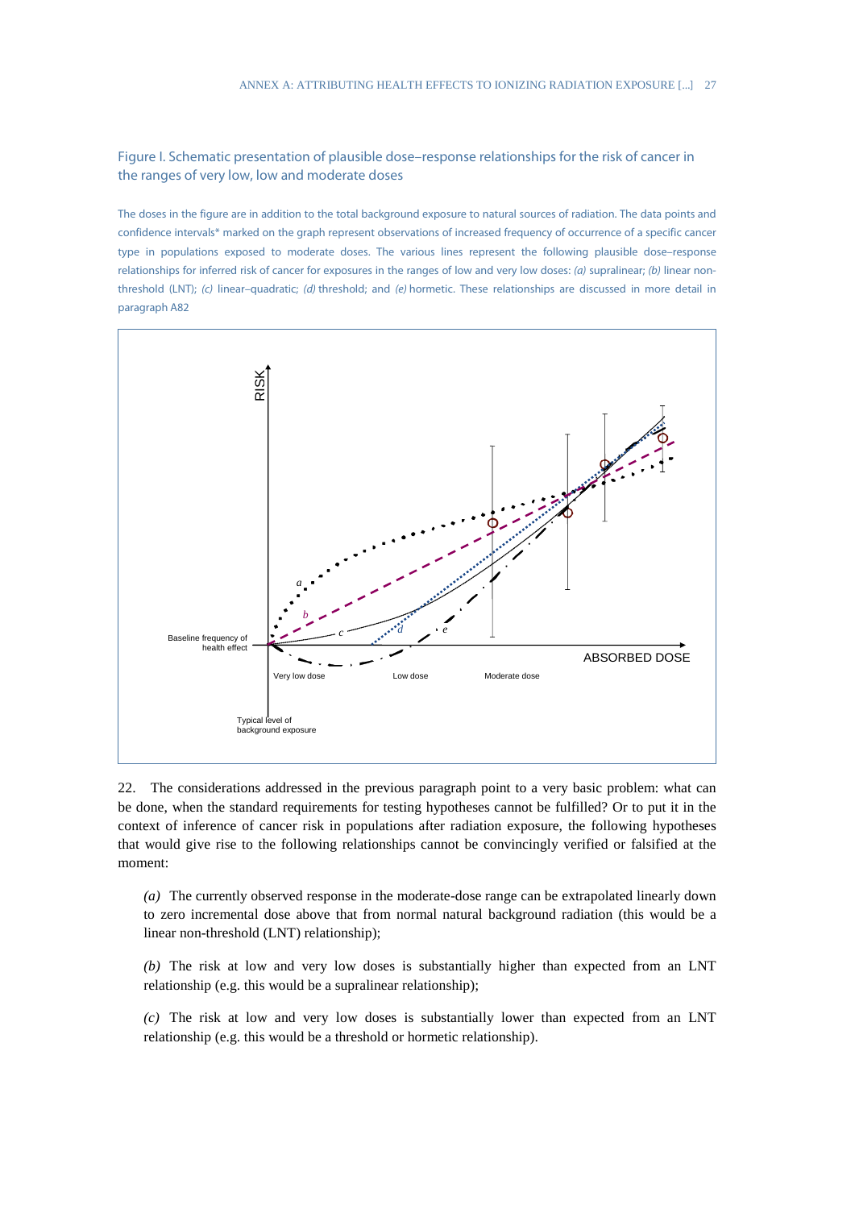Figure I. Schematic presentation of plausible dose–response relationships for the risk of cancer in the ranges of very low, low and moderate doses

The doses in the figure are in addition to the total background exposure to natural sources of radiation. The data points and confidence intervals* marked on the graph represent observations of increased frequency of occurrence of a specific cancer type in populations exposed to moderate doses. The various lines represent the following plausible dose–response relationships for inferred risk of cancer for exposures in the ranges of low and very low doses: *(a)* supralinear; *(b)* linear non-threshold (LNT); *(c)* linear–quadratic; *(d)* threshold; and *(e)* hormetic. These relationships are discussed in more detail in paragraph A82

22. The considerations addressed in the previous paragraph point to a very basic problem: what can be done, when the standard requirements for testing hypotheses cannot be fulfilled? Or to put it in the context of inference of cancer risk in populations after radiation exposure, the following hypotheses that would give rise to the following relationships cannot be convincingly verified or falsified at the moment:

*(a)* The currently observed response in the moderate-dose range can be extrapolated linearly down to zero incremental dose above that from normal natural background radiation (this would be a linear non-threshold (LNT) relationship);

*(b)* The risk at low and very low doses is substantially higher than expected from an LNT relationship (e.g. this would be a supralinear relationship);

*(c)* The risk at low and very low doses is substantially lower than expected from an LNT relationship (e.g. this would be a threshold or hormetic relationship).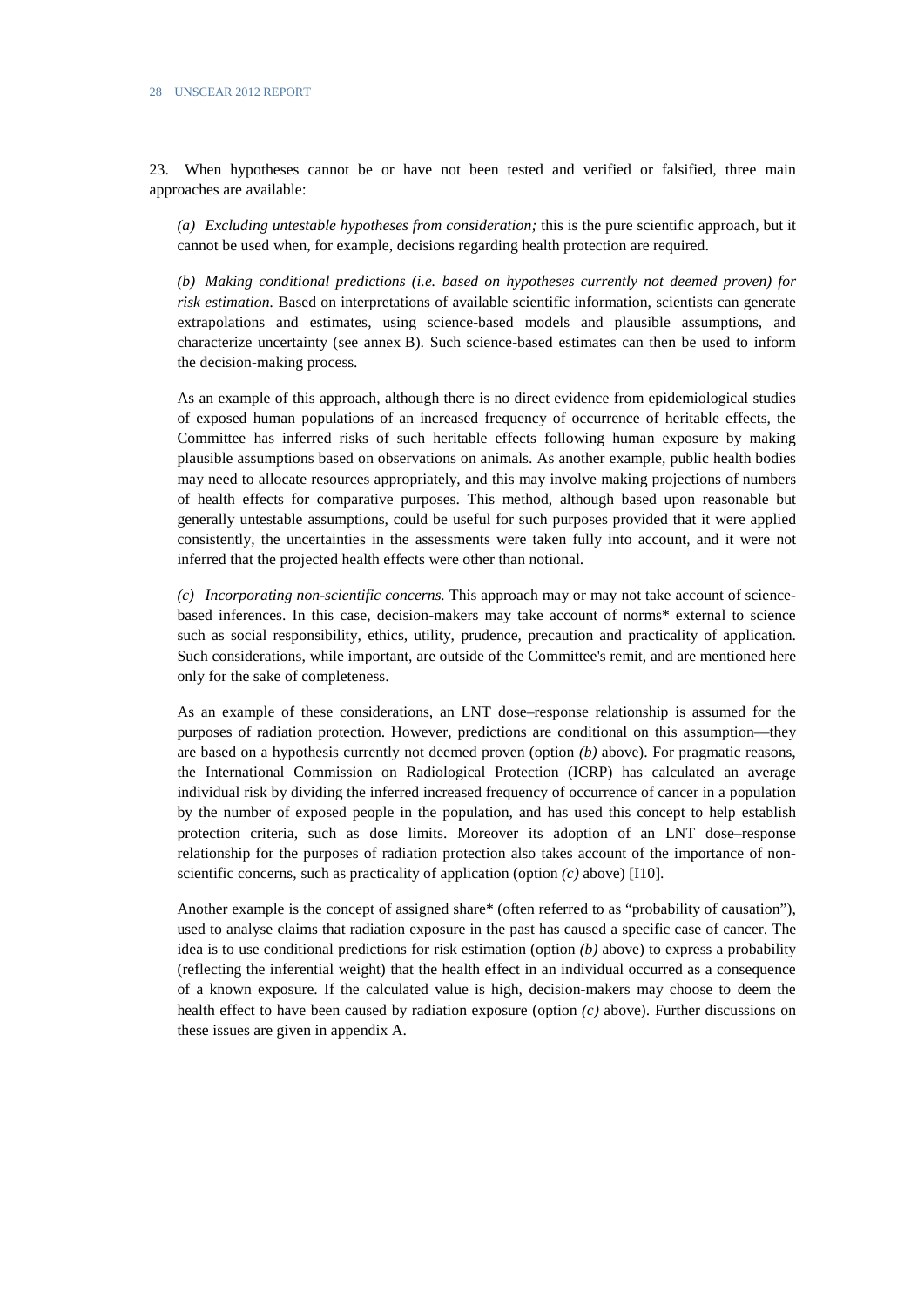23. When hypotheses cannot be or have not been tested and verified or falsified, three main approaches are available:

*(a) Excluding untestable hypotheses from consideration;* this is the pure scientific approach, but it cannot be used when, for example, decisions regarding health protection are required.

*(b) Making conditional predictions (i.e. based on hypotheses currently not deemed proven) for risk estimation.* Based on interpretations of available scientific information, scientists can generate extrapolations and estimates, using science-based models and plausible assumptions, and characterize uncertainty (see annex B). Such science-based estimates can then be used to inform the decision-making process.

As an example of this approach, although there is no direct evidence from epidemiological studies of exposed human populations of an increased frequency of occurrence of heritable effects, the Committee has inferred risks of such heritable effects following human exposure by making plausible assumptions based on observations on animals. As another example, public health bodies may need to allocate resources appropriately, and this may involve making projections of numbers of health effects for comparative purposes. This method, although based upon reasonable but generally untestable assumptions, could be useful for such purposes provided that it were applied consistently, the uncertainties in the assessments were taken fully into account, and it were not inferred that the projected health effects were other than notional.

*(c) Incorporating non-scientific concerns.* This approach may or may not take account of science-based inferences. In this case, decision-makers may take account of norms* external to science such as social responsibility, ethics, utility, prudence, precaution and practicality of application. Such considerations, while important, are outside of the Committee's remit, and are mentioned here only for the sake of completeness.

As an example of these considerations, an LNT dose–response relationship is assumed for the purposes of radiation protection. However, predictions are conditional on this assumption—they are based on a hypothesis currently not deemed proven (option *(b)* above). For pragmatic reasons, the International Commission on Radiological Protection (ICRP) has calculated an average individual risk by dividing the inferred increased frequency of occurrence of cancer in a population by the number of exposed people in the population, and has used this concept to help establish protection criteria, such as dose limits. Moreover its adoption of an LNT dose–response relationship for the purposes of radiation protection also takes account of the importance of non-scientific concerns, such as practicality of application (option *(c)* above) [I10].

Another example is the concept of assigned share* (often referred to as "probability of causation"), used to analyse claims that radiation exposure in the past has caused a specific case of cancer. The idea is to use conditional predictions for risk estimation (option *(b)* above) to express a probability (reflecting the inferential weight) that the health effect in an individual occurred as a consequence of a known exposure. If the calculated value is high, decision-makers may choose to deem the health effect to have been caused by radiation exposure (option *(c)* above). Further discussions on these issues are given in appendix A.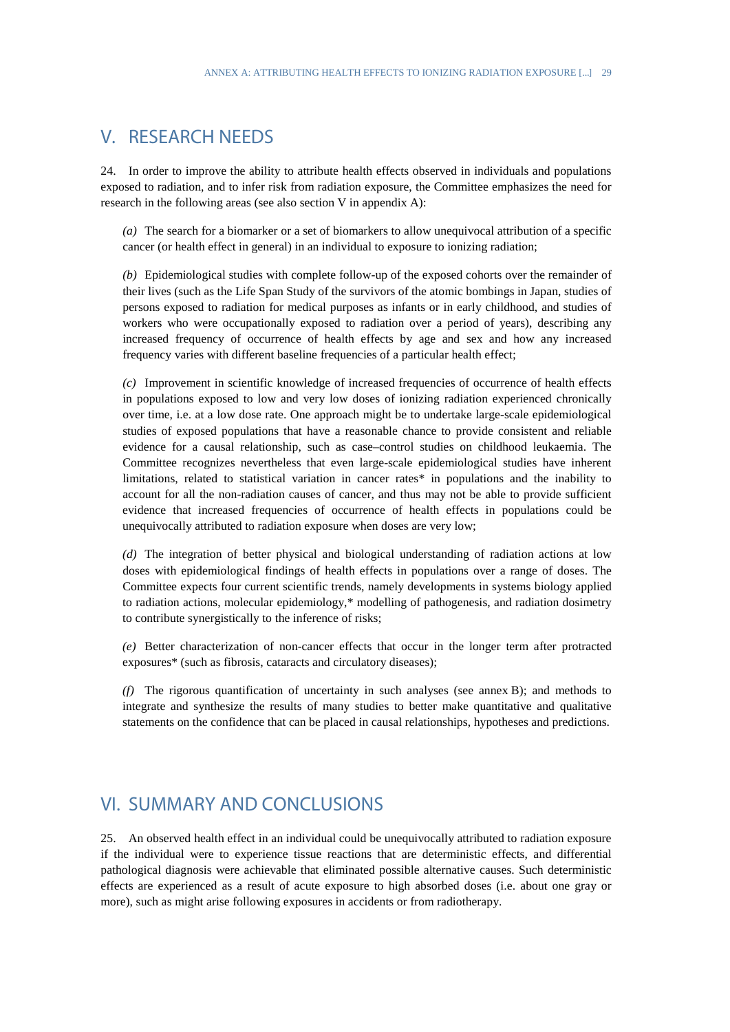## V. RESEARCH NEEDS

24. In order to improve the ability to attribute health effects observed in individuals and populations exposed to radiation, and to infer risk from radiation exposure, the Committee emphasizes the need for research in the following areas (see also section V in appendix A):

*(a)* The search for a biomarker or a set of biomarkers to allow unequivocal attribution of a specific cancer (or health effect in general) in an individual to exposure to ionizing radiation;

*(b)* Epidemiological studies with complete follow-up of the exposed cohorts over the remainder of their lives (such as the Life Span Study of the survivors of the atomic bombings in Japan, studies of persons exposed to radiation for medical purposes as infants or in early childhood, and studies of workers who were occupationally exposed to radiation over a period of years), describing any increased frequency of occurrence of health effects by age and sex and how any increased frequency varies with different baseline frequencies of a particular health effect;

*(c)* Improvement in scientific knowledge of increased frequencies of occurrence of health effects in populations exposed to low and very low doses of ionizing radiation experienced chronically over time, i.e. at a low dose rate. One approach might be to undertake large-scale epidemiological studies of exposed populations that have a reasonable chance to provide consistent and reliable evidence for a causal relationship, such as case–control studies on childhood leukaemia. The Committee recognizes nevertheless that even large-scale epidemiological studies have inherent limitations, related to statistical variation in cancer rates* in populations and the inability to account for all the non-radiation causes of cancer, and thus may not be able to provide sufficient evidence that increased frequencies of occurrence of health effects in populations could be unequivocally attributed to radiation exposure when doses are very low;

*(d)* The integration of better physical and biological understanding of radiation actions at low doses with epidemiological findings of health effects in populations over a range of doses. The Committee expects four current scientific trends, namely developments in systems biology applied to radiation actions, molecular epidemiology,* modelling of pathogenesis, and radiation dosimetry to contribute synergistically to the inference of risks;

*(e)* Better characterization of non-cancer effects that occur in the longer term after protracted exposures* (such as fibrosis, cataracts and circulatory diseases);

*(f)* The rigorous quantification of uncertainty in such analyses (see annex B); and methods to integrate and synthesize the results of many studies to better make quantitative and qualitative statements on the confidence that can be placed in causal relationships, hypotheses and predictions.

## VI. SUMMARY AND CONCLUSIONS

25. An observed health effect in an individual could be unequivocally attributed to radiation exposure if the individual were to experience tissue reactions that are deterministic effects, and differential pathological diagnosis were achievable that eliminated possible alternative causes. Such deterministic effects are experienced as a result of acute exposure to high absorbed doses (i.e. about one gray or more), such as might arise following exposures in accidents or from radiotherapy.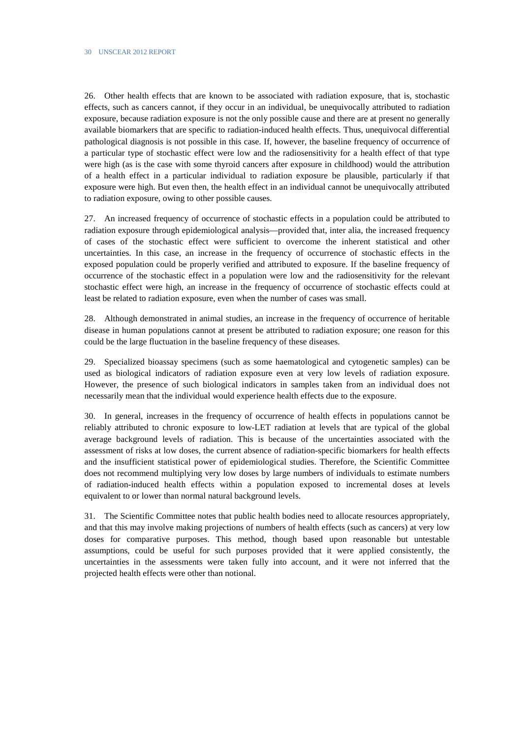26. Other health effects that are known to be associated with radiation exposure, that is, stochastic effects, such as cancers cannot, if they occur in an individual, be unequivocally attributed to radiation exposure, because radiation exposure is not the only possible cause and there are at present no generally available biomarkers that are specific to radiation-induced health effects. Thus, unequivocal differential pathological diagnosis is not possible in this case. If, however, the baseline frequency of occurrence of a particular type of stochastic effect were low and the radiosensitivity for a health effect of that type were high (as is the case with some thyroid cancers after exposure in childhood) would the attribution of a health effect in a particular individual to radiation exposure be plausible, particularly if that exposure were high. But even then, the health effect in an individual cannot be unequivocally attributed to radiation exposure, owing to other possible causes.

27. An increased frequency of occurrence of stochastic effects in a population could be attributed to radiation exposure through epidemiological analysis—provided that, inter alia, the increased frequency of cases of the stochastic effect were sufficient to overcome the inherent statistical and other uncertainties. In this case, an increase in the frequency of occurrence of stochastic effects in the exposed population could be properly verified and attributed to exposure. If the baseline frequency of occurrence of the stochastic effect in a population were low and the radiosensitivity for the relevant stochastic effect were high, an increase in the frequency of occurrence of stochastic effects could at least be related to radiation exposure, even when the number of cases was small.

28. Although demonstrated in animal studies, an increase in the frequency of occurrence of heritable disease in human populations cannot at present be attributed to radiation exposure; one reason for this could be the large fluctuation in the baseline frequency of these diseases.

29. Specialized bioassay specimens (such as some haematological and cytogenetic samples) can be used as biological indicators of radiation exposure even at very low levels of radiation exposure. However, the presence of such biological indicators in samples taken from an individual does not necessarily mean that the individual would experience health effects due to the exposure.

30. In general, increases in the frequency of occurrence of health effects in populations cannot be reliably attributed to chronic exposure to low-LET radiation at levels that are typical of the global average background levels of radiation. This is because of the uncertainties associated with the assessment of risks at low doses, the current absence of radiation-specific biomarkers for health effects and the insufficient statistical power of epidemiological studies. Therefore, the Scientific Committee does not recommend multiplying very low doses by large numbers of individuals to estimate numbers of radiation-induced health effects within a population exposed to incremental doses at levels equivalent to or lower than normal natural background levels.

31. The Scientific Committee notes that public health bodies need to allocate resources appropriately, and that this may involve making projections of numbers of health effects (such as cancers) at very low doses for comparative purposes. This method, though based upon reasonable but untestable assumptions, could be useful for such purposes provided that it were applied consistently, the uncertainties in the assessments were taken fully into account, and it were not inferred that the projected health effects were other than notional.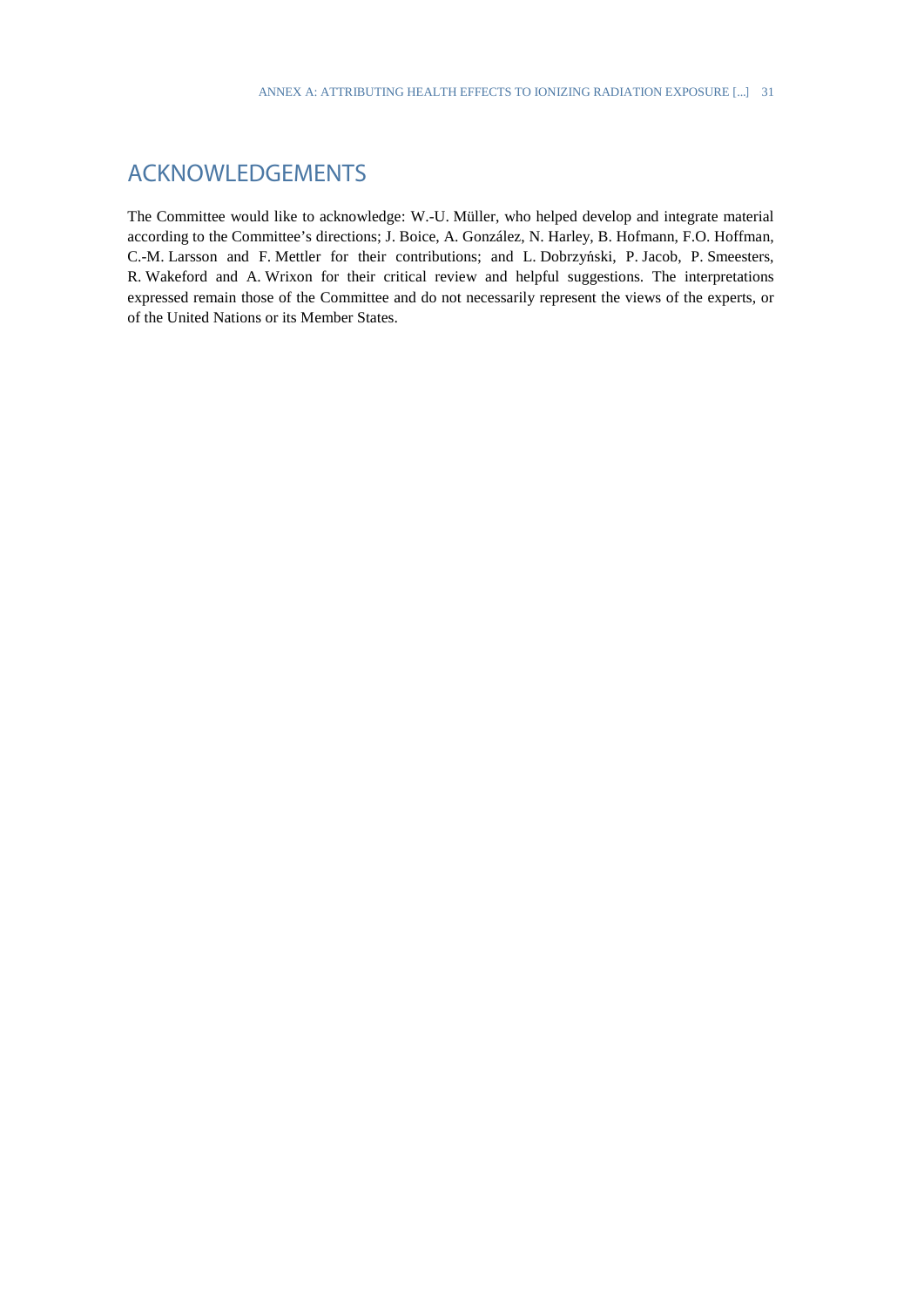# ACKNOWLEDGEMENTS

The Committee would like to acknowledge: W.-U. Müller, who helped develop and integrate material according to the Committee's directions; J. Boice, A. González, N. Harley, B. Hofmann, F.O. Hoffman, C.-M. Larsson and F. Mettler for their contributions; and L. Dobrzyński, P. Jacob, P. Smeesters, R. Wakeford and A. Wrixon for their critical review and helpful suggestions. The interpretations expressed remain those of the Committee and do not necessarily represent the views of the experts, or of the United Nations or its Member States.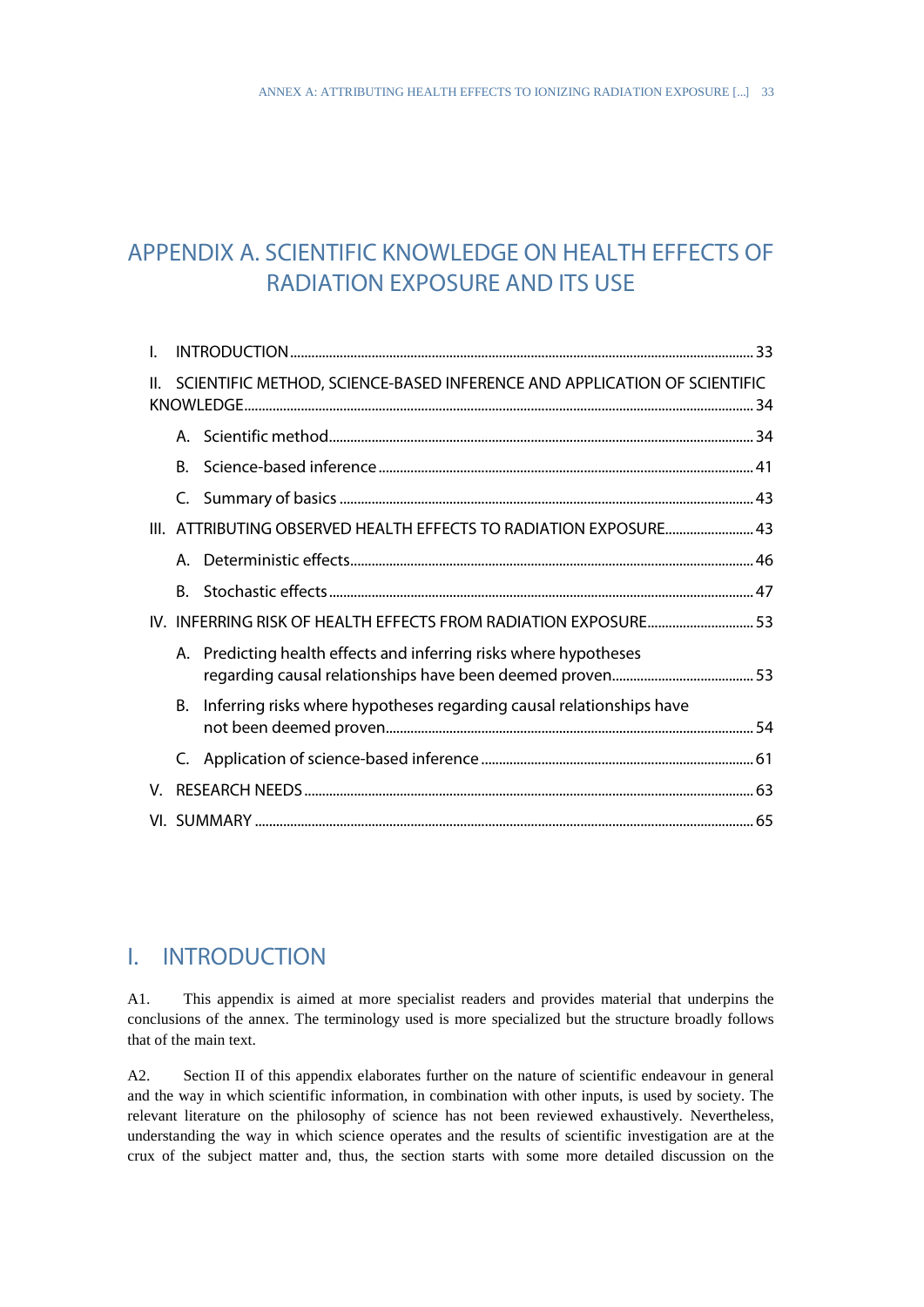# APPENDIX A. SCIENTIFIC KNOWLEDGE ON HEALTH EFFECTS OF RADIATION EXPOSURE AND ITS USE

- I. INTRODUCTION ..... 33
- II. SCIENTIFIC METHOD, SCIENCE-BASED INFERENCE AND APPLICATION OF SCIENTIFIC KNOWLEDGE ..... 34
  - A. Scientific method ..... 34
  - B. Science-based inference ..... 41
  - C. Summary of basics ..... 43
- III. ATTRIBUTING OBSERVED HEALTH EFFECTS TO RADIATION EXPOSURE ..... 43
  - A. Deterministic effects ..... 46
  - B. Stochastic effects ..... 47
- IV. INFERRING RISK OF HEALTH EFFECTS FROM RADIATION EXPOSURE ..... 53
  - A. Predicting health effects and inferring risks where hypotheses regarding causal relationships have been deemed proven ..... 53
  - B. Inferring risks where hypotheses regarding causal relationships have not been deemed proven ..... 54
  - C. Application of science-based inference ..... 61
- V. RESEARCH NEEDS ..... 63
- VI. SUMMARY ..... 65

## I. INTRODUCTION

A1. This appendix is aimed at more specialist readers and provides material that underpins the conclusions of the annex. The terminology used is more specialized but the structure broadly follows that of the main text.

A2. Section II of this appendix elaborates further on the nature of scientific endeavour in general and the way in which scientific information, in combination with other inputs, is used by society. The relevant literature on the philosophy of science has not been reviewed exhaustively. Nevertheless, understanding the way in which science operates and the results of scientific investigation are at the crux of the subject matter and, thus, the section starts with some more detailed discussion on the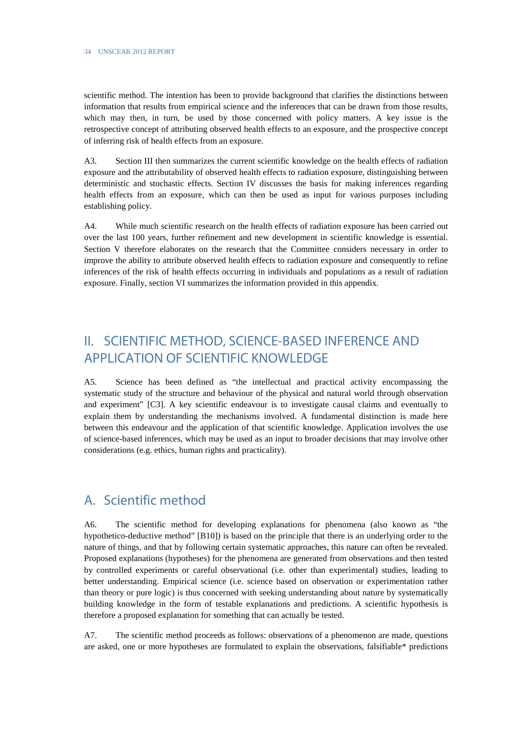scientific method. The intention has been to provide background that clarifies the distinctions between information that results from empirical science and the inferences that can be drawn from those results, which may then, in turn, be used by those concerned with policy matters. A key issue is the retrospective concept of attributing observed health effects to an exposure, and the prospective concept of inferring risk of health effects from an exposure.

A3. Section III then summarizes the current scientific knowledge on the health effects of radiation exposure and the attributability of observed health effects to radiation exposure, distinguishing between deterministic and stochastic effects. Section IV discusses the basis for making inferences regarding health effects from an exposure, which can then be used as input for various purposes including establishing policy.

A4. While much scientific research on the health effects of radiation exposure has been carried out over the last 100 years, further refinement and new development in scientific knowledge is essential. Section V therefore elaborates on the research that the Committee considers necessary in order to improve the ability to attribute observed health effects to radiation exposure and consequently to refine inferences of the risk of health effects occurring in individuals and populations as a result of radiation exposure. Finally, section VI summarizes the information provided in this appendix.

## II. SCIENTIFIC METHOD, SCIENCE-BASED INFERENCE AND APPLICATION OF SCIENTIFIC KNOWLEDGE

A5. Science has been defined as "the intellectual and practical activity encompassing the systematic study of the structure and behaviour of the physical and natural world through observation and experiment" [C3]. A key scientific endeavour is to investigate causal claims and eventually to explain them by understanding the mechanisms involved. A fundamental distinction is made here between this endeavour and the application of that scientific knowledge. Application involves the use of science-based inferences, which may be used as an input to broader decisions that may involve other considerations (e.g. ethics, human rights and practicality).

### A. Scientific method

A6. The scientific method for developing explanations for phenomena (also known as "the hypothetico-deductive method" [B10]) is based on the principle that there is an underlying order to the nature of things, and that by following certain systematic approaches, this nature can often be revealed. Proposed explanations (hypotheses) for the phenomena are generated from observations and then tested by controlled experiments or careful observational (i.e. other than experimental) studies, leading to better understanding. Empirical science (i.e. science based on observation or experimentation rather than theory or pure logic) is thus concerned with seeking understanding about nature by systematically building knowledge in the form of testable explanations and predictions. A scientific hypothesis is therefore a proposed explanation for something that can actually be tested.

A7. The scientific method proceeds as follows: observations of a phenomenon are made, questions are asked, one or more hypotheses are formulated to explain the observations, falsifiable* predictions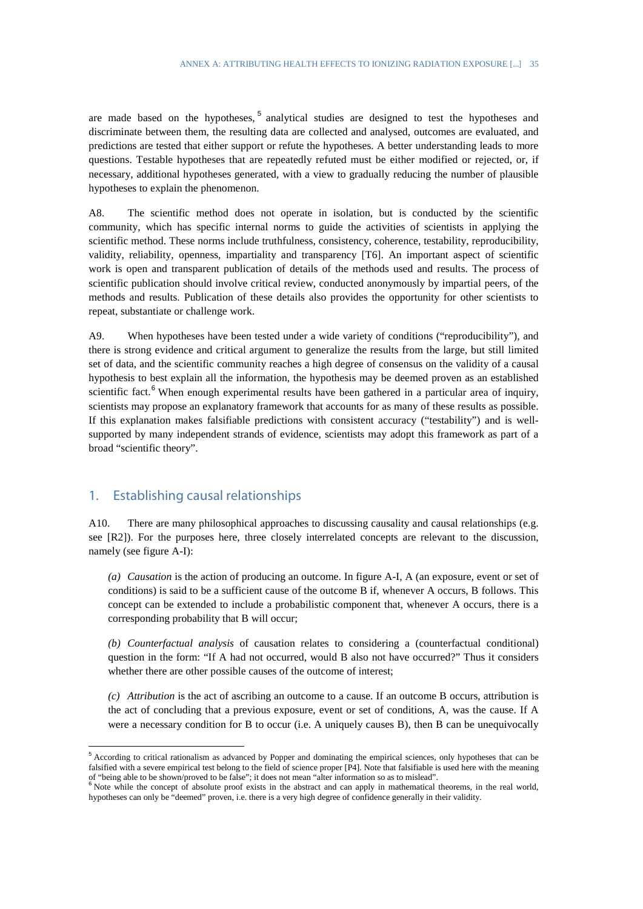are made based on the hypotheses, [5] analytical studies are designed to test the hypotheses and discriminate between them, the resulting data are collected and analysed, outcomes are evaluated, and predictions are tested that either support or refute the hypotheses. A better understanding leads to more questions. Testable hypotheses that are repeatedly refuted must be either modified or rejected, or, if necessary, additional hypotheses generated, with a view to gradually reducing the number of plausible hypotheses to explain the phenomenon.

A8. The scientific method does not operate in isolation, but is conducted by the scientific community, which has specific internal norms to guide the activities of scientists in applying the scientific method. These norms include truthfulness, consistency, coherence, testability, reproducibility, validity, reliability, openness, impartiality and transparency [T6]. An important aspect of scientific work is open and transparent publication of details of the methods used and results. The process of scientific publication should involve critical review, conducted anonymously by impartial peers, of the methods and results. Publication of these details also provides the opportunity for other scientists to repeat, substantiate or challenge work.

A9. When hypotheses have been tested under a wide variety of conditions ("reproducibility"), and there is strong evidence and critical argument to generalize the results from the large, but still limited set of data, and the scientific community reaches a high degree of consensus on the validity of a causal hypothesis to best explain all the information, the hypothesis may be deemed proven as an established scientific fact. [6] When enough experimental results have been gathered in a particular area of inquiry, scientists may propose an explanatory framework that accounts for as many of these results as possible. If this explanation makes falsifiable predictions with consistent accuracy ("testability") and is well-supported by many independent strands of evidence, scientists may adopt this framework as part of a broad "scientific theory".

## 1. Establishing causal relationships

A10. There are many philosophical approaches to discussing causality and causal relationships (e.g. see [R2]). For the purposes here, three closely interrelated concepts are relevant to the discussion, namely (see figure A-I):

*(a) Causation* is the action of producing an outcome. In figure A-I, A (an exposure, event or set of conditions) is said to be a sufficient cause of the outcome B if, whenever A occurs, B follows. This concept can be extended to include a probabilistic component that, whenever A occurs, there is a corresponding probability that B will occur;

*(b) Counterfactual analysis* of causation relates to considering a (counterfactual conditional) question in the form: "If A had not occurred, would B also not have occurred?" Thus it considers whether there are other possible causes of the outcome of interest;

*(c) Attribution* is the act of ascribing an outcome to a cause. If an outcome B occurs, attribution is the act of concluding that a previous exposure, event or set of conditions, A, was the cause. If A were a necessary condition for B to occur (i.e. A uniquely causes B), then B can be unequivocally

---

[5] According to critical rationalism as advanced by Popper and dominating the empirical sciences, only hypotheses that can be falsified with a severe empirical test belong to the field of science proper [P4]. Note that falsifiable is used here with the meaning of "being able to be shown/proved to be false"; it does not mean "alter information so as to mislead".

[6] Note while the concept of absolute proof exists in the abstract and can apply in mathematical theorems, in the real world, hypotheses can only be "deemed" proven, i.e. there is a very high degree of confidence generally in their validity.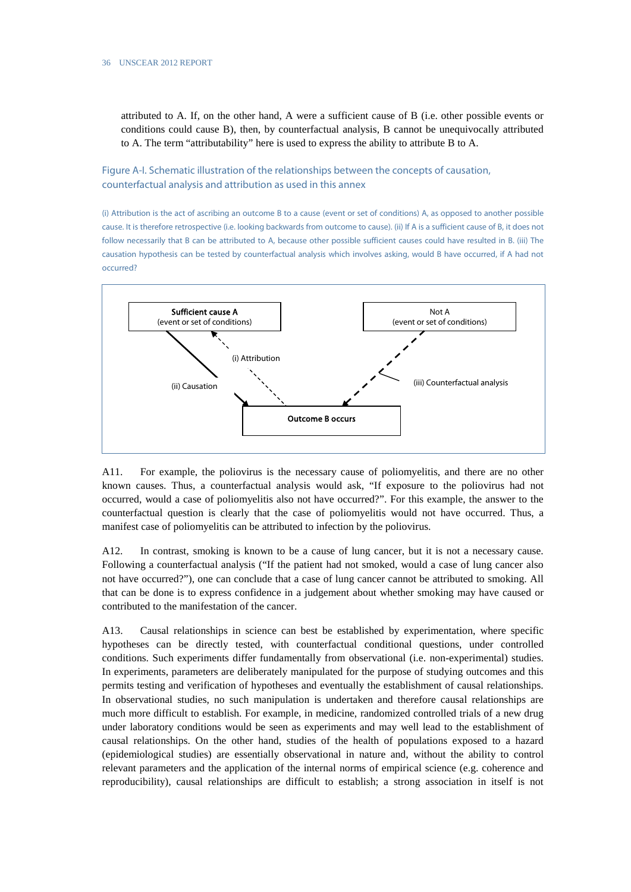attributed to A. If, on the other hand, A were a sufficient cause of B (i.e. other possible events or conditions could cause B), then, by counterfactual analysis, B cannot be unequivocally attributed to A. The term "attributability" here is used to express the ability to attribute B to A.

Figure A-I. Schematic illustration of the relationships between the concepts of causation, counterfactual analysis and attribution as used in this annex

(i) Attribution is the act of ascribing an outcome B to a cause (event or set of conditions) A, as opposed to another possible cause. It is therefore retrospective (i.e. looking backwards from outcome to cause). (ii) If A is a sufficient cause of B, it does not follow necessarily that B can be attributed to A, because other possible sufficient causes could have resulted in B. (iii) The causation hypothesis can be tested by counterfactual analysis which involves asking, would B have occurred, if A had not occurred?

**Sufficient cause A**
(event or set of conditions)

Not A
(event or set of conditions)

(i) Attribution

(ii) Causation

(iii) Counterfactual analysis

**Outcome B occurs**

A11. For example, the poliovirus is the necessary cause of poliomyelitis, and there are no other known causes. Thus, a counterfactual analysis would ask, "If exposure to the poliovirus had not occurred, would a case of poliomyelitis also not have occurred?". For this example, the answer to the counterfactual question is clearly that the case of poliomyelitis would not have occurred. Thus, a manifest case of poliomyelitis can be attributed to infection by the poliovirus.

A12. In contrast, smoking is known to be a cause of lung cancer, but it is not a necessary cause. Following a counterfactual analysis ("If the patient had not smoked, would a case of lung cancer also not have occurred?"), one can conclude that a case of lung cancer cannot be attributed to smoking. All that can be done is to express confidence in a judgement about whether smoking may have caused or contributed to the manifestation of the cancer.

A13. Causal relationships in science can best be established by experimentation, where specific hypotheses can be directly tested, with counterfactual conditional questions, under controlled conditions. Such experiments differ fundamentally from observational (i.e. non-experimental) studies. In experiments, parameters are deliberately manipulated for the purpose of studying outcomes and this permits testing and verification of hypotheses and eventually the establishment of causal relationships. In observational studies, no such manipulation is undertaken and therefore causal relationships are much more difficult to establish. For example, in medicine, randomized controlled trials of a new drug under laboratory conditions would be seen as experiments and may well lead to the establishment of causal relationships. On the other hand, studies of the health of populations exposed to a hazard (epidemiological studies) are essentially observational in nature and, without the ability to control relevant parameters and the application of the internal norms of empirical science (e.g. coherence and reproducibility), causal relationships are difficult to establish; a strong association in itself is not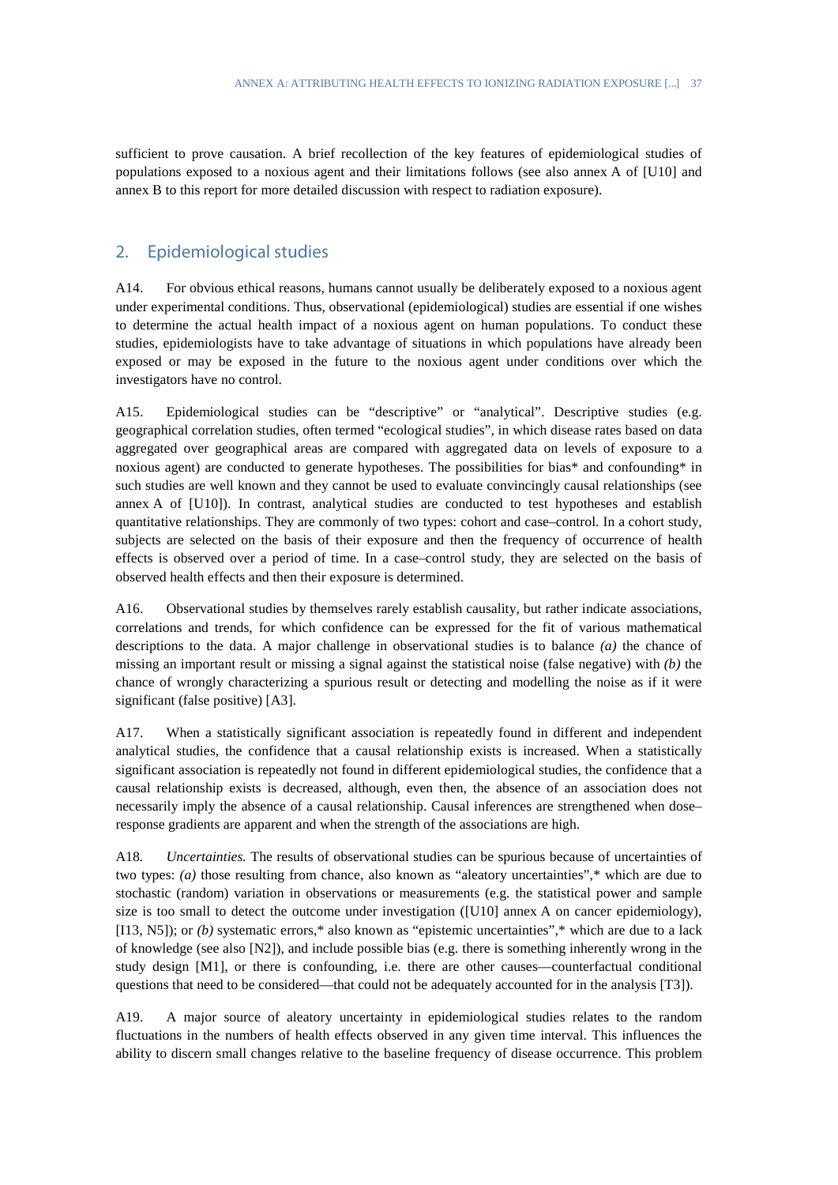sufficient to prove causation. A brief recollection of the key features of epidemiological studies of populations exposed to a noxious agent and their limitations follows (see also annex A of [U10] and annex B to this report for more detailed discussion with respect to radiation exposure).

## 2. Epidemiological studies

A14. For obvious ethical reasons, humans cannot usually be deliberately exposed to a noxious agent under experimental conditions. Thus, observational (epidemiological) studies are essential if one wishes to determine the actual health impact of a noxious agent on human populations. To conduct these studies, epidemiologists have to take advantage of situations in which populations have already been exposed or may be exposed in the future to the noxious agent under conditions over which the investigators have no control.

A15. Epidemiological studies can be "descriptive" or "analytical". Descriptive studies (e.g. geographical correlation studies, often termed "ecological studies", in which disease rates based on data aggregated over geographical areas are compared with aggregated data on levels of exposure to a noxious agent) are conducted to generate hypotheses. The possibilities for bias* and confounding* in such studies are well known and they cannot be used to evaluate convincingly causal relationships (see annex A of [U10]). In contrast, analytical studies are conducted to test hypotheses and establish quantitative relationships. They are commonly of two types: cohort and case–control. In a cohort study, subjects are selected on the basis of their exposure and then the frequency of occurrence of health effects is observed over a period of time. In a case–control study, they are selected on the basis of observed health effects and then their exposure is determined.

A16. Observational studies by themselves rarely establish causality, but rather indicate associations, correlations and trends, for which confidence can be expressed for the fit of various mathematical descriptions to the data. A major challenge in observational studies is to balance *(a)* the chance of missing an important result or missing a signal against the statistical noise (false negative) with *(b)* the chance of wrongly characterizing a spurious result or detecting and modelling the noise as if it were significant (false positive) [A3].

A17. When a statistically significant association is repeatedly found in different and independent analytical studies, the confidence that a causal relationship exists is increased. When a statistically significant association is repeatedly not found in different epidemiological studies, the confidence that a causal relationship exists is decreased, although, even then, the absence of an association does not necessarily imply the absence of a causal relationship. Causal inferences are strengthened when dose–response gradients are apparent and when the strength of the associations are high.

A18. *Uncertainties.* The results of observational studies can be spurious because of uncertainties of two types: *(a)* those resulting from chance, also known as "aleatory uncertainties",* which are due to stochastic (random) variation in observations or measurements (e.g. the statistical power and sample size is too small to detect the outcome under investigation ([U10] annex A on cancer epidemiology), [I13, N5]); or *(b)* systematic errors,* also known as "epistemic uncertainties",* which are due to a lack of knowledge (see also [N2]), and include possible bias (e.g. there is something inherently wrong in the study design [M1], or there is confounding, i.e. there are other causes—counterfactual conditional questions that need to be considered—that could not be adequately accounted for in the analysis [T3]).

A19. A major source of aleatory uncertainty in epidemiological studies relates to the random fluctuations in the numbers of health effects observed in any given time interval. This influences the ability to discern small changes relative to the baseline frequency of disease occurrence. This problem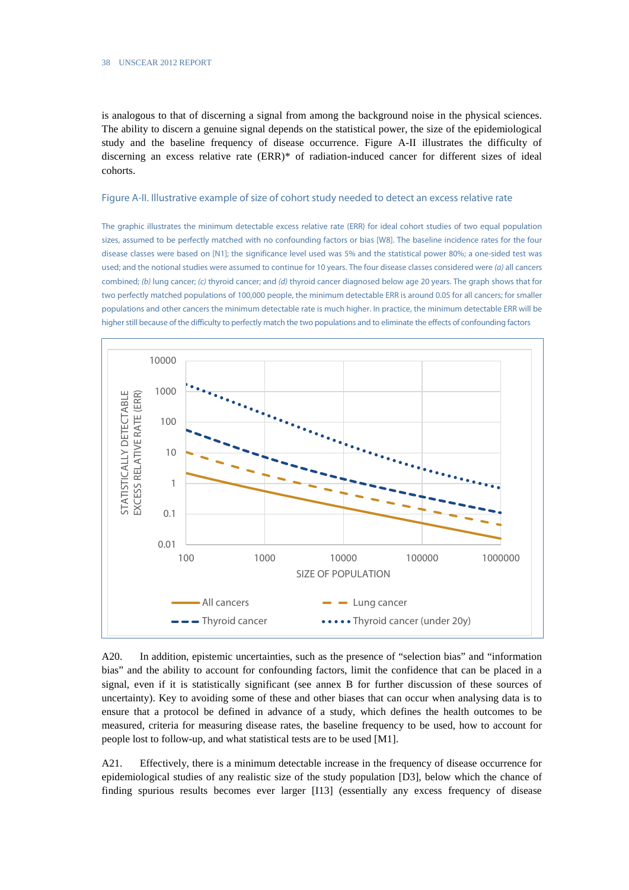is analogous to that of discerning a signal from among the background noise in the physical sciences. The ability to discern a genuine signal depends on the statistical power, the size of the epidemiological study and the baseline frequency of disease occurrence. Figure A-II illustrates the difficulty of discerning an excess relative rate (ERR)* of radiation-induced cancer for different sizes of ideal cohorts.

### Figure A-II. Illustrative example of size of cohort study needed to detect an excess relative rate

The graphic illustrates the minimum detectable excess relative rate (ERR) for ideal cohort studies of two equal population sizes, assumed to be perfectly matched with no confounding factors or bias [W8]. The baseline incidence rates for the four disease classes were based on [N1]; the significance level used was 5% and the statistical power 80%; a one-sided test was used; and the notional studies were assumed to continue for 10 years. The four disease classes considered were *(a)* all cancers combined; *(b)* lung cancer; *(c)* thyroid cancer; and *(d)* thyroid cancer diagnosed below age 20 years. The graph shows that for two perfectly matched populations of 100,000 people, the minimum detectable ERR is around 0.05 for all cancers; for smaller populations and other cancers the minimum detectable rate is much higher. In practice, the minimum detectable ERR will be higher still because of the difficulty to perfectly match the two populations and to eliminate the effects of confounding factors

A20. In addition, epistemic uncertainties, such as the presence of "selection bias" and "information bias" and the ability to account for confounding factors, limit the confidence that can be placed in a signal, even if it is statistically significant (see annex B for further discussion of these sources of uncertainty). Key to avoiding some of these and other biases that can occur when analysing data is to ensure that a protocol be defined in advance of a study, which defines the health outcomes to be measured, criteria for measuring disease rates, the baseline frequency to be used, how to account for people lost to follow-up, and what statistical tests are to be used [M1].

A21. Effectively, there is a minimum detectable increase in the frequency of disease occurrence for epidemiological studies of any realistic size of the study population [D3], below which the chance of finding spurious results becomes ever larger [I13] (essentially any excess frequency of disease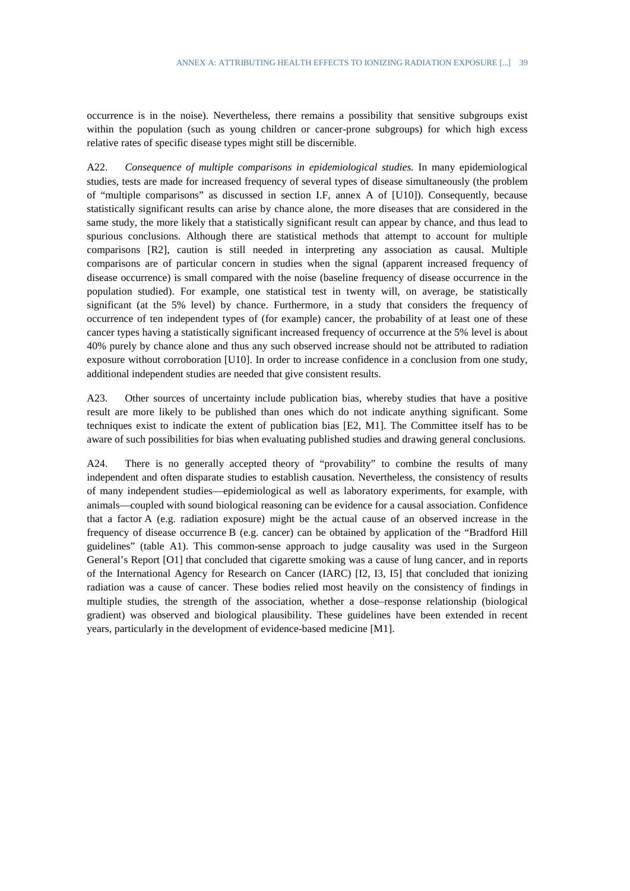occurrence is in the noise). Nevertheless, there remains a possibility that sensitive subgroups exist within the population (such as young children or cancer-prone subgroups) for which high excess relative rates of specific disease types might still be discernible.

A22. *Consequence of multiple comparisons in epidemiological studies.* In many epidemiological studies, tests are made for increased frequency of several types of disease simultaneously (the problem of "multiple comparisons" as discussed in section I.F, annex A of [U10]). Consequently, because statistically significant results can arise by chance alone, the more diseases that are considered in the same study, the more likely that a statistically significant result can appear by chance, and thus lead to spurious conclusions. Although there are statistical methods that attempt to account for multiple comparisons [R2], caution is still needed in interpreting any association as causal. Multiple comparisons are of particular concern in studies when the signal (apparent increased frequency of disease occurrence) is small compared with the noise (baseline frequency of disease occurrence in the population studied). For example, one statistical test in twenty will, on average, be statistically significant (at the 5% level) by chance. Furthermore, in a study that considers the frequency of occurrence of ten independent types of (for example) cancer, the probability of at least one of these cancer types having a statistically significant increased frequency of occurrence at the 5% level is about 40% purely by chance alone and thus any such observed increase should not be attributed to radiation exposure without corroboration [U10]. In order to increase confidence in a conclusion from one study, additional independent studies are needed that give consistent results.

A23. Other sources of uncertainty include publication bias, whereby studies that have a positive result are more likely to be published than ones which do not indicate anything significant. Some techniques exist to indicate the extent of publication bias [E2, M1]. The Committee itself has to be aware of such possibilities for bias when evaluating published studies and drawing general conclusions.

A24. There is no generally accepted theory of "provability" to combine the results of many independent and often disparate studies to establish causation. Nevertheless, the consistency of results of many independent studies—epidemiological as well as laboratory experiments, for example, with animals—coupled with sound biological reasoning can be evidence for a causal association. Confidence that a factor A (e.g. radiation exposure) might be the actual cause of an observed increase in the frequency of disease occurrence B (e.g. cancer) can be obtained by application of the "Bradford Hill guidelines" (table A1). This common-sense approach to judge causality was used in the Surgeon General's Report [O1] that concluded that cigarette smoking was a cause of lung cancer, and in reports of the International Agency for Research on Cancer (IARC) [I2, I3, I5] that concluded that ionizing radiation was a cause of cancer. These bodies relied most heavily on the consistency of findings in multiple studies, the strength of the association, whether a dose–response relationship (biological gradient) was observed and biological plausibility. These guidelines have been extended in recent years, particularly in the development of evidence-based medicine [M1].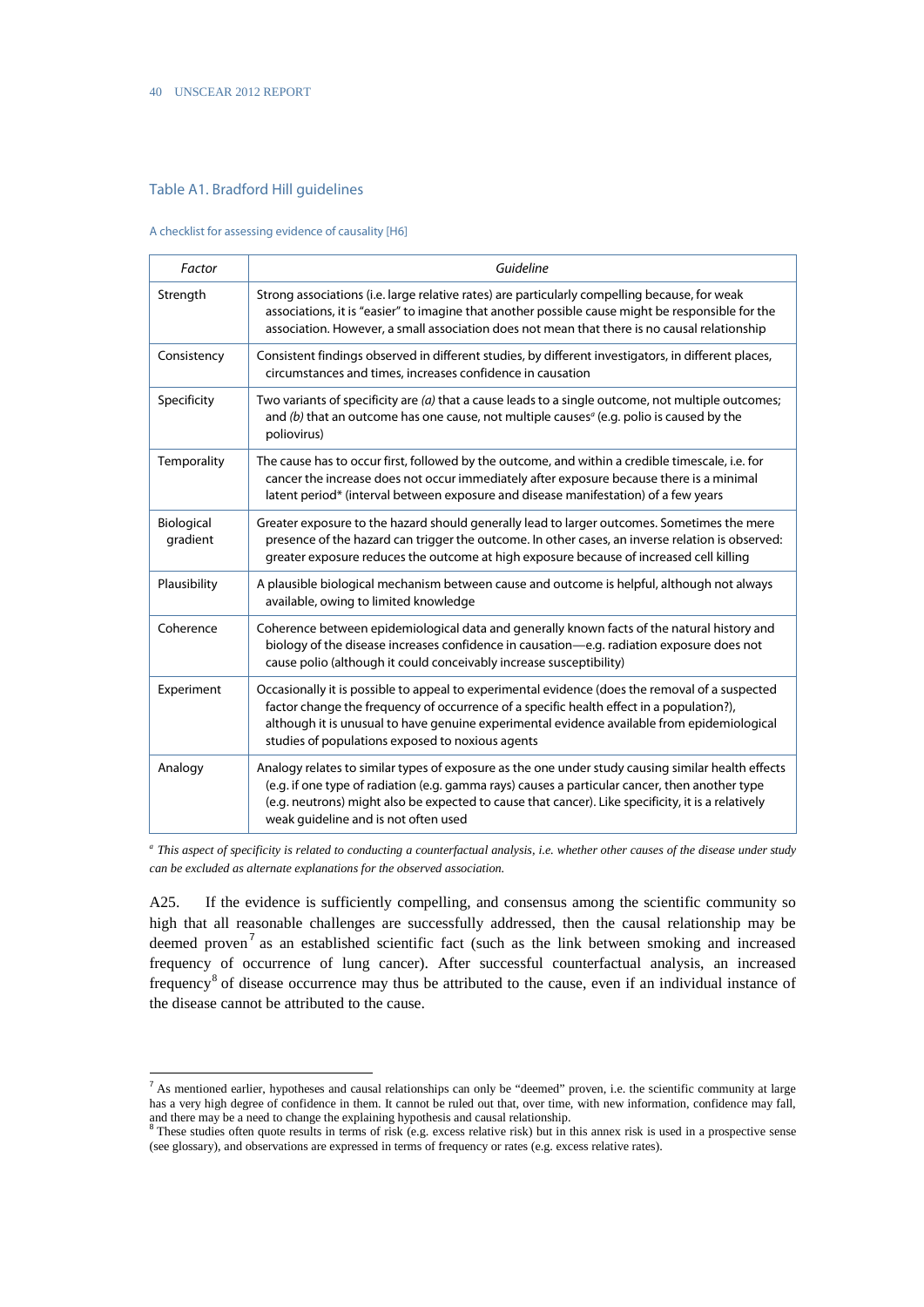### Table A1. Bradford Hill guidelines

A checklist for assessing evidence of causality [H6]

| *Factor* | *Guideline* |
|---|---|
| Strength | Strong associations (i.e. large relative rates) are particularly compelling because, for weak associations, it is "easier" to imagine that another possible cause might be responsible for the association. However, a small association does not mean that there is no causal relationship |
| Consistency | Consistent findings observed in different studies, by different investigators, in different places, circumstances and times, increases confidence in causation |
| Specificity | Two variants of specificity are *(a)* that a cause leads to a single outcome, not multiple outcomes; and *(b)* that an outcome has one cause, not multiple causes[a] (e.g. polio is caused by the poliovirus) |
| Temporality | The cause has to occur first, followed by the outcome, and within a credible timescale, i.e. for cancer the increase does not occur immediately after exposure because there is a minimal latent period* (interval between exposure and disease manifestation) of a few years |
| Biological gradient | Greater exposure to the hazard should generally lead to larger outcomes. Sometimes the mere presence of the hazard can trigger the outcome. In other cases, an inverse relation is observed: greater exposure reduces the outcome at high exposure because of increased cell killing |
| Plausibility | A plausible biological mechanism between cause and outcome is helpful, although not always available, owing to limited knowledge |
| Coherence | Coherence between epidemiological data and generally known facts of the natural history and biology of the disease increases confidence in causation—e.g. radiation exposure does not cause polio (although it could conceivably increase susceptibility) |
| Experiment | Occasionally it is possible to appeal to experimental evidence (does the removal of a suspected factor change the frequency of occurrence of a specific health effect in a population?), although it is unusual to have genuine experimental evidence available from epidemiological studies of populations exposed to noxious agents |
| Analogy | Analogy relates to similar types of exposure as the one under study causing similar health effects (e.g. if one type of radiation (e.g. gamma rays) causes a particular cancer, then another type (e.g. neutrons) might also be expected to cause that cancer). Like specificity, it is a relatively weak guideline and is not often used |

[a] *This aspect of specificity is related to conducting a counterfactual analysis, i.e. whether other causes of the disease under study can be excluded as alternate explanations for the observed association.*

A25. If the evidence is sufficiently compelling, and consensus among the scientific community so high that all reasonable challenges are successfully addressed, then the causal relationship may be deemed proven[7] as an established scientific fact (such as the link between smoking and increased frequency of occurrence of lung cancer). After successful counterfactual analysis, an increased frequency[8] of disease occurrence may thus be attributed to the cause, even if an individual instance of the disease cannot be attributed to the cause.

---

[7] As mentioned earlier, hypotheses and causal relationships can only be "deemed" proven, i.e. the scientific community at large has a very high degree of confidence in them. It cannot be ruled out that, over time, with new information, confidence may fall, and there may be a need to change the explaining hypothesis and causal relationship.

[8] These studies often quote results in terms of risk (e.g. excess relative risk) but in this annex risk is used in a prospective sense (see glossary), and observations are expressed in terms of frequency or rates (e.g. excess relative rates).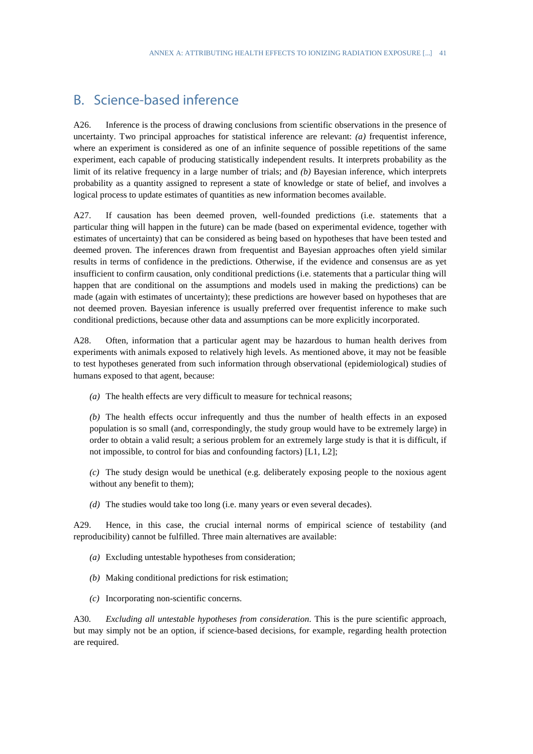## B. Science-based inference

A26. Inference is the process of drawing conclusions from scientific observations in the presence of uncertainty. Two principal approaches for statistical inference are relevant: *(a)* frequentist inference, where an experiment is considered as one of an infinite sequence of possible repetitions of the same experiment, each capable of producing statistically independent results. It interprets probability as the limit of its relative frequency in a large number of trials; and *(b)* Bayesian inference, which interprets probability as a quantity assigned to represent a state of knowledge or state of belief, and involves a logical process to update estimates of quantities as new information becomes available.

A27. If causation has been deemed proven, well-founded predictions (i.e. statements that a particular thing will happen in the future) can be made (based on experimental evidence, together with estimates of uncertainty) that can be considered as being based on hypotheses that have been tested and deemed proven. The inferences drawn from frequentist and Bayesian approaches often yield similar results in terms of confidence in the predictions. Otherwise, if the evidence and consensus are as yet insufficient to confirm causation, only conditional predictions (i.e. statements that a particular thing will happen that are conditional on the assumptions and models used in making the predictions) can be made (again with estimates of uncertainty); these predictions are however based on hypotheses that are not deemed proven. Bayesian inference is usually preferred over frequentist inference to make such conditional predictions, because other data and assumptions can be more explicitly incorporated.

A28. Often, information that a particular agent may be hazardous to human health derives from experiments with animals exposed to relatively high levels. As mentioned above, it may not be feasible to test hypotheses generated from such information through observational (epidemiological) studies of humans exposed to that agent, because:

*(a)* The health effects are very difficult to measure for technical reasons;

*(b)* The health effects occur infrequently and thus the number of health effects in an exposed population is so small (and, correspondingly, the study group would have to be extremely large) in order to obtain a valid result; a serious problem for an extremely large study is that it is difficult, if not impossible, to control for bias and confounding factors) [L1, L2];

*(c)* The study design would be unethical (e.g. deliberately exposing people to the noxious agent without any benefit to them);

*(d)* The studies would take too long (i.e. many years or even several decades).

A29. Hence, in this case, the crucial internal norms of empirical science of testability (and reproducibility) cannot be fulfilled. Three main alternatives are available:

*(a)* Excluding untestable hypotheses from consideration;

*(b)* Making conditional predictions for risk estimation;

*(c)* Incorporating non-scientific concerns.

A30. *Excluding all untestable hypotheses from consideration.* This is the pure scientific approach, but may simply not be an option, if science-based decisions, for example, regarding health protection are required.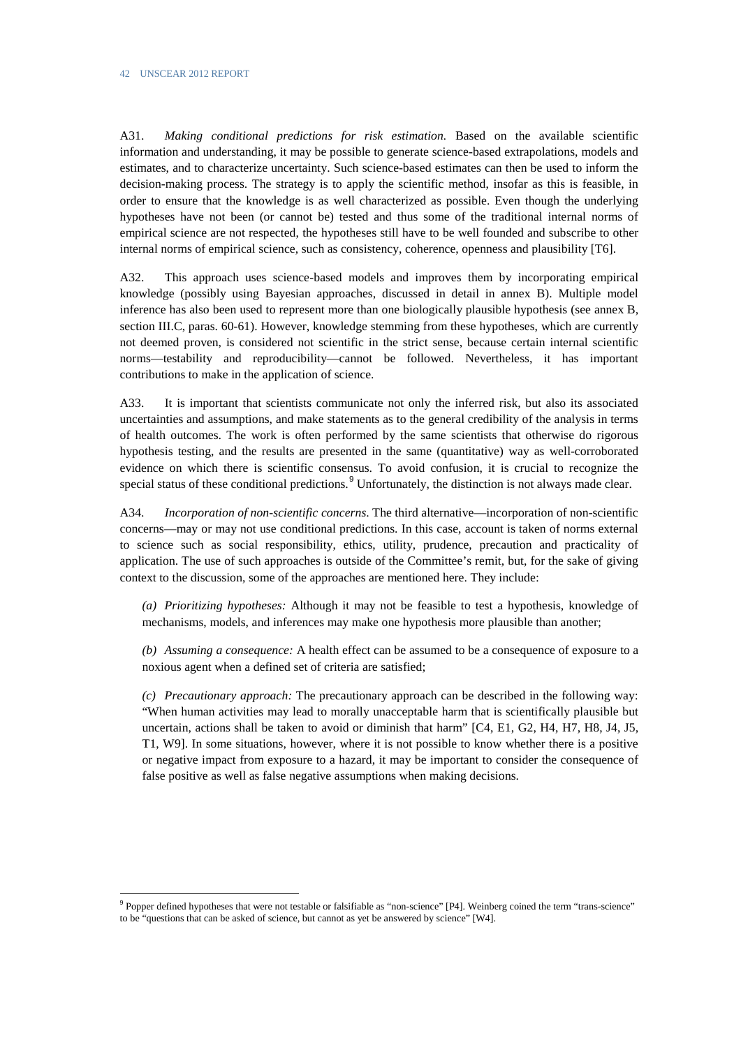A31. *Making conditional predictions for risk estimation.* Based on the available scientific information and understanding, it may be possible to generate science-based extrapolations, models and estimates, and to characterize uncertainty. Such science-based estimates can then be used to inform the decision-making process. The strategy is to apply the scientific method, insofar as this is feasible, in order to ensure that the knowledge is as well characterized as possible. Even though the underlying hypotheses have not been (or cannot be) tested and thus some of the traditional internal norms of empirical science are not respected, the hypotheses still have to be well founded and subscribe to other internal norms of empirical science, such as consistency, coherence, openness and plausibility [T6].

A32. This approach uses science-based models and improves them by incorporating empirical knowledge (possibly using Bayesian approaches, discussed in detail in annex B). Multiple model inference has also been used to represent more than one biologically plausible hypothesis (see annex B, section III.C, paras. 60-61). However, knowledge stemming from these hypotheses, which are currently not deemed proven, is considered not scientific in the strict sense, because certain internal scientific norms—testability and reproducibility—cannot be followed. Nevertheless, it has important contributions to make in the application of science.

A33. It is important that scientists communicate not only the inferred risk, but also its associated uncertainties and assumptions, and make statements as to the general credibility of the analysis in terms of health outcomes. The work is often performed by the same scientists that otherwise do rigorous hypothesis testing, and the results are presented in the same (quantitative) way as well-corroborated evidence on which there is scientific consensus. To avoid confusion, it is crucial to recognize the special status of these conditional predictions.[9] Unfortunately, the distinction is not always made clear.

A34. *Incorporation of non-scientific concerns.* The third alternative—incorporation of non-scientific concerns—may or may not use conditional predictions. In this case, account is taken of norms external to science such as social responsibility, ethics, utility, prudence, precaution and practicality of application. The use of such approaches is outside of the Committee's remit, but, for the sake of giving context to the discussion, some of the approaches are mentioned here. They include:

*(a) Prioritizing hypotheses:* Although it may not be feasible to test a hypothesis, knowledge of mechanisms, models, and inferences may make one hypothesis more plausible than another;

*(b) Assuming a consequence:* A health effect can be assumed to be a consequence of exposure to a noxious agent when a defined set of criteria are satisfied;

*(c) Precautionary approach:* The precautionary approach can be described in the following way: "When human activities may lead to morally unacceptable harm that is scientifically plausible but uncertain, actions shall be taken to avoid or diminish that harm" [C4, E1, G2, H4, H7, H8, J4, J5, T1, W9]. In some situations, however, where it is not possible to know whether there is a positive or negative impact from exposure to a hazard, it may be important to consider the consequence of false positive as well as false negative assumptions when making decisions.

---

[9] Popper defined hypotheses that were not testable or falsifiable as "non-science" [P4]. Weinberg coined the term "trans-science" to be "questions that can be asked of science, but cannot as yet be answered by science" [W4].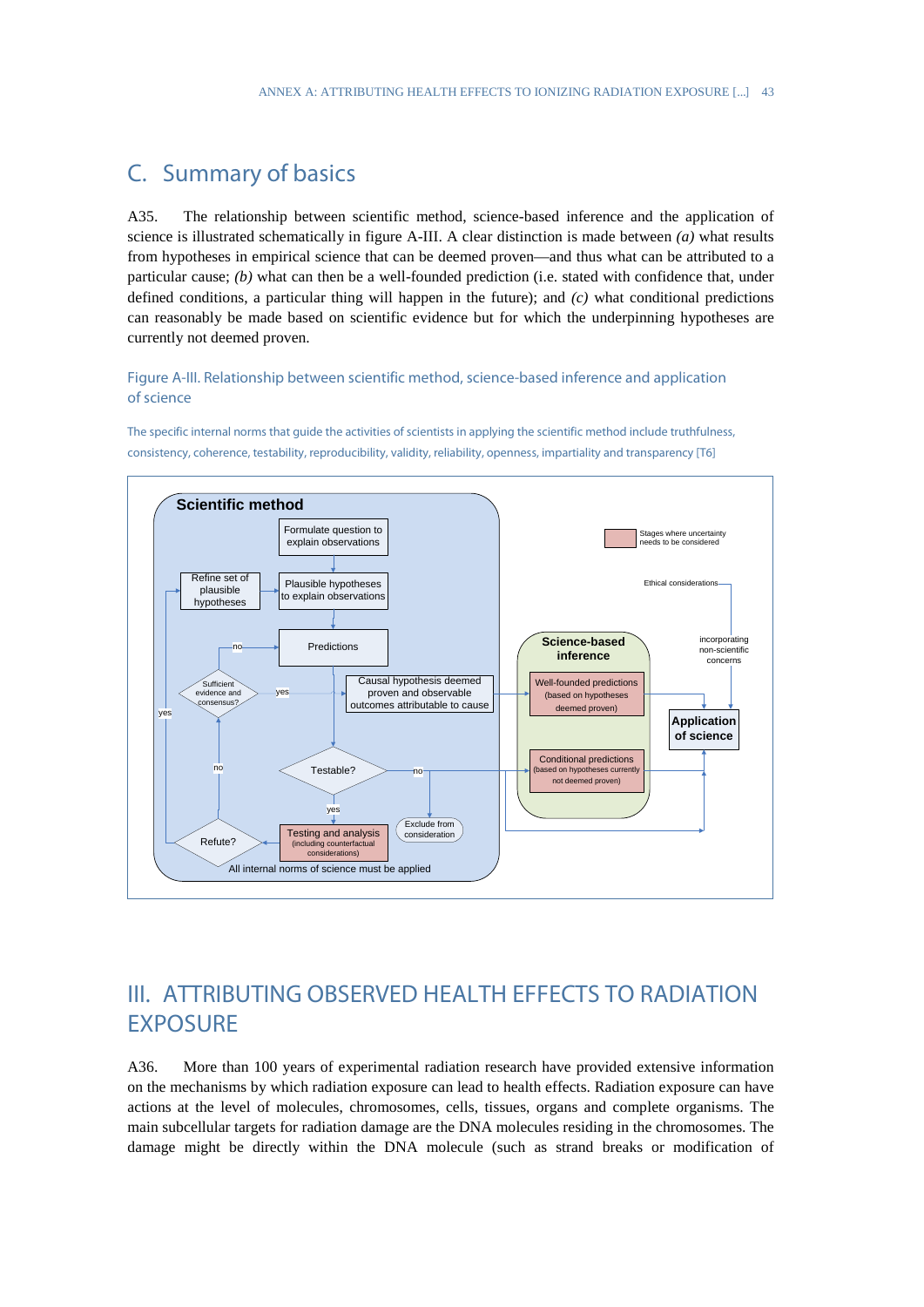## C. Summary of basics

A35. The relationship between scientific method, science-based inference and the application of science is illustrated schematically in figure A-III. A clear distinction is made between *(a)* what results from hypotheses in empirical science that can be deemed proven—and thus what can be attributed to a particular cause; *(b)* what can then be a well-founded prediction (i.e. stated with confidence that, under defined conditions, a particular thing will happen in the future); and *(c)* what conditional predictions can reasonably be made based on scientific evidence but for which the underpinning hypotheses are currently not deemed proven.

Figure A-III. Relationship between scientific method, science-based inference and application of science

The specific internal norms that guide the activities of scientists in applying the scientific method include truthfulness, consistency, coherence, testability, reproducibility, validity, reliability, openness, impartiality and transparency [T6]

**Scientific method**

Formulate question to explain observations → Plausible hypotheses to explain observations → Predictions → Testable?

Testable? — no → Exclude from consideration; Conditional predictions
Testable? — yes → Testing and analysis (including counterfactual considerations) → Refute?

Refute? — yes → Refine set of plausible hypotheses → Plausible hypotheses to explain observations
Refute? — no → Sufficient evidence and consensus?

Sufficient evidence and consensus? — no → Predictions
Sufficient evidence and consensus? — yes → Causal hypothesis deemed proven and observable outcomes attributable to cause

All internal norms of science must be applied

**Science-based inference**

- Well-founded predictions (based on hypotheses deemed proven)
- Conditional predictions (based on hypotheses currently not deemed proven)

**Application of science**

Ethical considerations — incorporating non-scientific concerns → Application of science

Stages where uncertainty needs to be considered: Testing and analysis; Well-founded predictions; Conditional predictions

# III. ATTRIBUTING OBSERVED HEALTH EFFECTS TO RADIATION EXPOSURE

A36. More than 100 years of experimental radiation research have provided extensive information on the mechanisms by which radiation exposure can lead to health effects. Radiation exposure can have actions at the level of molecules, chromosomes, cells, tissues, organs and complete organisms. The main subcellular targets for radiation damage are the DNA molecules residing in the chromosomes. The damage might be directly within the DNA molecule (such as strand breaks or modification of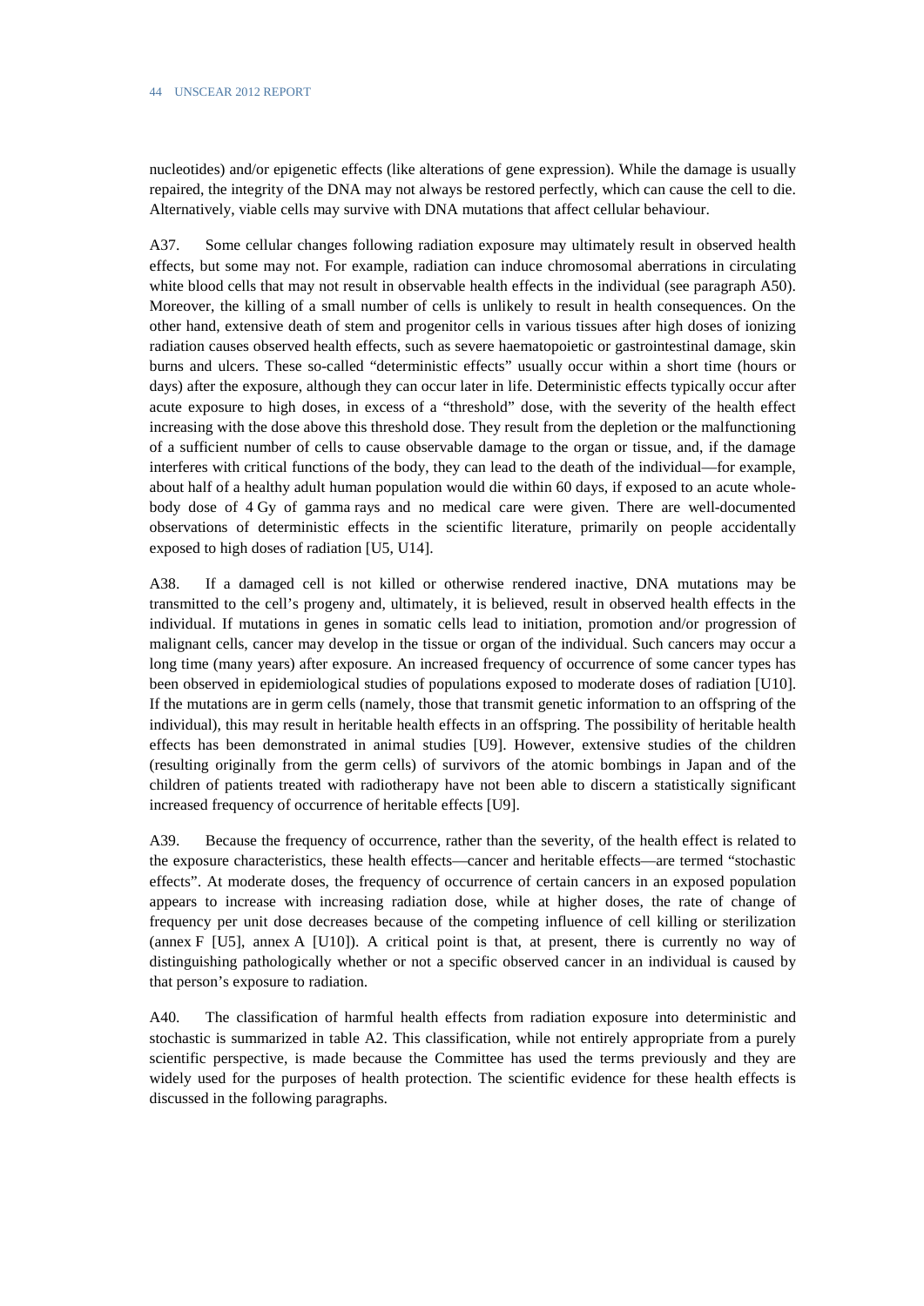nucleotides) and/or epigenetic effects (like alterations of gene expression). While the damage is usually repaired, the integrity of the DNA may not always be restored perfectly, which can cause the cell to die. Alternatively, viable cells may survive with DNA mutations that affect cellular behaviour.

A37. Some cellular changes following radiation exposure may ultimately result in observed health effects, but some may not. For example, radiation can induce chromosomal aberrations in circulating white blood cells that may not result in observable health effects in the individual (see paragraph A50). Moreover, the killing of a small number of cells is unlikely to result in health consequences. On the other hand, extensive death of stem and progenitor cells in various tissues after high doses of ionizing radiation causes observed health effects, such as severe haematopoietic or gastrointestinal damage, skin burns and ulcers. These so-called "deterministic effects" usually occur within a short time (hours or days) after the exposure, although they can occur later in life. Deterministic effects typically occur after acute exposure to high doses, in excess of a "threshold" dose, with the severity of the health effect increasing with the dose above this threshold dose. They result from the depletion or the malfunctioning of a sufficient number of cells to cause observable damage to the organ or tissue, and, if the damage interferes with critical functions of the body, they can lead to the death of the individual—for example, about half of a healthy adult human population would die within 60 days, if exposed to an acute whole-body dose of 4 Gy of gamma rays and no medical care were given. There are well-documented observations of deterministic effects in the scientific literature, primarily on people accidentally exposed to high doses of radiation [U5, U14].

A38. If a damaged cell is not killed or otherwise rendered inactive, DNA mutations may be transmitted to the cell's progeny and, ultimately, it is believed, result in observed health effects in the individual. If mutations in genes in somatic cells lead to initiation, promotion and/or progression of malignant cells, cancer may develop in the tissue or organ of the individual. Such cancers may occur a long time (many years) after exposure. An increased frequency of occurrence of some cancer types has been observed in epidemiological studies of populations exposed to moderate doses of radiation [U10]. If the mutations are in germ cells (namely, those that transmit genetic information to an offspring of the individual), this may result in heritable health effects in an offspring. The possibility of heritable health effects has been demonstrated in animal studies [U9]. However, extensive studies of the children (resulting originally from the germ cells) of survivors of the atomic bombings in Japan and of the children of patients treated with radiotherapy have not been able to discern a statistically significant increased frequency of occurrence of heritable effects [U9].

A39. Because the frequency of occurrence, rather than the severity, of the health effect is related to the exposure characteristics, these health effects—cancer and heritable effects—are termed "stochastic effects". At moderate doses, the frequency of occurrence of certain cancers in an exposed population appears to increase with increasing radiation dose, while at higher doses, the rate of change of frequency per unit dose decreases because of the competing influence of cell killing or sterilization (annex F [U5], annex A [U10]). A critical point is that, at present, there is currently no way of distinguishing pathologically whether or not a specific observed cancer in an individual is caused by that person's exposure to radiation.

A40. The classification of harmful health effects from radiation exposure into deterministic and stochastic is summarized in table A2. This classification, while not entirely appropriate from a purely scientific perspective, is made because the Committee has used the terms previously and they are widely used for the purposes of health protection. The scientific evidence for these health effects is discussed in the following paragraphs.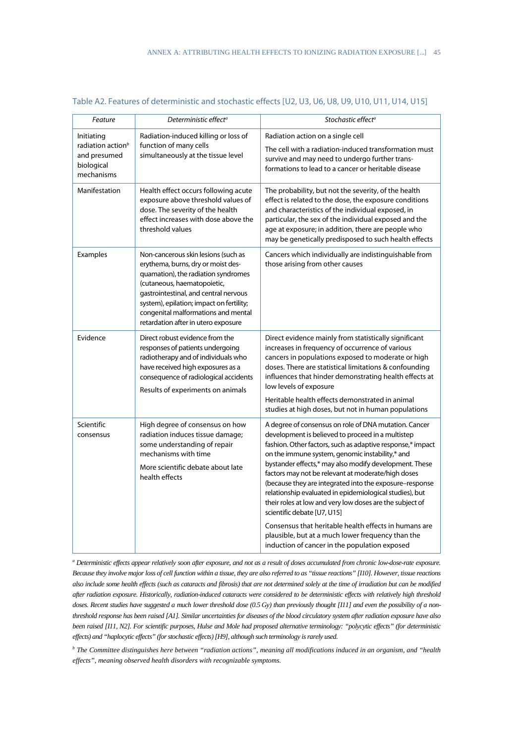Table A2. Features of deterministic and stochastic effects [U2, U3, U6, U8, U9, U10, U11, U14, U15]

| *Feature* | *Deterministic effect*[a] | *Stochastic effect*[a] |
|---|---|---|
| Initiating radiation action[b] and presumed biological mechanisms | Radiation-induced killing or loss of function of many cells simultaneously at the tissue level | Radiation action on a single cell<br>The cell with a radiation-induced transformation must survive and may need to undergo further transformations to lead to a cancer or heritable disease |
| Manifestation | Health effect occurs following acute exposure above threshold values of dose. The severity of the health effect increases with dose above the threshold values | The probability, but not the severity, of the health effect is related to the dose, the exposure conditions and characteristics of the individual exposed, in particular, the sex of the individual exposed and the age at exposure; in addition, there are people who may be genetically predisposed to such health effects |
| Examples | Non-cancerous skin lesions (such as erythema, burns, dry or moist desquamation), the radiation syndromes (cutaneous, haematopoietic, gastrointestinal, and central nervous system), epilation; impact on fertility; congenital malformations and mental retardation after in utero exposure | Cancers which individually are indistinguishable from those arising from other causes |
| Evidence | Direct robust evidence from the responses of patients undergoing radiotherapy and of individuals who have received high exposures as a consequence of radiological accidents<br>Results of experiments on animals | Direct evidence mainly from statistically significant increases in frequency of occurrence of various cancers in populations exposed to moderate or high doses. There are statistical limitations & confounding influences that hinder demonstrating health effects at low levels of exposure<br>Heritable health effects demonstrated in animal studies at high doses, but not in human populations |
| Scientific consensus | High degree of consensus on how radiation induces tissue damage; some understanding of repair mechanisms with time<br>More scientific debate about late health effects | A degree of consensus on role of DNA mutation. Cancer development is believed to proceed in a multistep fashion. Other factors, such as adaptive response,* impact on the immune system, genomic instability,* and bystander effects,* may also modify development. These factors may not be relevant at moderate/high doses (because they are integrated into the exposure–response relationship evaluated in epidemiological studies), but their roles at low and very low doses are the subject of scientific debate [U7, U15]<br>Consensus that heritable health effects in humans are plausible, but at a much lower frequency than the induction of cancer in the population exposed |

[a] *Deterministic effects appear relatively soon after exposure, and not as a result of doses accumulated from chronic low-dose-rate exposure. Because they involve major loss of cell function within a tissue, they are also referred to as "tissue reactions" [I10]. However, tissue reactions also include some health effects (such as cataracts and fibrosis) that are not determined solely at the time of irradiation but can be modified after radiation exposure. Historically, radiation-induced cataracts were considered to be deterministic effects with relatively high threshold doses. Recent studies have suggested a much lower threshold dose (0.5 Gy) than previously thought [I11] and even the possibility of a non-threshold response has been raised [A1]. Similar uncertainties for diseases of the blood circulatory system after radiation exposure have also been raised [I11, N2]. For scientific purposes, Hulse and Mole had proposed alternative terminology: "polycytic effects" (for deterministic effects) and "haplocytic effects" (for stochastic effects) [H9], although such terminology is rarely used.*

[b] *The Committee distinguishes here between "radiation actions", meaning all modifications induced in an organism, and "health effects", meaning observed health disorders with recognizable symptoms.*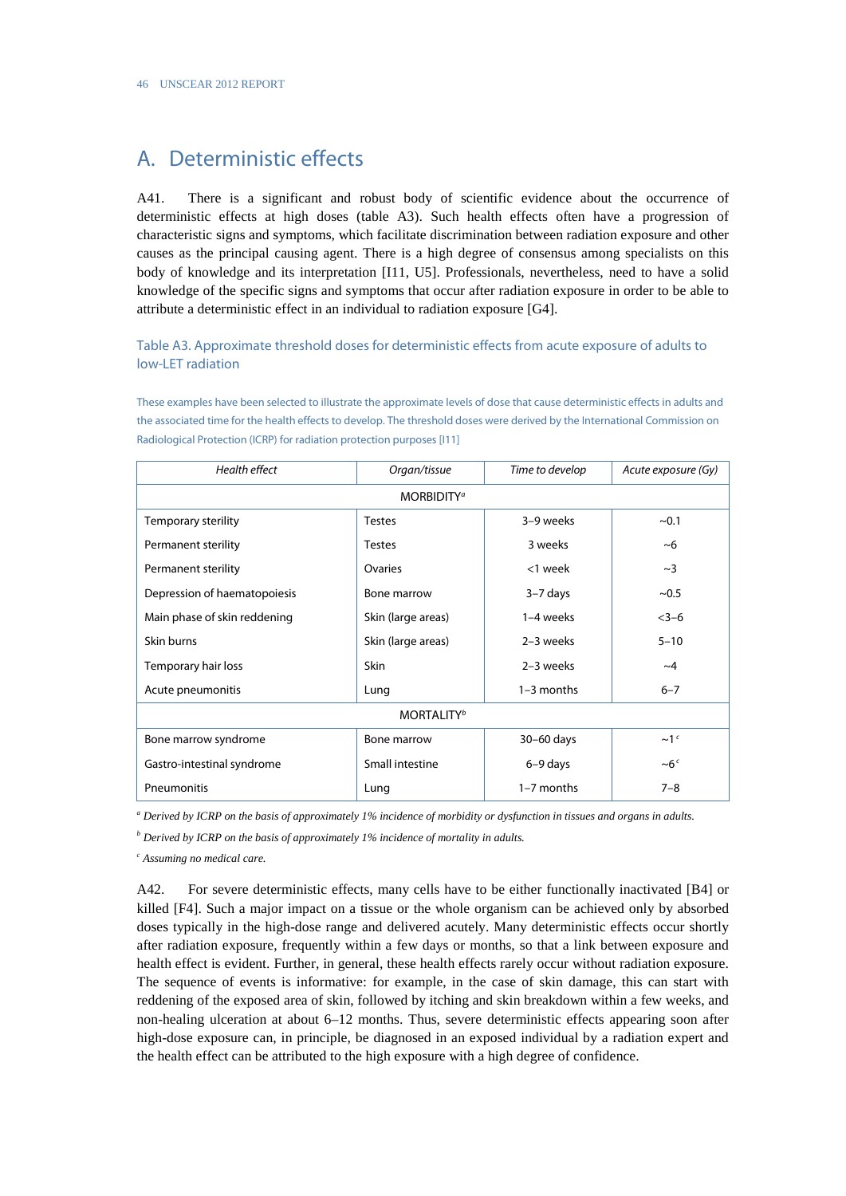## A. Deterministic effects

A41. There is a significant and robust body of scientific evidence about the occurrence of deterministic effects at high doses (table A3). Such health effects often have a progression of characteristic signs and symptoms, which facilitate discrimination between radiation exposure and other causes as the principal causing agent. There is a high degree of consensus among specialists on this body of knowledge and its interpretation [I11, U5]. Professionals, nevertheless, need to have a solid knowledge of the specific signs and symptoms that occur after radiation exposure in order to be able to attribute a deterministic effect in an individual to radiation exposure [G4].

### Table A3. Approximate threshold doses for deterministic effects from acute exposure of adults to low-LET radiation

These examples have been selected to illustrate the approximate levels of dose that cause deterministic effects in adults and the associated time for the health effects to develop. The threshold doses were derived by the International Commission on Radiological Protection (ICRP) for radiation protection purposes [I11]

| *Health effect* | *Organ/tissue* | *Time to develop* | *Acute exposure (Gy)* |
|---|---|---|---|
| MORBIDITY[a] | | | |
| Temporary sterility | Testes | 3–9 weeks | ~0.1 |
| Permanent sterility | Testes | 3 weeks | ~6 |
| Permanent sterility | Ovaries | <1 week | ~3 |
| Depression of haematopoiesis | Bone marrow | 3–7 days | ~0.5 |
| Main phase of skin reddening | Skin (large areas) | 1–4 weeks | <3–6 |
| Skin burns | Skin (large areas) | 2–3 weeks | 5–10 |
| Temporary hair loss | Skin | 2–3 weeks | ~4 |
| Acute pneumonitis | Lung | 1–3 months | 6–7 |
| MORTALITY[b] | | | |
| Bone marrow syndrome | Bone marrow | 30–60 days | ~1[c] |
| Gastro-intestinal syndrome | Small intestine | 6–9 days | ~6[c] |
| Pneumonitis | Lung | 1–7 months | 7–8 |

[a] *Derived by ICRP on the basis of approximately 1% incidence of morbidity or dysfunction in tissues and organs in adults.*

[b] *Derived by ICRP on the basis of approximately 1% incidence of mortality in adults.*

[c] *Assuming no medical care.*

A42. For severe deterministic effects, many cells have to be either functionally inactivated [B4] or killed [F4]. Such a major impact on a tissue or the whole organism can be achieved only by absorbed doses typically in the high-dose range and delivered acutely. Many deterministic effects occur shortly after radiation exposure, frequently within a few days or months, so that a link between exposure and health effect is evident. Further, in general, these health effects rarely occur without radiation exposure. The sequence of events is informative: for example, in the case of skin damage, this can start with reddening of the exposed area of skin, followed by itching and skin breakdown within a few weeks, and non-healing ulceration at about 6–12 months. Thus, severe deterministic effects appearing soon after high-dose exposure can, in principle, be diagnosed in an exposed individual by a radiation expert and the health effect can be attributed to the high exposure with a high degree of confidence.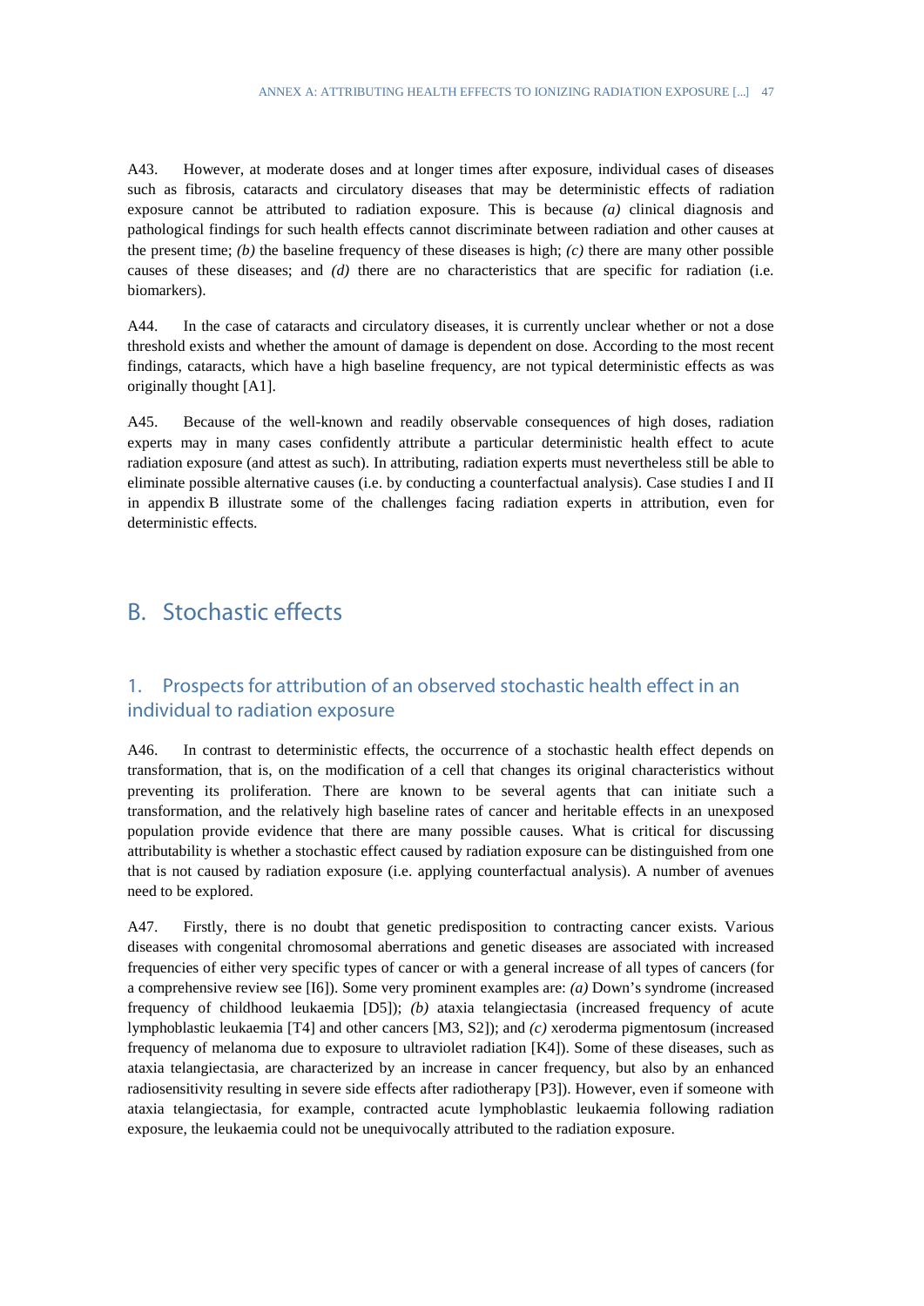A43. However, at moderate doses and at longer times after exposure, individual cases of diseases such as fibrosis, cataracts and circulatory diseases that may be deterministic effects of radiation exposure cannot be attributed to radiation exposure. This is because *(a)* clinical diagnosis and pathological findings for such health effects cannot discriminate between radiation and other causes at the present time; *(b)* the baseline frequency of these diseases is high; *(c)* there are many other possible causes of these diseases; and *(d)* there are no characteristics that are specific for radiation (i.e. biomarkers).

A44. In the case of cataracts and circulatory diseases, it is currently unclear whether or not a dose threshold exists and whether the amount of damage is dependent on dose. According to the most recent findings, cataracts, which have a high baseline frequency, are not typical deterministic effects as was originally thought [A1].

A45. Because of the well-known and readily observable consequences of high doses, radiation experts may in many cases confidently attribute a particular deterministic health effect to acute radiation exposure (and attest as such). In attributing, radiation experts must nevertheless still be able to eliminate possible alternative causes (i.e. by conducting a counterfactual analysis). Case studies I and II in appendix B illustrate some of the challenges facing radiation experts in attribution, even for deterministic effects.

# B. Stochastic effects

## 1. Prospects for attribution of an observed stochastic health effect in an individual to radiation exposure

A46. In contrast to deterministic effects, the occurrence of a stochastic health effect depends on transformation, that is, on the modification of a cell that changes its original characteristics without preventing its proliferation. There are known to be several agents that can initiate such a transformation, and the relatively high baseline rates of cancer and heritable effects in an unexposed population provide evidence that there are many possible causes. What is critical for discussing attributability is whether a stochastic effect caused by radiation exposure can be distinguished from one that is not caused by radiation exposure (i.e. applying counterfactual analysis). A number of avenues need to be explored.

A47. Firstly, there is no doubt that genetic predisposition to contracting cancer exists. Various diseases with congenital chromosomal aberrations and genetic diseases are associated with increased frequencies of either very specific types of cancer or with a general increase of all types of cancers (for a comprehensive review see [I6]). Some very prominent examples are: *(a)* Down's syndrome (increased frequency of childhood leukaemia [D5]); *(b)* ataxia telangiectasia (increased frequency of acute lymphoblastic leukaemia [T4] and other cancers [M3, S2]); and *(c)* xeroderma pigmentosum (increased frequency of melanoma due to exposure to ultraviolet radiation [K4]). Some of these diseases, such as ataxia telangiectasia, are characterized by an increase in cancer frequency, but also by an enhanced radiosensitivity resulting in severe side effects after radiotherapy [P3]). However, even if someone with ataxia telangiectasia, for example, contracted acute lymphoblastic leukaemia following radiation exposure, the leukaemia could not be unequivocally attributed to the radiation exposure.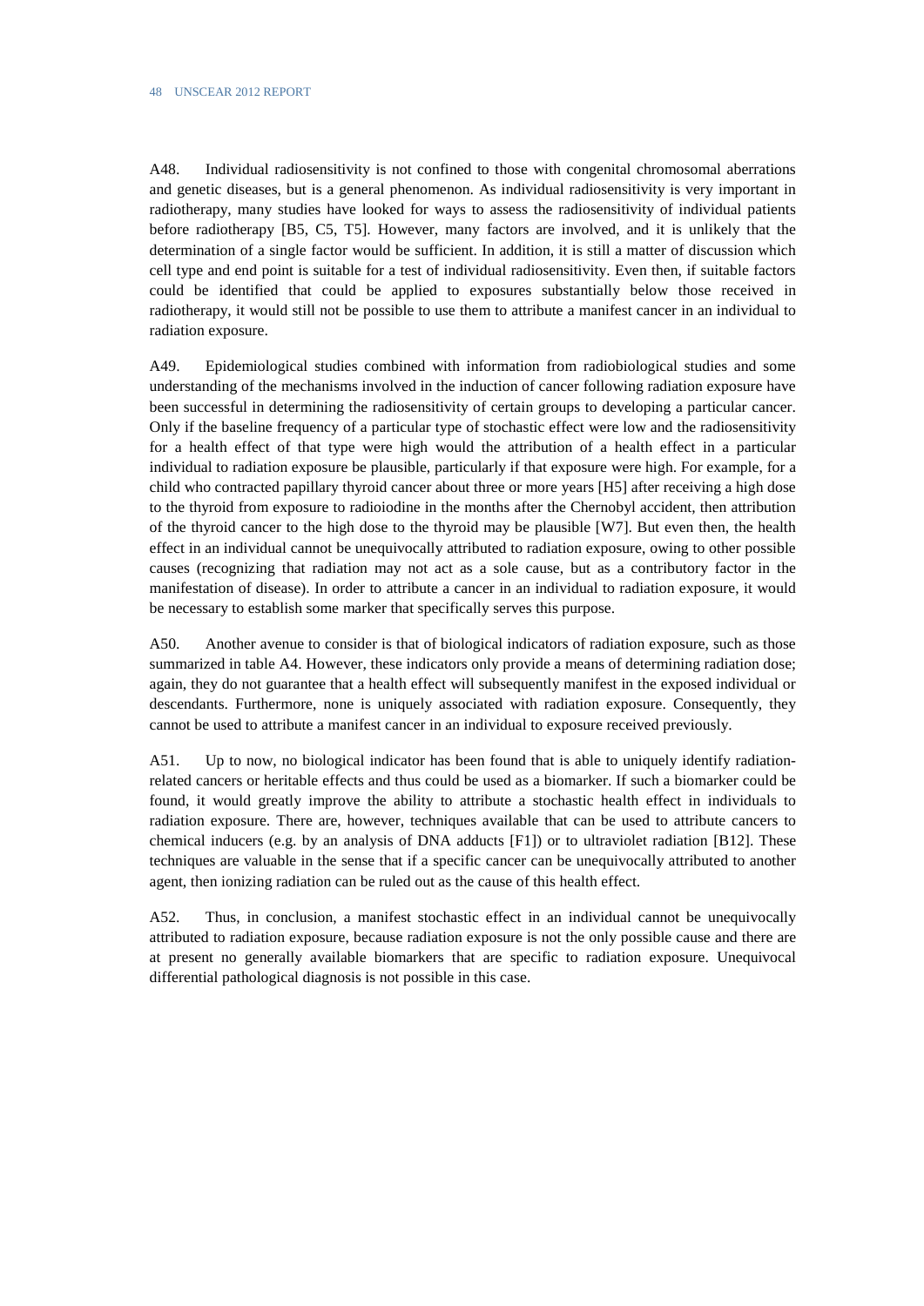A48. Individual radiosensitivity is not confined to those with congenital chromosomal aberrations and genetic diseases, but is a general phenomenon. As individual radiosensitivity is very important in radiotherapy, many studies have looked for ways to assess the radiosensitivity of individual patients before radiotherapy [B5, C5, T5]. However, many factors are involved, and it is unlikely that the determination of a single factor would be sufficient. In addition, it is still a matter of discussion which cell type and end point is suitable for a test of individual radiosensitivity. Even then, if suitable factors could be identified that could be applied to exposures substantially below those received in radiotherapy, it would still not be possible to use them to attribute a manifest cancer in an individual to radiation exposure.

A49. Epidemiological studies combined with information from radiobiological studies and some understanding of the mechanisms involved in the induction of cancer following radiation exposure have been successful in determining the radiosensitivity of certain groups to developing a particular cancer. Only if the baseline frequency of a particular type of stochastic effect were low and the radiosensitivity for a health effect of that type were high would the attribution of a health effect in a particular individual to radiation exposure be plausible, particularly if that exposure were high. For example, for a child who contracted papillary thyroid cancer about three or more years [H5] after receiving a high dose to the thyroid from exposure to radioiodine in the months after the Chernobyl accident, then attribution of the thyroid cancer to the high dose to the thyroid may be plausible [W7]. But even then, the health effect in an individual cannot be unequivocally attributed to radiation exposure, owing to other possible causes (recognizing that radiation may not act as a sole cause, but as a contributory factor in the manifestation of disease). In order to attribute a cancer in an individual to radiation exposure, it would be necessary to establish some marker that specifically serves this purpose.

A50. Another avenue to consider is that of biological indicators of radiation exposure, such as those summarized in table A4. However, these indicators only provide a means of determining radiation dose; again, they do not guarantee that a health effect will subsequently manifest in the exposed individual or descendants. Furthermore, none is uniquely associated with radiation exposure. Consequently, they cannot be used to attribute a manifest cancer in an individual to exposure received previously.

A51. Up to now, no biological indicator has been found that is able to uniquely identify radiation-related cancers or heritable effects and thus could be used as a biomarker. If such a biomarker could be found, it would greatly improve the ability to attribute a stochastic health effect in individuals to radiation exposure. There are, however, techniques available that can be used to attribute cancers to chemical inducers (e.g. by an analysis of DNA adducts [F1]) or to ultraviolet radiation [B12]. These techniques are valuable in the sense that if a specific cancer can be unequivocally attributed to another agent, then ionizing radiation can be ruled out as the cause of this health effect.

A52. Thus, in conclusion, a manifest stochastic effect in an individual cannot be unequivocally attributed to radiation exposure, because radiation exposure is not the only possible cause and there are at present no generally available biomarkers that are specific to radiation exposure. Unequivocal differential pathological diagnosis is not possible in this case.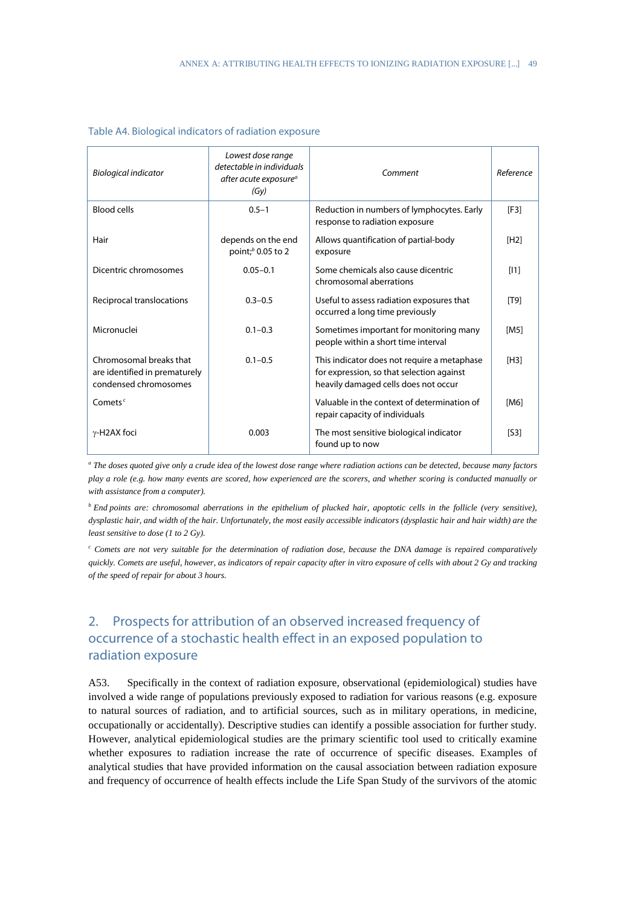Table A4. Biological indicators of radiation exposure

| *Biological indicator* | *Lowest dose range detectable in individuals after acute exposure*[a] *(Gy)* | *Comment* | *Reference* |
|---|---|---|---|
| Blood cells | 0.5–1 | Reduction in numbers of lymphocytes. Early response to radiation exposure | [F3] |
| Hair | depends on the end point;[b] 0.05 to 2 | Allows quantification of partial-body exposure | [H2] |
| Dicentric chromosomes | 0.05–0.1 | Some chemicals also cause dicentric chromosomal aberrations | [I1] |
| Reciprocal translocations | 0.3–0.5 | Useful to assess radiation exposures that occurred a long time previously | [T9] |
| Micronuclei | 0.1–0.3 | Sometimes important for monitoring many people within a short time interval | [M5] |
| Chromosomal breaks that are identified in prematurely condensed chromosomes | 0.1–0.5 | This indicator does not require a metaphase for expression, so that selection against heavily damaged cells does not occur | [H3] |
| Comets[c] | | Valuable in the context of determination of repair capacity of individuals | [M6] |
| γ-H2AX foci | 0.003 | The most sensitive biological indicator found up to now | [S3] |

[a] *The doses quoted give only a crude idea of the lowest dose range where radiation actions can be detected, because many factors play a role (e.g. how many events are scored, how experienced are the scorers, and whether scoring is conducted manually or with assistance from a computer).*

[b] *End points are: chromosomal aberrations in the epithelium of plucked hair, apoptotic cells in the follicle (very sensitive), dysplastic hair, and width of the hair. Unfortunately, the most easily accessible indicators (dysplastic hair and hair width) are the least sensitive to dose (1 to 2 Gy).*

[c] *Comets are not very suitable for the determination of radiation dose, because the DNA damage is repaired comparatively quickly. Comets are useful, however, as indicators of repair capacity after in vitro exposure of cells with about 2 Gy and tracking of the speed of repair for about 3 hours.*

## 2. Prospects for attribution of an observed increased frequency of occurrence of a stochastic health effect in an exposed population to radiation exposure

A53. Specifically in the context of radiation exposure, observational (epidemiological) studies have involved a wide range of populations previously exposed to radiation for various reasons (e.g. exposure to natural sources of radiation, and to artificial sources, such as in military operations, in medicine, occupationally or accidentally). Descriptive studies can identify a possible association for further study. However, analytical epidemiological studies are the primary scientific tool used to critically examine whether exposures to radiation increase the rate of occurrence of specific diseases. Examples of analytical studies that have provided information on the causal association between radiation exposure and frequency of occurrence of health effects include the Life Span Study of the survivors of the atomic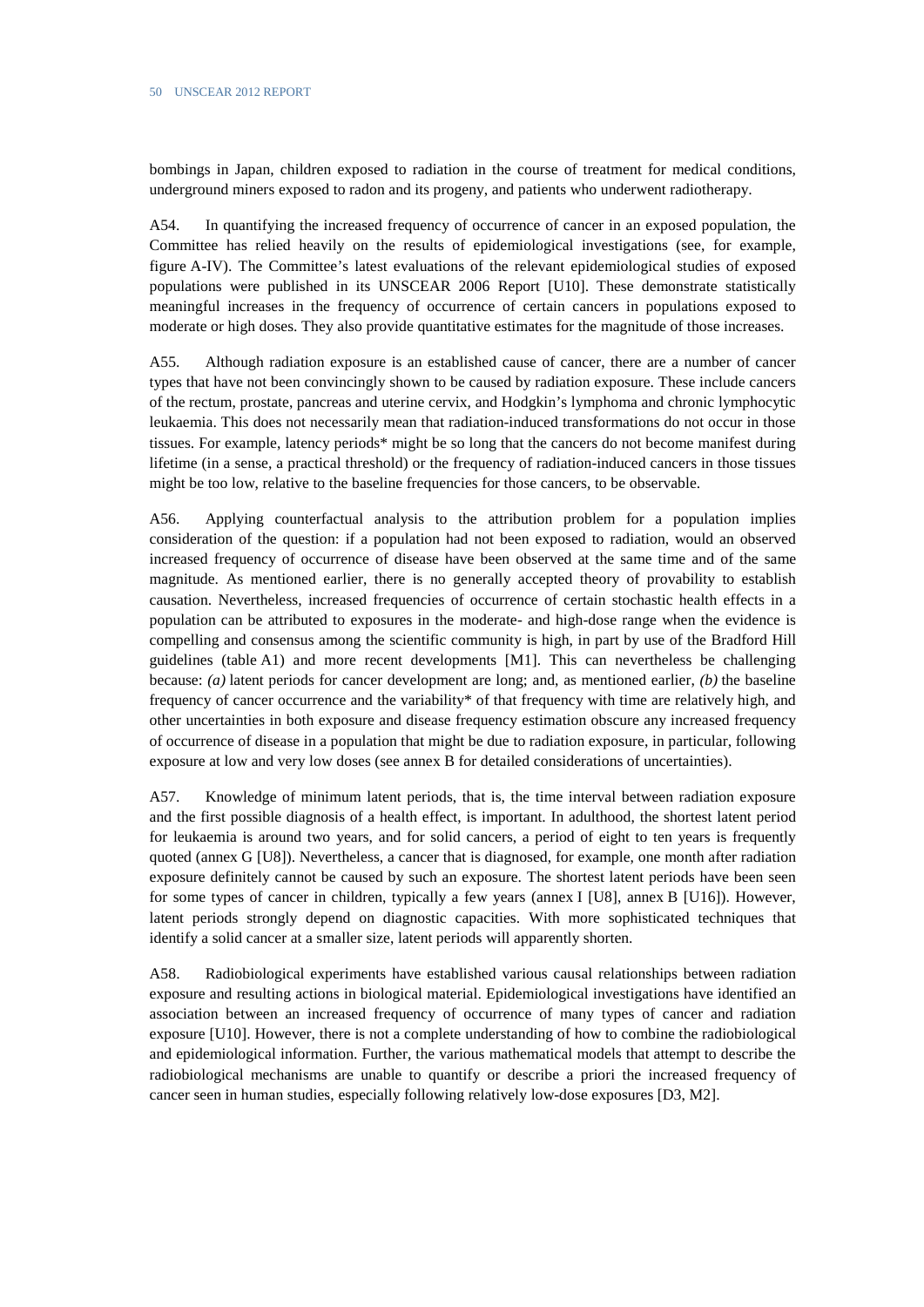bombings in Japan, children exposed to radiation in the course of treatment for medical conditions, underground miners exposed to radon and its progeny, and patients who underwent radiotherapy.

A54. In quantifying the increased frequency of occurrence of cancer in an exposed population, the Committee has relied heavily on the results of epidemiological investigations (see, for example, figure A-IV). The Committee's latest evaluations of the relevant epidemiological studies of exposed populations were published in its UNSCEAR 2006 Report [U10]. These demonstrate statistically meaningful increases in the frequency of occurrence of certain cancers in populations exposed to moderate or high doses. They also provide quantitative estimates for the magnitude of those increases.

A55. Although radiation exposure is an established cause of cancer, there are a number of cancer types that have not been convincingly shown to be caused by radiation exposure. These include cancers of the rectum, prostate, pancreas and uterine cervix, and Hodgkin's lymphoma and chronic lymphocytic leukaemia. This does not necessarily mean that radiation-induced transformations do not occur in those tissues. For example, latency periods* might be so long that the cancers do not become manifest during lifetime (in a sense, a practical threshold) or the frequency of radiation-induced cancers in those tissues might be too low, relative to the baseline frequencies for those cancers, to be observable.

A56. Applying counterfactual analysis to the attribution problem for a population implies consideration of the question: if a population had not been exposed to radiation, would an observed increased frequency of occurrence of disease have been observed at the same time and of the same magnitude. As mentioned earlier, there is no generally accepted theory of provability to establish causation. Nevertheless, increased frequencies of occurrence of certain stochastic health effects in a population can be attributed to exposures in the moderate- and high-dose range when the evidence is compelling and consensus among the scientific community is high, in part by use of the Bradford Hill guidelines (table A1) and more recent developments [M1]. This can nevertheless be challenging because: *(a)* latent periods for cancer development are long; and, as mentioned earlier, *(b)* the baseline frequency of cancer occurrence and the variability* of that frequency with time are relatively high, and other uncertainties in both exposure and disease frequency estimation obscure any increased frequency of occurrence of disease in a population that might be due to radiation exposure, in particular, following exposure at low and very low doses (see annex B for detailed considerations of uncertainties).

A57. Knowledge of minimum latent periods, that is, the time interval between radiation exposure and the first possible diagnosis of a health effect, is important. In adulthood, the shortest latent period for leukaemia is around two years, and for solid cancers, a period of eight to ten years is frequently quoted (annex G [U8]). Nevertheless, a cancer that is diagnosed, for example, one month after radiation exposure definitely cannot be caused by such an exposure. The shortest latent periods have been seen for some types of cancer in children, typically a few years (annex I [U8], annex B [U16]). However, latent periods strongly depend on diagnostic capacities. With more sophisticated techniques that identify a solid cancer at a smaller size, latent periods will apparently shorten.

A58. Radiobiological experiments have established various causal relationships between radiation exposure and resulting actions in biological material. Epidemiological investigations have identified an association between an increased frequency of occurrence of many types of cancer and radiation exposure [U10]. However, there is not a complete understanding of how to combine the radiobiological and epidemiological information. Further, the various mathematical models that attempt to describe the radiobiological mechanisms are unable to quantify or describe a priori the increased frequency of cancer seen in human studies, especially following relatively low-dose exposures [D3, M2].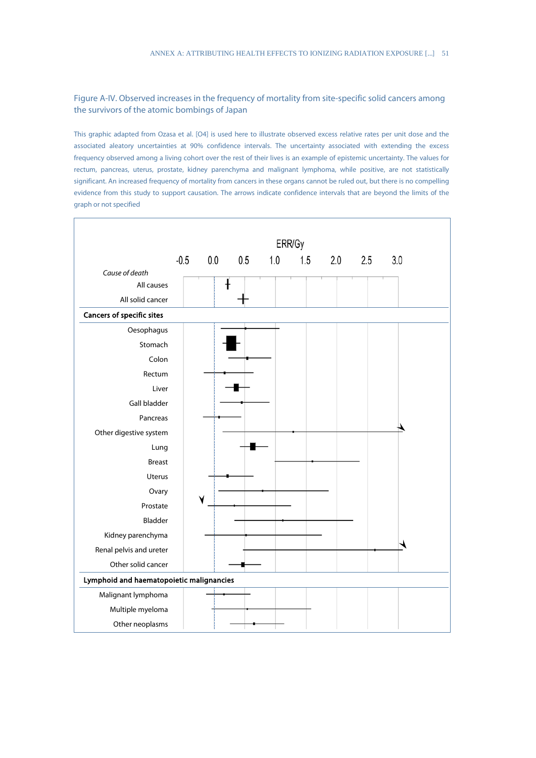## Figure A-IV. Observed increases in the frequency of mortality from site-specific solid cancers among the survivors of the atomic bombings of Japan

This graphic adapted from Ozasa et al. [O4] is used here to illustrate observed excess relative rates per unit dose and the associated aleatory uncertainties at 90% confidence intervals. The uncertainty associated with extending the excess frequency observed among a living cohort over the rest of their lives is an example of epistemic uncertainty. The values for rectum, pancreas, uterus, prostate, kidney parenchyma and malignant lymphoma, while positive, are not statistically significant. An increased frequency of mortality from cancers in these organs cannot be ruled out, but there is no compelling evidence from this study to support causation. The arrows indicate confidence intervals that are beyond the limits of the graph or not specified

ERR/Gy

-0.5 0.0 0.5 1.0 1.5 2.0 2.5 3.0

*Cause of death*

All causes

All solid cancer

**Cancers of specific sites**

Oesophagus

Stomach

Colon

Rectum

Liver

Gall bladder

Pancreas

Other digestive system

Lung

Breast

Uterus

Ovary

Prostate

Bladder

Kidney parenchyma

Renal pelvis and ureter

Other solid cancer

**Lymphoid and haematopoietic malignancies**

Malignant lymphoma

Multiple myeloma

Other neoplasms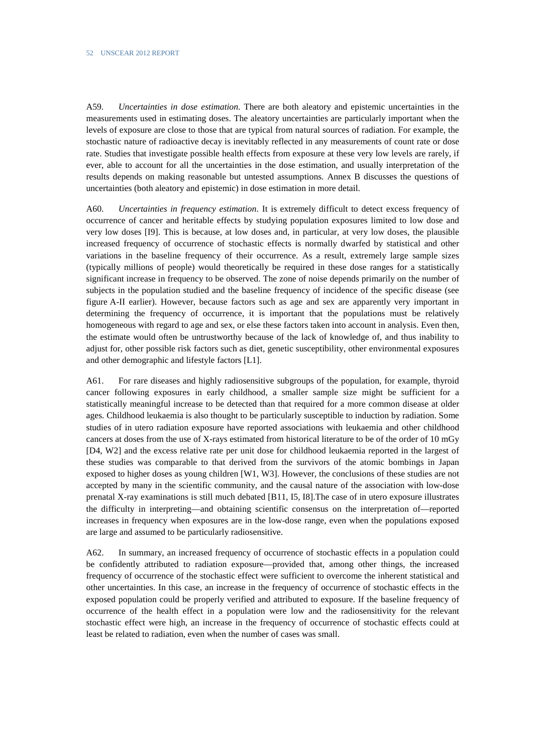A59. *Uncertainties in dose estimation.* There are both aleatory and epistemic uncertainties in the measurements used in estimating doses. The aleatory uncertainties are particularly important when the levels of exposure are close to those that are typical from natural sources of radiation. For example, the stochastic nature of radioactive decay is inevitably reflected in any measurements of count rate or dose rate. Studies that investigate possible health effects from exposure at these very low levels are rarely, if ever, able to account for all the uncertainties in the dose estimation, and usually interpretation of the results depends on making reasonable but untested assumptions. Annex B discusses the questions of uncertainties (both aleatory and epistemic) in dose estimation in more detail.

A60. *Uncertainties in frequency estimation*. It is extremely difficult to detect excess frequency of occurrence of cancer and heritable effects by studying population exposures limited to low dose and very low doses [I9]. This is because, at low doses and, in particular, at very low doses, the plausible increased frequency of occurrence of stochastic effects is normally dwarfed by statistical and other variations in the baseline frequency of their occurrence. As a result, extremely large sample sizes (typically millions of people) would theoretically be required in these dose ranges for a statistically significant increase in frequency to be observed. The zone of noise depends primarily on the number of subjects in the population studied and the baseline frequency of incidence of the specific disease (see figure A-II earlier). However, because factors such as age and sex are apparently very important in determining the frequency of occurrence, it is important that the populations must be relatively homogeneous with regard to age and sex, or else these factors taken into account in analysis. Even then, the estimate would often be untrustworthy because of the lack of knowledge of, and thus inability to adjust for, other possible risk factors such as diet, genetic susceptibility, other environmental exposures and other demographic and lifestyle factors [L1].

A61. For rare diseases and highly radiosensitive subgroups of the population, for example, thyroid cancer following exposures in early childhood, a smaller sample size might be sufficient for a statistically meaningful increase to be detected than that required for a more common disease at older ages. Childhood leukaemia is also thought to be particularly susceptible to induction by radiation. Some studies of in utero radiation exposure have reported associations with leukaemia and other childhood cancers at doses from the use of X-rays estimated from historical literature to be of the order of 10 mGy [D4, W2] and the excess relative rate per unit dose for childhood leukaemia reported in the largest of these studies was comparable to that derived from the survivors of the atomic bombings in Japan exposed to higher doses as young children [W1, W3]. However, the conclusions of these studies are not accepted by many in the scientific community, and the causal nature of the association with low-dose prenatal X-ray examinations is still much debated [B11, I5, I8].The case of in utero exposure illustrates the difficulty in interpreting—and obtaining scientific consensus on the interpretation of—reported increases in frequency when exposures are in the low-dose range, even when the populations exposed are large and assumed to be particularly radiosensitive.

A62. In summary, an increased frequency of occurrence of stochastic effects in a population could be confidently attributed to radiation exposure—provided that, among other things, the increased frequency of occurrence of the stochastic effect were sufficient to overcome the inherent statistical and other uncertainties. In this case, an increase in the frequency of occurrence of stochastic effects in the exposed population could be properly verified and attributed to exposure. If the baseline frequency of occurrence of the health effect in a population were low and the radiosensitivity for the relevant stochastic effect were high, an increase in the frequency of occurrence of stochastic effects could at least be related to radiation, even when the number of cases was small.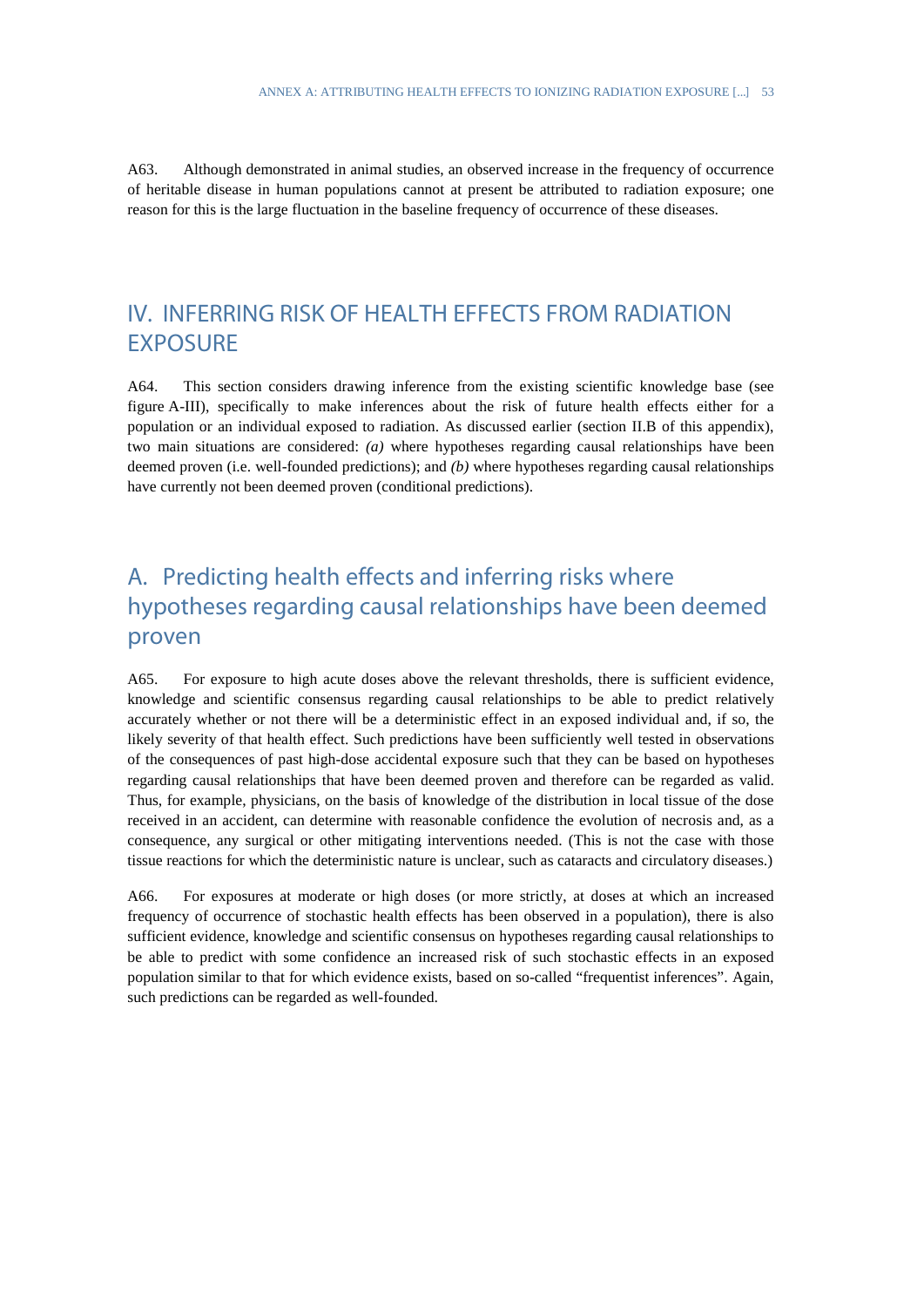A63. Although demonstrated in animal studies, an observed increase in the frequency of occurrence of heritable disease in human populations cannot at present be attributed to radiation exposure; one reason for this is the large fluctuation in the baseline frequency of occurrence of these diseases.

# IV. INFERRING RISK OF HEALTH EFFECTS FROM RADIATION EXPOSURE

A64. This section considers drawing inference from the existing scientific knowledge base (see figure A-III), specifically to make inferences about the risk of future health effects either for a population or an individual exposed to radiation. As discussed earlier (section II.B of this appendix), two main situations are considered: *(a)* where hypotheses regarding causal relationships have been deemed proven (i.e. well-founded predictions); and *(b)* where hypotheses regarding causal relationships have currently not been deemed proven (conditional predictions).

## A. Predicting health effects and inferring risks where hypotheses regarding causal relationships have been deemed proven

A65. For exposure to high acute doses above the relevant thresholds, there is sufficient evidence, knowledge and scientific consensus regarding causal relationships to be able to predict relatively accurately whether or not there will be a deterministic effect in an exposed individual and, if so, the likely severity of that health effect. Such predictions have been sufficiently well tested in observations of the consequences of past high-dose accidental exposure such that they can be based on hypotheses regarding causal relationships that have been deemed proven and therefore can be regarded as valid. Thus, for example, physicians, on the basis of knowledge of the distribution in local tissue of the dose received in an accident, can determine with reasonable confidence the evolution of necrosis and, as a consequence, any surgical or other mitigating interventions needed. (This is not the case with those tissue reactions for which the deterministic nature is unclear, such as cataracts and circulatory diseases.)

A66. For exposures at moderate or high doses (or more strictly, at doses at which an increased frequency of occurrence of stochastic health effects has been observed in a population), there is also sufficient evidence, knowledge and scientific consensus on hypotheses regarding causal relationships to be able to predict with some confidence an increased risk of such stochastic effects in an exposed population similar to that for which evidence exists, based on so-called "frequentist inferences". Again, such predictions can be regarded as well-founded.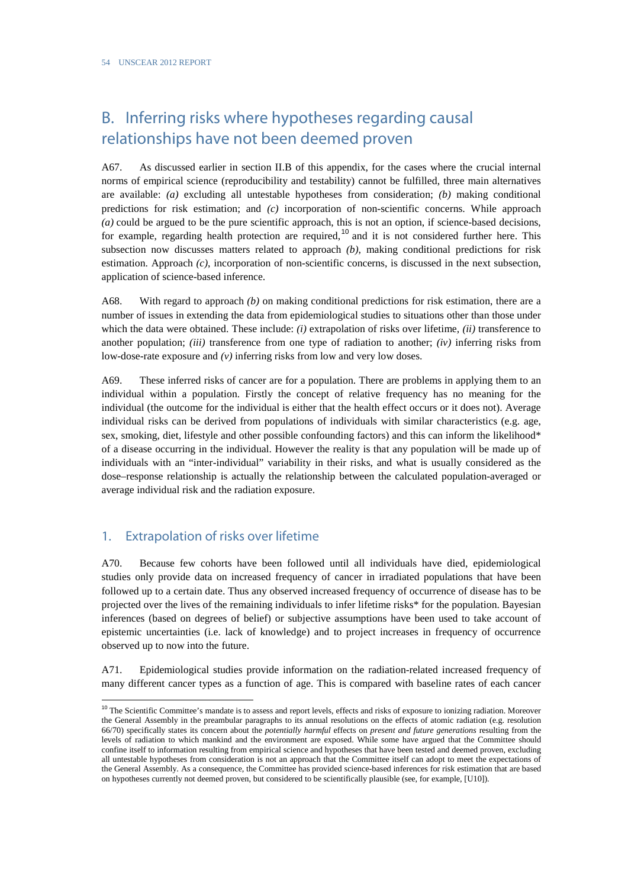## B. Inferring risks where hypotheses regarding causal relationships have not been deemed proven

A67. As discussed earlier in section II.B of this appendix, for the cases where the crucial internal norms of empirical science (reproducibility and testability) cannot be fulfilled, three main alternatives are available: *(a)* excluding all untestable hypotheses from consideration; *(b)* making conditional predictions for risk estimation; and *(c)* incorporation of non-scientific concerns. While approach *(a)* could be argued to be the pure scientific approach, this is not an option, if science-based decisions, for example, regarding health protection are required,[10] and it is not considered further here. This subsection now discusses matters related to approach *(b)*, making conditional predictions for risk estimation. Approach *(c)*, incorporation of non-scientific concerns, is discussed in the next subsection, application of science-based inference.

A68. With regard to approach *(b)* on making conditional predictions for risk estimation, there are a number of issues in extending the data from epidemiological studies to situations other than those under which the data were obtained. These include: *(i)* extrapolation of risks over lifetime, *(ii)* transference to another population; *(iii)* transference from one type of radiation to another; *(iv)* inferring risks from low-dose-rate exposure and *(v)* inferring risks from low and very low doses.

A69. These inferred risks of cancer are for a population. There are problems in applying them to an individual within a population. Firstly the concept of relative frequency has no meaning for the individual (the outcome for the individual is either that the health effect occurs or it does not). Average individual risks can be derived from populations of individuals with similar characteristics (e.g. age, sex, smoking, diet, lifestyle and other possible confounding factors) and this can inform the likelihood* of a disease occurring in the individual. However the reality is that any population will be made up of individuals with an "inter-individual" variability in their risks, and what is usually considered as the dose–response relationship is actually the relationship between the calculated population-averaged or average individual risk and the radiation exposure.

### 1. Extrapolation of risks over lifetime

A70. Because few cohorts have been followed until all individuals have died, epidemiological studies only provide data on increased frequency of cancer in irradiated populations that have been followed up to a certain date. Thus any observed increased frequency of occurrence of disease has to be projected over the lives of the remaining individuals to infer lifetime risks* for the population. Bayesian inferences (based on degrees of belief) or subjective assumptions have been used to take account of epistemic uncertainties (i.e. lack of knowledge) and to project increases in frequency of occurrence observed up to now into the future.

A71. Epidemiological studies provide information on the radiation-related increased frequency of many different cancer types as a function of age. This is compared with baseline rates of each cancer

[10] The Scientific Committee's mandate is to assess and report levels, effects and risks of exposure to ionizing radiation. Moreover the General Assembly in the preambular paragraphs to its annual resolutions on the effects of atomic radiation (e.g. resolution 66/70) specifically states its concern about the *potentially harmful* effects on *present and future generations* resulting from the levels of radiation to which mankind and the environment are exposed. While some have argued that the Committee should confine itself to information resulting from empirical science and hypotheses that have been tested and deemed proven, excluding all untestable hypotheses from consideration is not an approach that the Committee itself can adopt to meet the expectations of the General Assembly. As a consequence, the Committee has provided science-based inferences for risk estimation that are based on hypotheses currently not deemed proven, but considered to be scientifically plausible (see, for example, [U10]).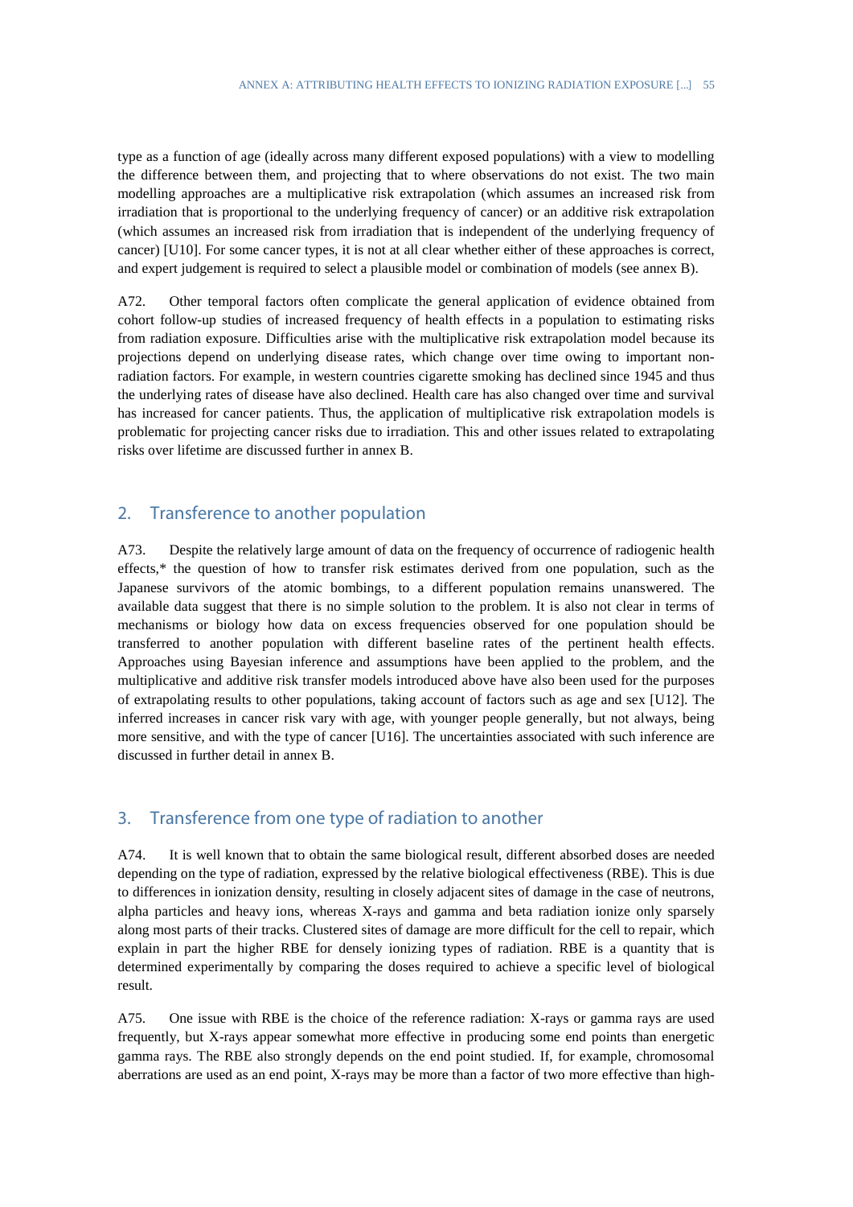type as a function of age (ideally across many different exposed populations) with a view to modelling the difference between them, and projecting that to where observations do not exist. The two main modelling approaches are a multiplicative risk extrapolation (which assumes an increased risk from irradiation that is proportional to the underlying frequency of cancer) or an additive risk extrapolation (which assumes an increased risk from irradiation that is independent of the underlying frequency of cancer) [U10]. For some cancer types, it is not at all clear whether either of these approaches is correct, and expert judgement is required to select a plausible model or combination of models (see annex B).

A72. Other temporal factors often complicate the general application of evidence obtained from cohort follow-up studies of increased frequency of health effects in a population to estimating risks from radiation exposure. Difficulties arise with the multiplicative risk extrapolation model because its projections depend on underlying disease rates, which change over time owing to important non-radiation factors. For example, in western countries cigarette smoking has declined since 1945 and thus the underlying rates of disease have also declined. Health care has also changed over time and survival has increased for cancer patients. Thus, the application of multiplicative risk extrapolation models is problematic for projecting cancer risks due to irradiation. This and other issues related to extrapolating risks over lifetime are discussed further in annex B.

## 2. Transference to another population

A73. Despite the relatively large amount of data on the frequency of occurrence of radiogenic health effects,* the question of how to transfer risk estimates derived from one population, such as the Japanese survivors of the atomic bombings, to a different population remains unanswered. The available data suggest that there is no simple solution to the problem. It is also not clear in terms of mechanisms or biology how data on excess frequencies observed for one population should be transferred to another population with different baseline rates of the pertinent health effects. Approaches using Bayesian inference and assumptions have been applied to the problem, and the multiplicative and additive risk transfer models introduced above have also been used for the purposes of extrapolating results to other populations, taking account of factors such as age and sex [U12]. The inferred increases in cancer risk vary with age, with younger people generally, but not always, being more sensitive, and with the type of cancer [U16]. The uncertainties associated with such inference are discussed in further detail in annex B.

## 3. Transference from one type of radiation to another

A74. It is well known that to obtain the same biological result, different absorbed doses are needed depending on the type of radiation, expressed by the relative biological effectiveness (RBE). This is due to differences in ionization density, resulting in closely adjacent sites of damage in the case of neutrons, alpha particles and heavy ions, whereas X-rays and gamma and beta radiation ionize only sparsely along most parts of their tracks. Clustered sites of damage are more difficult for the cell to repair, which explain in part the higher RBE for densely ionizing types of radiation. RBE is a quantity that is determined experimentally by comparing the doses required to achieve a specific level of biological result.

A75. One issue with RBE is the choice of the reference radiation: X-rays or gamma rays are used frequently, but X-rays appear somewhat more effective in producing some end points than energetic gamma rays. The RBE also strongly depends on the end point studied. If, for example, chromosomal aberrations are used as an end point, X-rays may be more than a factor of two more effective than high-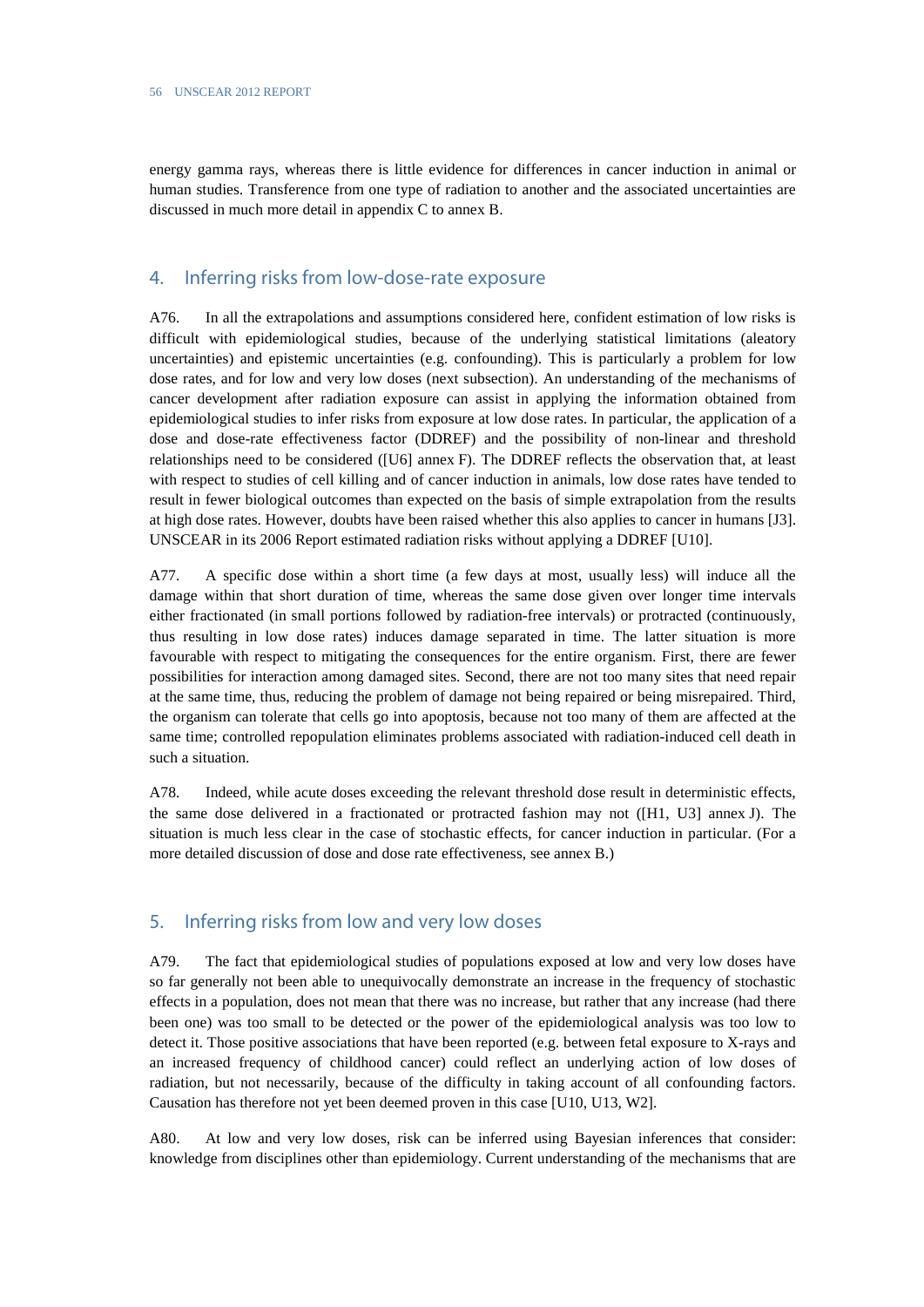energy gamma rays, whereas there is little evidence for differences in cancer induction in animal or human studies. Transference from one type of radiation to another and the associated uncertainties are discussed in much more detail in appendix C to annex B.

## 4. Inferring risks from low-dose-rate exposure

A76. In all the extrapolations and assumptions considered here, confident estimation of low risks is difficult with epidemiological studies, because of the underlying statistical limitations (aleatory uncertainties) and epistemic uncertainties (e.g. confounding). This is particularly a problem for low dose rates, and for low and very low doses (next subsection). An understanding of the mechanisms of cancer development after radiation exposure can assist in applying the information obtained from epidemiological studies to infer risks from exposure at low dose rates. In particular, the application of a dose and dose-rate effectiveness factor (DDREF) and the possibility of non-linear and threshold relationships need to be considered ([U6] annex F). The DDREF reflects the observation that, at least with respect to studies of cell killing and of cancer induction in animals, low dose rates have tended to result in fewer biological outcomes than expected on the basis of simple extrapolation from the results at high dose rates. However, doubts have been raised whether this also applies to cancer in humans [J3]. UNSCEAR in its 2006 Report estimated radiation risks without applying a DDREF [U10].

A77. A specific dose within a short time (a few days at most, usually less) will induce all the damage within that short duration of time, whereas the same dose given over longer time intervals either fractionated (in small portions followed by radiation-free intervals) or protracted (continuously, thus resulting in low dose rates) induces damage separated in time. The latter situation is more favourable with respect to mitigating the consequences for the entire organism. First, there are fewer possibilities for interaction among damaged sites. Second, there are not too many sites that need repair at the same time, thus, reducing the problem of damage not being repaired or being misrepaired. Third, the organism can tolerate that cells go into apoptosis, because not too many of them are affected at the same time; controlled repopulation eliminates problems associated with radiation-induced cell death in such a situation.

A78. Indeed, while acute doses exceeding the relevant threshold dose result in deterministic effects, the same dose delivered in a fractionated or protracted fashion may not ([H1, U3] annex J). The situation is much less clear in the case of stochastic effects, for cancer induction in particular. (For a more detailed discussion of dose and dose rate effectiveness, see annex B.)

## 5. Inferring risks from low and very low doses

A79. The fact that epidemiological studies of populations exposed at low and very low doses have so far generally not been able to unequivocally demonstrate an increase in the frequency of stochastic effects in a population, does not mean that there was no increase, but rather that any increase (had there been one) was too small to be detected or the power of the epidemiological analysis was too low to detect it. Those positive associations that have been reported (e.g. between fetal exposure to X-rays and an increased frequency of childhood cancer) could reflect an underlying action of low doses of radiation, but not necessarily, because of the difficulty in taking account of all confounding factors. Causation has therefore not yet been deemed proven in this case [U10, U13, W2].

A80. At low and very low doses, risk can be inferred using Bayesian inferences that consider: knowledge from disciplines other than epidemiology. Current understanding of the mechanisms that are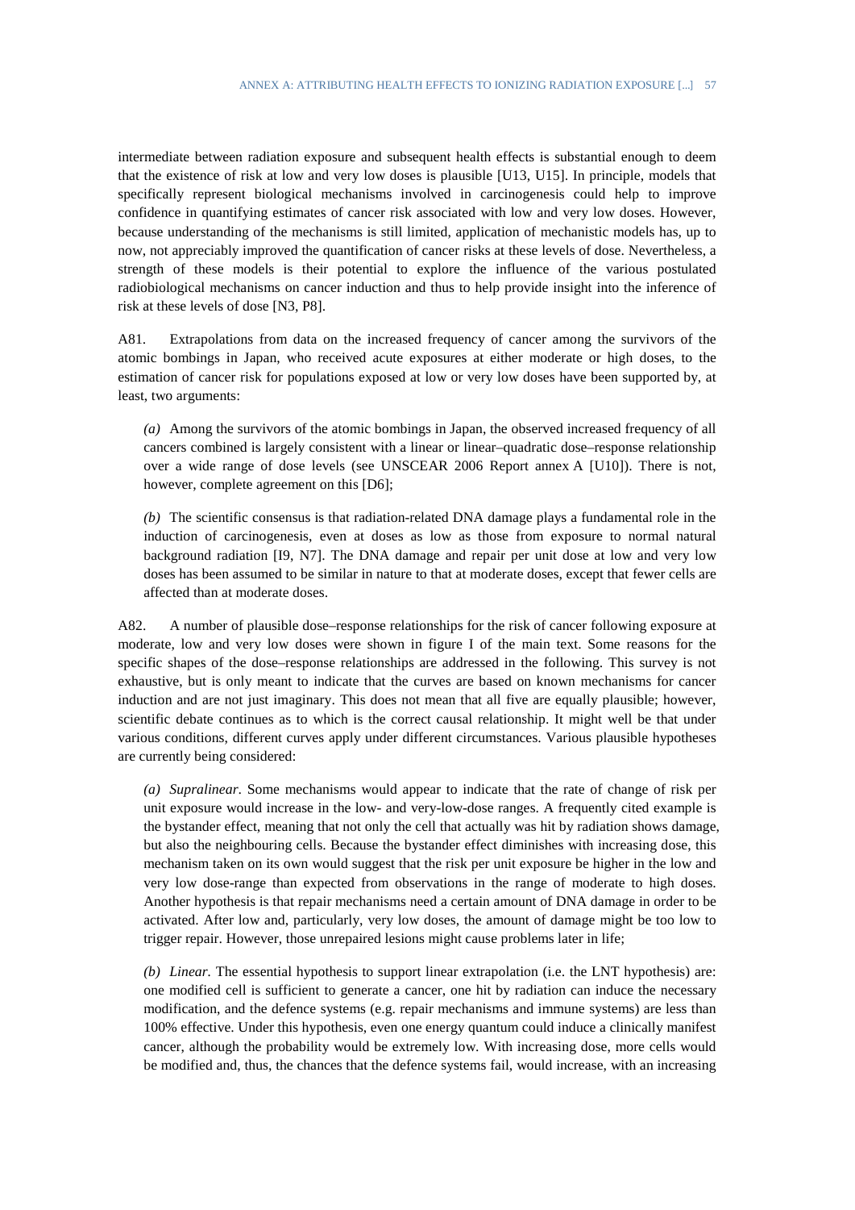intermediate between radiation exposure and subsequent health effects is substantial enough to deem that the existence of risk at low and very low doses is plausible [U13, U15]. In principle, models that specifically represent biological mechanisms involved in carcinogenesis could help to improve confidence in quantifying estimates of cancer risk associated with low and very low doses. However, because understanding of the mechanisms is still limited, application of mechanistic models has, up to now, not appreciably improved the quantification of cancer risks at these levels of dose. Nevertheless, a strength of these models is their potential to explore the influence of the various postulated radiobiological mechanisms on cancer induction and thus to help provide insight into the inference of risk at these levels of dose [N3, P8].

A81. Extrapolations from data on the increased frequency of cancer among the survivors of the atomic bombings in Japan, who received acute exposures at either moderate or high doses, to the estimation of cancer risk for populations exposed at low or very low doses have been supported by, at least, two arguments:

*(a)* Among the survivors of the atomic bombings in Japan, the observed increased frequency of all cancers combined is largely consistent with a linear or linear–quadratic dose–response relationship over a wide range of dose levels (see UNSCEAR 2006 Report annex A [U10]). There is not, however, complete agreement on this [D6];

*(b)* The scientific consensus is that radiation-related DNA damage plays a fundamental role in the induction of carcinogenesis, even at doses as low as those from exposure to normal natural background radiation [I9, N7]. The DNA damage and repair per unit dose at low and very low doses has been assumed to be similar in nature to that at moderate doses, except that fewer cells are affected than at moderate doses.

A82. A number of plausible dose–response relationships for the risk of cancer following exposure at moderate, low and very low doses were shown in figure I of the main text. Some reasons for the specific shapes of the dose–response relationships are addressed in the following. This survey is not exhaustive, but is only meant to indicate that the curves are based on known mechanisms for cancer induction and are not just imaginary. This does not mean that all five are equally plausible; however, scientific debate continues as to which is the correct causal relationship. It might well be that under various conditions, different curves apply under different circumstances. Various plausible hypotheses are currently being considered:

*(a) Supralinear*. Some mechanisms would appear to indicate that the rate of change of risk per unit exposure would increase in the low- and very-low-dose ranges. A frequently cited example is the bystander effect, meaning that not only the cell that actually was hit by radiation shows damage, but also the neighbouring cells. Because the bystander effect diminishes with increasing dose, this mechanism taken on its own would suggest that the risk per unit exposure be higher in the low and very low dose-range than expected from observations in the range of moderate to high doses. Another hypothesis is that repair mechanisms need a certain amount of DNA damage in order to be activated. After low and, particularly, very low doses, the amount of damage might be too low to trigger repair. However, those unrepaired lesions might cause problems later in life;

*(b) Linear*. The essential hypothesis to support linear extrapolation (i.e. the LNT hypothesis) are: one modified cell is sufficient to generate a cancer, one hit by radiation can induce the necessary modification, and the defence systems (e.g. repair mechanisms and immune systems) are less than 100% effective. Under this hypothesis, even one energy quantum could induce a clinically manifest cancer, although the probability would be extremely low. With increasing dose, more cells would be modified and, thus, the chances that the defence systems fail, would increase, with an increasing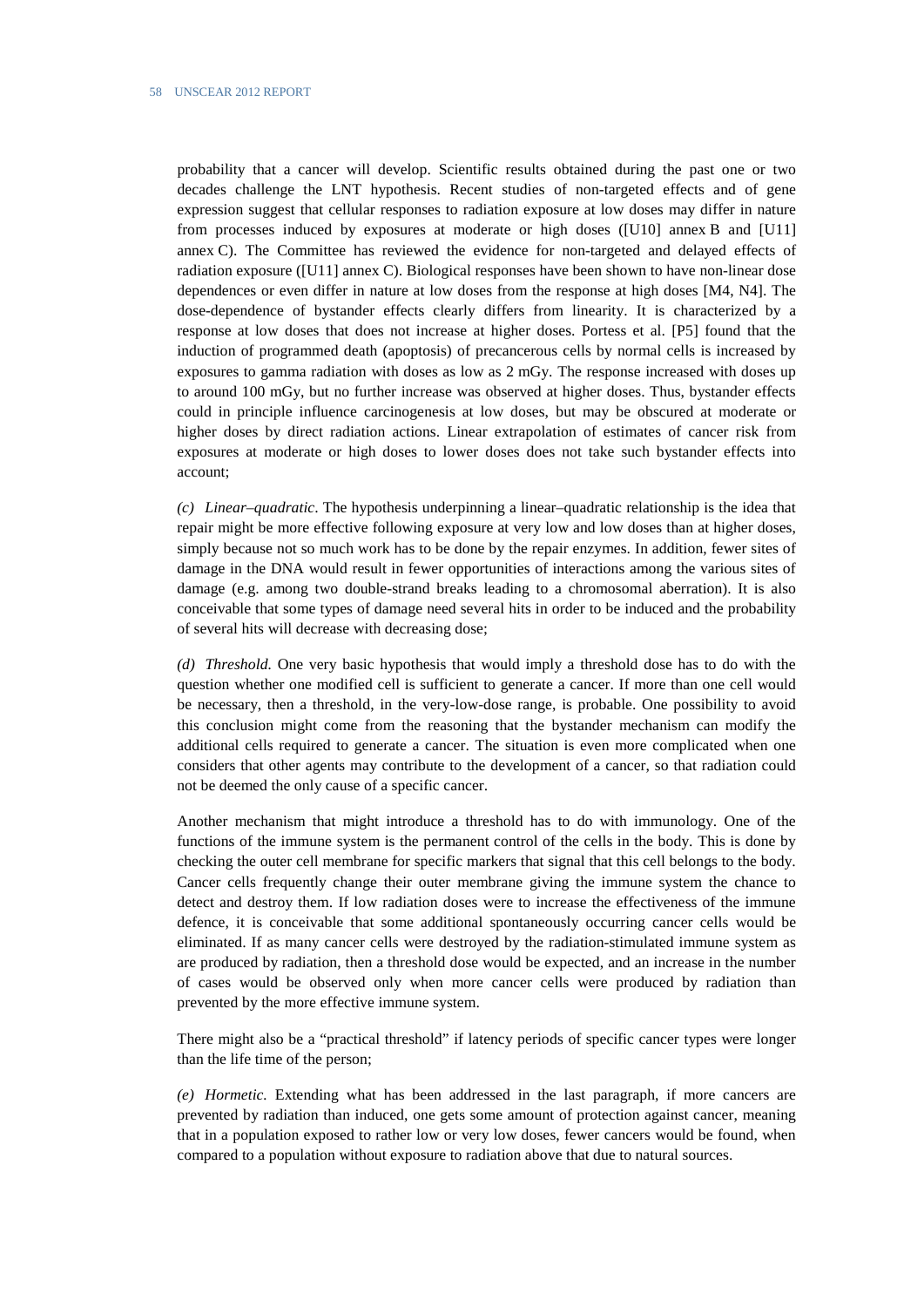probability that a cancer will develop. Scientific results obtained during the past one or two decades challenge the LNT hypothesis. Recent studies of non-targeted effects and of gene expression suggest that cellular responses to radiation exposure at low doses may differ in nature from processes induced by exposures at moderate or high doses ([U10] annex B and [U11] annex C). The Committee has reviewed the evidence for non-targeted and delayed effects of radiation exposure ([U11] annex C). Biological responses have been shown to have non-linear dose dependences or even differ in nature at low doses from the response at high doses [M4, N4]. The dose-dependence of bystander effects clearly differs from linearity. It is characterized by a response at low doses that does not increase at higher doses. Portess et al. [P5] found that the induction of programmed death (apoptosis) of precancerous cells by normal cells is increased by exposures to gamma radiation with doses as low as 2 mGy. The response increased with doses up to around 100 mGy, but no further increase was observed at higher doses. Thus, bystander effects could in principle influence carcinogenesis at low doses, but may be obscured at moderate or higher doses by direct radiation actions. Linear extrapolation of estimates of cancer risk from exposures at moderate or high doses to lower doses does not take such bystander effects into account;

*(c) Linear–quadratic*. The hypothesis underpinning a linear–quadratic relationship is the idea that repair might be more effective following exposure at very low and low doses than at higher doses, simply because not so much work has to be done by the repair enzymes. In addition, fewer sites of damage in the DNA would result in fewer opportunities of interactions among the various sites of damage (e.g. among two double-strand breaks leading to a chromosomal aberration). It is also conceivable that some types of damage need several hits in order to be induced and the probability of several hits will decrease with decreasing dose;

*(d) Threshold.* One very basic hypothesis that would imply a threshold dose has to do with the question whether one modified cell is sufficient to generate a cancer. If more than one cell would be necessary, then a threshold, in the very-low-dose range, is probable. One possibility to avoid this conclusion might come from the reasoning that the bystander mechanism can modify the additional cells required to generate a cancer. The situation is even more complicated when one considers that other agents may contribute to the development of a cancer, so that radiation could not be deemed the only cause of a specific cancer.

Another mechanism that might introduce a threshold has to do with immunology. One of the functions of the immune system is the permanent control of the cells in the body. This is done by checking the outer cell membrane for specific markers that signal that this cell belongs to the body. Cancer cells frequently change their outer membrane giving the immune system the chance to detect and destroy them. If low radiation doses were to increase the effectiveness of the immune defence, it is conceivable that some additional spontaneously occurring cancer cells would be eliminated. If as many cancer cells were destroyed by the radiation-stimulated immune system as are produced by radiation, then a threshold dose would be expected, and an increase in the number of cases would be observed only when more cancer cells were produced by radiation than prevented by the more effective immune system.

There might also be a "practical threshold" if latency periods of specific cancer types were longer than the life time of the person;

*(e) Hormetic.* Extending what has been addressed in the last paragraph, if more cancers are prevented by radiation than induced, one gets some amount of protection against cancer, meaning that in a population exposed to rather low or very low doses, fewer cancers would be found, when compared to a population without exposure to radiation above that due to natural sources.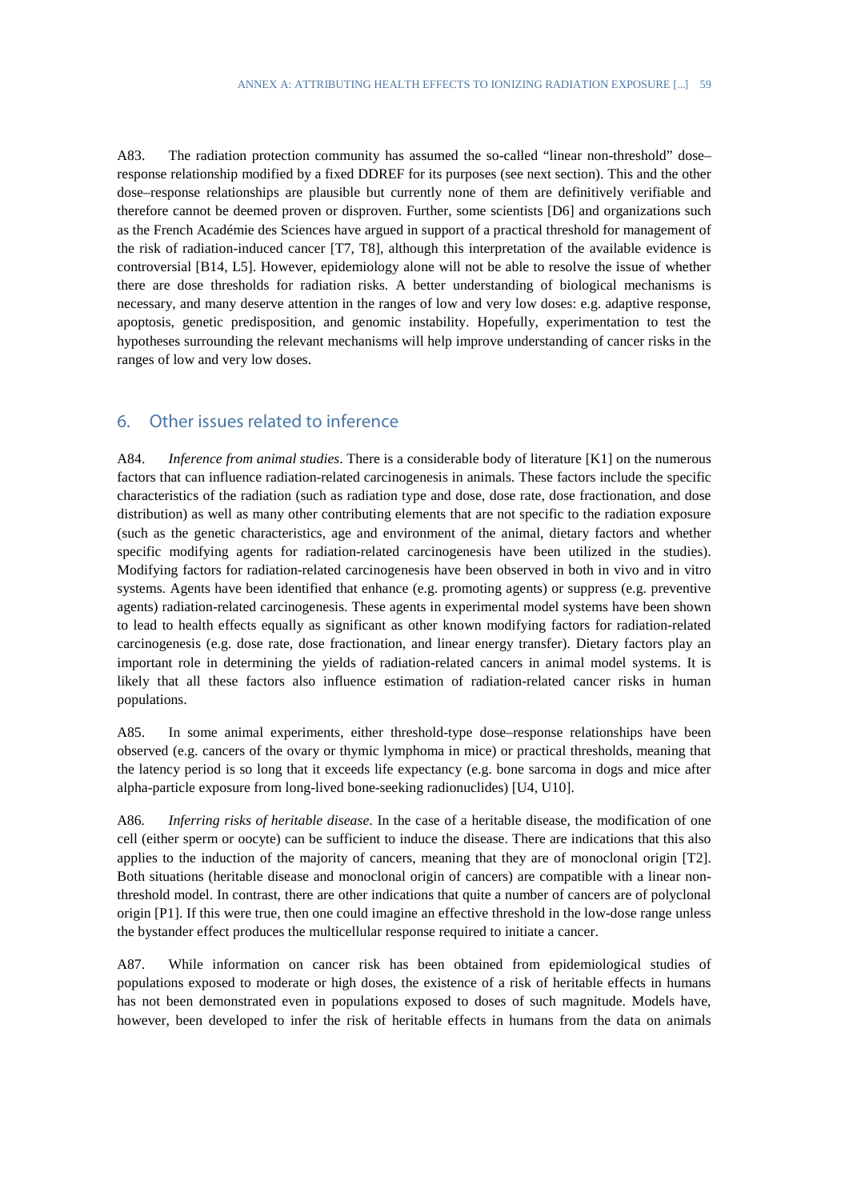A83. The radiation protection community has assumed the so-called "linear non-threshold" dose–response relationship modified by a fixed DDREF for its purposes (see next section). This and the other dose–response relationships are plausible but currently none of them are definitively verifiable and therefore cannot be deemed proven or disproven. Further, some scientists [D6] and organizations such as the French Académie des Sciences have argued in support of a practical threshold for management of the risk of radiation-induced cancer [T7, T8], although this interpretation of the available evidence is controversial [B14, L5]. However, epidemiology alone will not be able to resolve the issue of whether there are dose thresholds for radiation risks. A better understanding of biological mechanisms is necessary, and many deserve attention in the ranges of low and very low doses: e.g. adaptive response, apoptosis, genetic predisposition, and genomic instability. Hopefully, experimentation to test the hypotheses surrounding the relevant mechanisms will help improve understanding of cancer risks in the ranges of low and very low doses.

## 6. Other issues related to inference

A84. *Inference from animal studies*. There is a considerable body of literature [K1] on the numerous factors that can influence radiation-related carcinogenesis in animals. These factors include the specific characteristics of the radiation (such as radiation type and dose, dose rate, dose fractionation, and dose distribution) as well as many other contributing elements that are not specific to the radiation exposure (such as the genetic characteristics, age and environment of the animal, dietary factors and whether specific modifying agents for radiation-related carcinogenesis have been utilized in the studies). Modifying factors for radiation-related carcinogenesis have been observed in both in vivo and in vitro systems. Agents have been identified that enhance (e.g. promoting agents) or suppress (e.g. preventive agents) radiation-related carcinogenesis. These agents in experimental model systems have been shown to lead to health effects equally as significant as other known modifying factors for radiation-related carcinogenesis (e.g. dose rate, dose fractionation, and linear energy transfer). Dietary factors play an important role in determining the yields of radiation-related cancers in animal model systems. It is likely that all these factors also influence estimation of radiation-related cancer risks in human populations.

A85. In some animal experiments, either threshold-type dose–response relationships have been observed (e.g. cancers of the ovary or thymic lymphoma in mice) or practical thresholds, meaning that the latency period is so long that it exceeds life expectancy (e.g. bone sarcoma in dogs and mice after alpha-particle exposure from long-lived bone-seeking radionuclides) [U4, U10].

A86. *Inferring risks of heritable disease*. In the case of a heritable disease, the modification of one cell (either sperm or oocyte) can be sufficient to induce the disease. There are indications that this also applies to the induction of the majority of cancers, meaning that they are of monoclonal origin [T2]. Both situations (heritable disease and monoclonal origin of cancers) are compatible with a linear non-threshold model. In contrast, there are other indications that quite a number of cancers are of polyclonal origin [P1]. If this were true, then one could imagine an effective threshold in the low-dose range unless the bystander effect produces the multicellular response required to initiate a cancer.

A87. While information on cancer risk has been obtained from epidemiological studies of populations exposed to moderate or high doses, the existence of a risk of heritable effects in humans has not been demonstrated even in populations exposed to doses of such magnitude. Models have, however, been developed to infer the risk of heritable effects in humans from the data on animals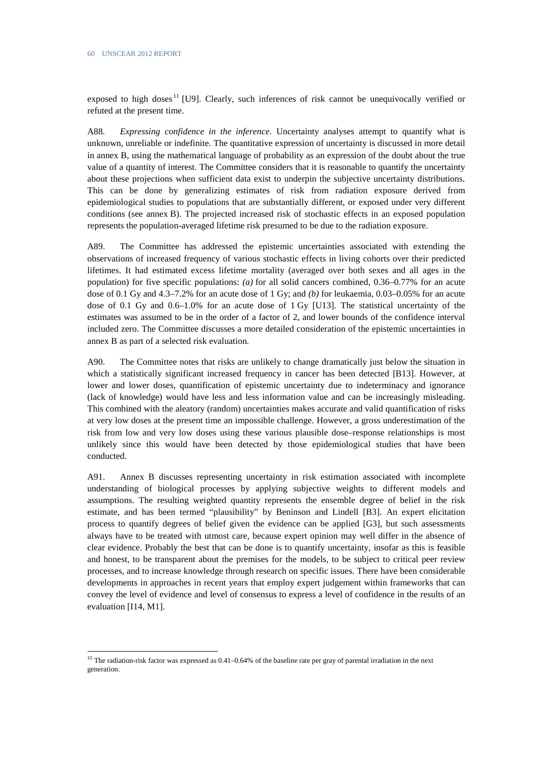exposed to high doses[11] [U9]. Clearly, such inferences of risk cannot be unequivocally verified or refuted at the present time.

A88. *Expressing confidence in the inference*. Uncertainty analyses attempt to quantify what is unknown, unreliable or indefinite. The quantitative expression of uncertainty is discussed in more detail in annex B, using the mathematical language of probability as an expression of the doubt about the true value of a quantity of interest. The Committee considers that it is reasonable to quantify the uncertainty about these projections when sufficient data exist to underpin the subjective uncertainty distributions. This can be done by generalizing estimates of risk from radiation exposure derived from epidemiological studies to populations that are substantially different, or exposed under very different conditions (see annex B). The projected increased risk of stochastic effects in an exposed population represents the population-averaged lifetime risk presumed to be due to the radiation exposure.

A89. The Committee has addressed the epistemic uncertainties associated with extending the observations of increased frequency of various stochastic effects in living cohorts over their predicted lifetimes. It had estimated excess lifetime mortality (averaged over both sexes and all ages in the population) for five specific populations: *(a)* for all solid cancers combined, 0.36–0.77% for an acute dose of 0.1 Gy and 4.3–7.2% for an acute dose of 1 Gy; and *(b)* for leukaemia, 0.03–0.05% for an acute dose of 0.1 Gy and 0.6–1.0% for an acute dose of 1 Gy [U13]. The statistical uncertainty of the estimates was assumed to be in the order of a factor of 2, and lower bounds of the confidence interval included zero. The Committee discusses a more detailed consideration of the epistemic uncertainties in annex B as part of a selected risk evaluation.

A90. The Committee notes that risks are unlikely to change dramatically just below the situation in which a statistically significant increased frequency in cancer has been detected [B13]. However, at lower and lower doses, quantification of epistemic uncertainty due to indeterminacy and ignorance (lack of knowledge) would have less and less information value and can be increasingly misleading. This combined with the aleatory (random) uncertainties makes accurate and valid quantification of risks at very low doses at the present time an impossible challenge. However, a gross underestimation of the risk from low and very low doses using these various plausible dose–response relationships is most unlikely since this would have been detected by those epidemiological studies that have been conducted.

A91. Annex B discusses representing uncertainty in risk estimation associated with incomplete understanding of biological processes by applying subjective weights to different models and assumptions. The resulting weighted quantity represents the ensemble degree of belief in the risk estimate, and has been termed "plausibility" by Beninson and Lindell [B3]. An expert elicitation process to quantify degrees of belief given the evidence can be applied [G3], but such assessments always have to be treated with utmost care, because expert opinion may well differ in the absence of clear evidence. Probably the best that can be done is to quantify uncertainty, insofar as this is feasible and honest, to be transparent about the premises for the models, to be subject to critical peer review processes, and to increase knowledge through research on specific issues. There have been considerable developments in approaches in recent years that employ expert judgement within frameworks that can convey the level of evidence and level of consensus to express a level of confidence in the results of an evaluation [I14, M1].

---

[11] The radiation-risk factor was expressed as 0.41–0.64% of the baseline rate per gray of parental irradiation in the next generation.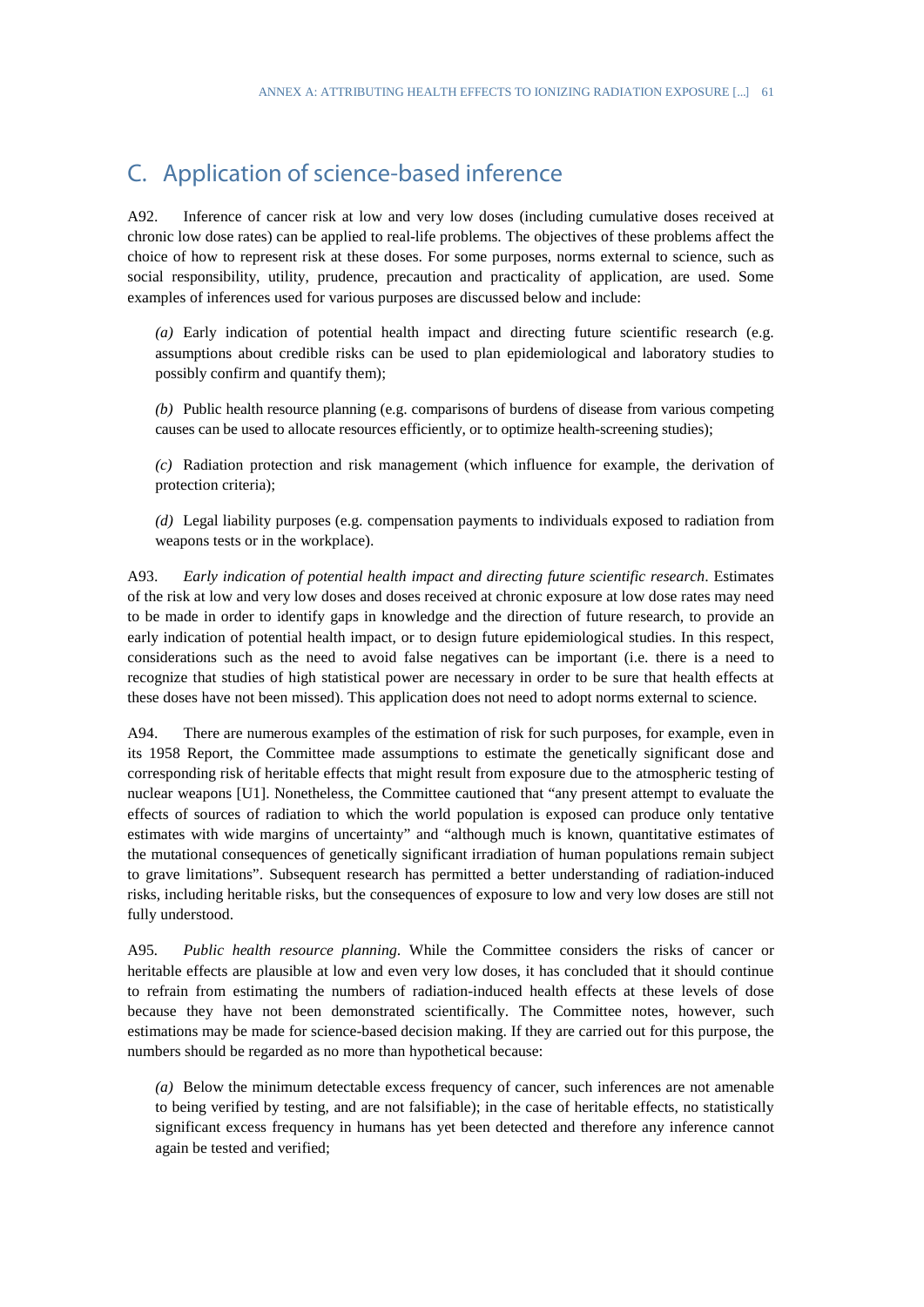## C. Application of science-based inference

A92. Inference of cancer risk at low and very low doses (including cumulative doses received at chronic low dose rates) can be applied to real-life problems. The objectives of these problems affect the choice of how to represent risk at these doses. For some purposes, norms external to science, such as social responsibility, utility, prudence, precaution and practicality of application, are used. Some examples of inferences used for various purposes are discussed below and include:

*(a)* Early indication of potential health impact and directing future scientific research (e.g. assumptions about credible risks can be used to plan epidemiological and laboratory studies to possibly confirm and quantify them);

*(b)* Public health resource planning (e.g. comparisons of burdens of disease from various competing causes can be used to allocate resources efficiently, or to optimize health-screening studies);

*(c)* Radiation protection and risk management (which influence for example, the derivation of protection criteria);

*(d)* Legal liability purposes (e.g. compensation payments to individuals exposed to radiation from weapons tests or in the workplace).

A93. *Early indication of potential health impact and directing future scientific research*. Estimates of the risk at low and very low doses and doses received at chronic exposure at low dose rates may need to be made in order to identify gaps in knowledge and the direction of future research, to provide an early indication of potential health impact, or to design future epidemiological studies. In this respect, considerations such as the need to avoid false negatives can be important (i.e. there is a need to recognize that studies of high statistical power are necessary in order to be sure that health effects at these doses have not been missed). This application does not need to adopt norms external to science.

A94. There are numerous examples of the estimation of risk for such purposes, for example, even in its 1958 Report, the Committee made assumptions to estimate the genetically significant dose and corresponding risk of heritable effects that might result from exposure due to the atmospheric testing of nuclear weapons [U1]. Nonetheless, the Committee cautioned that "any present attempt to evaluate the effects of sources of radiation to which the world population is exposed can produce only tentative estimates with wide margins of uncertainty" and "although much is known, quantitative estimates of the mutational consequences of genetically significant irradiation of human populations remain subject to grave limitations". Subsequent research has permitted a better understanding of radiation-induced risks, including heritable risks, but the consequences of exposure to low and very low doses are still not fully understood.

A95. *Public health resource planning*. While the Committee considers the risks of cancer or heritable effects are plausible at low and even very low doses, it has concluded that it should continue to refrain from estimating the numbers of radiation-induced health effects at these levels of dose because they have not been demonstrated scientifically. The Committee notes, however, such estimations may be made for science-based decision making. If they are carried out for this purpose, the numbers should be regarded as no more than hypothetical because:

*(a)* Below the minimum detectable excess frequency of cancer, such inferences are not amenable to being verified by testing, and are not falsifiable); in the case of heritable effects, no statistically significant excess frequency in humans has yet been detected and therefore any inference cannot again be tested and verified;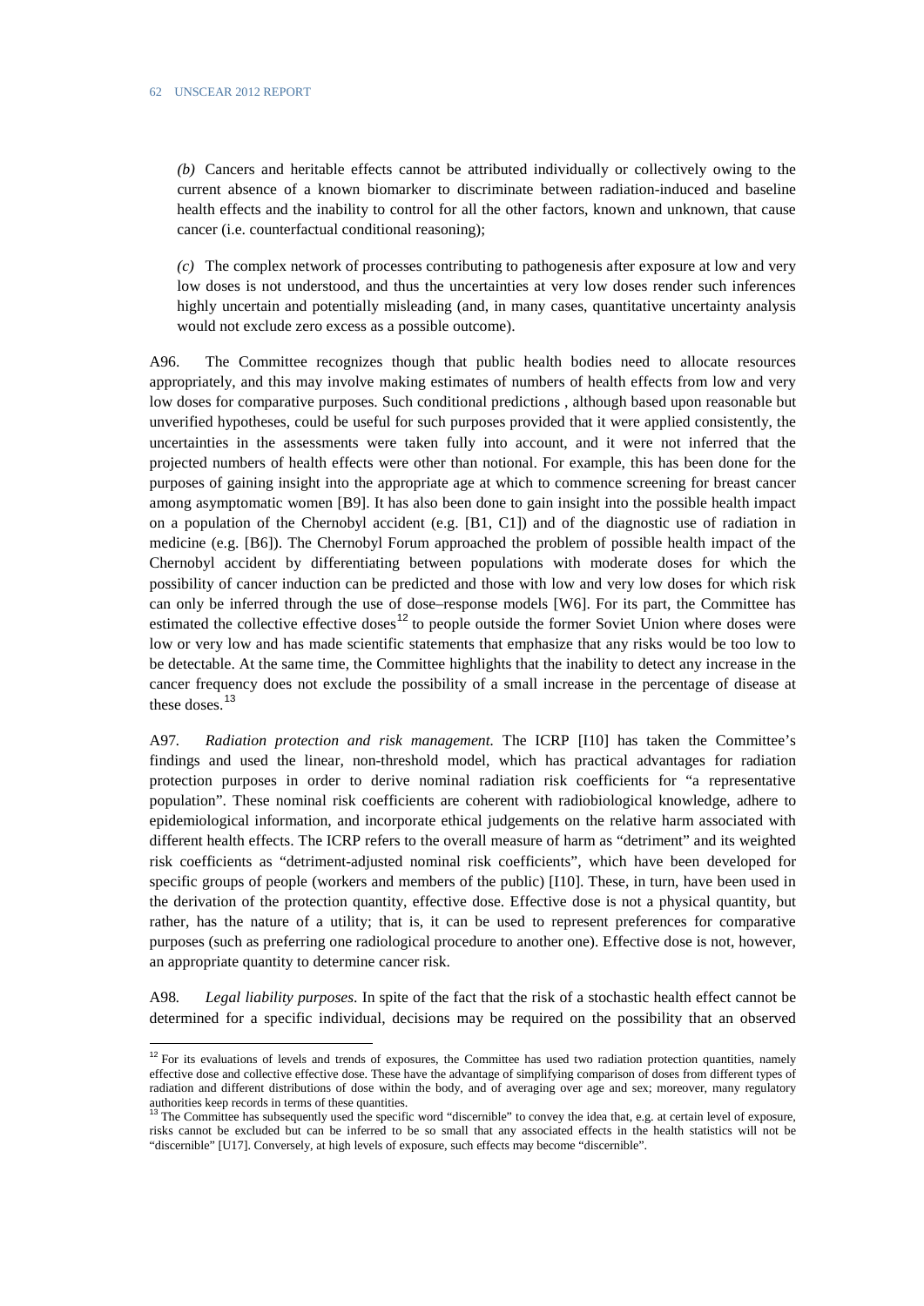*(b)* Cancers and heritable effects cannot be attributed individually or collectively owing to the current absence of a known biomarker to discriminate between radiation-induced and baseline health effects and the inability to control for all the other factors, known and unknown, that cause cancer (i.e. counterfactual conditional reasoning);

*(c)* The complex network of processes contributing to pathogenesis after exposure at low and very low doses is not understood, and thus the uncertainties at very low doses render such inferences highly uncertain and potentially misleading (and, in many cases, quantitative uncertainty analysis would not exclude zero excess as a possible outcome).

A96. The Committee recognizes though that public health bodies need to allocate resources appropriately, and this may involve making estimates of numbers of health effects from low and very low doses for comparative purposes. Such conditional predictions , although based upon reasonable but unverified hypotheses, could be useful for such purposes provided that it were applied consistently, the uncertainties in the assessments were taken fully into account, and it were not inferred that the projected numbers of health effects were other than notional. For example, this has been done for the purposes of gaining insight into the appropriate age at which to commence screening for breast cancer among asymptomatic women [B9]. It has also been done to gain insight into the possible health impact on a population of the Chernobyl accident (e.g. [B1, C1]) and of the diagnostic use of radiation in medicine (e.g. [B6]). The Chernobyl Forum approached the problem of possible health impact of the Chernobyl accident by differentiating between populations with moderate doses for which the possibility of cancer induction can be predicted and those with low and very low doses for which risk can only be inferred through the use of dose–response models [W6]. For its part, the Committee has estimated the collective effective doses[12] to people outside the former Soviet Union where doses were low or very low and has made scientific statements that emphasize that any risks would be too low to be detectable. At the same time, the Committee highlights that the inability to detect any increase in the cancer frequency does not exclude the possibility of a small increase in the percentage of disease at these doses.[13]

A97. *Radiation protection and risk management.* The ICRP [I10] has taken the Committee's findings and used the linear, non-threshold model, which has practical advantages for radiation protection purposes in order to derive nominal radiation risk coefficients for "a representative population". These nominal risk coefficients are coherent with radiobiological knowledge, adhere to epidemiological information, and incorporate ethical judgements on the relative harm associated with different health effects. The ICRP refers to the overall measure of harm as "detriment" and its weighted risk coefficients as "detriment-adjusted nominal risk coefficients", which have been developed for specific groups of people (workers and members of the public) [I10]. These, in turn, have been used in the derivation of the protection quantity, effective dose. Effective dose is not a physical quantity, but rather, has the nature of a utility; that is, it can be used to represent preferences for comparative purposes (such as preferring one radiological procedure to another one). Effective dose is not, however, an appropriate quantity to determine cancer risk.

A98. *Legal liability purposes*. In spite of the fact that the risk of a stochastic health effect cannot be determined for a specific individual, decisions may be required on the possibility that an observed

[12] For its evaluations of levels and trends of exposures, the Committee has used two radiation protection quantities, namely effective dose and collective effective dose. These have the advantage of simplifying comparison of doses from different types of radiation and different distributions of dose within the body, and of averaging over age and sex; moreover, many regulatory authorities keep records in terms of these quantities.

[13] The Committee has subsequently used the specific word "discernible" to convey the idea that, e.g. at certain level of exposure, risks cannot be excluded but can be inferred to be so small that any associated effects in the health statistics will not be "discernible" [U17]. Conversely, at high levels of exposure, such effects may become "discernible".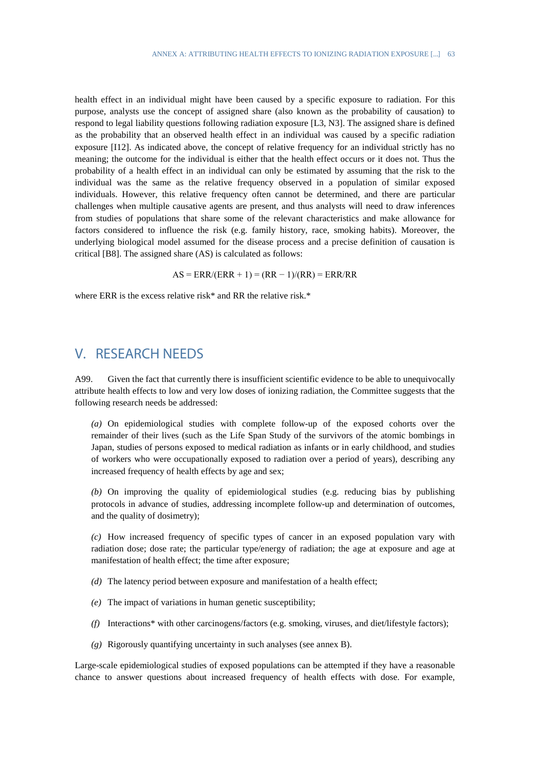health effect in an individual might have been caused by a specific exposure to radiation. For this purpose, analysts use the concept of assigned share (also known as the probability of causation) to respond to legal liability questions following radiation exposure [L3, N3]. The assigned share is defined as the probability that an observed health effect in an individual was caused by a specific radiation exposure [I12]. As indicated above, the concept of relative frequency for an individual strictly has no meaning; the outcome for the individual is either that the health effect occurs or it does not. Thus the probability of a health effect in an individual can only be estimated by assuming that the risk to the individual was the same as the relative frequency observed in a population of similar exposed individuals. However, this relative frequency often cannot be determined, and there are particular challenges when multiple causative agents are present, and thus analysts will need to draw inferences from studies of populations that share some of the relevant characteristics and make allowance for factors considered to influence the risk (e.g. family history, race, smoking habits). Moreover, the underlying biological model assumed for the disease process and a precise definition of causation is critical [B8]. The assigned share (AS) is calculated as follows:

$$AS = ERR/(ERR + 1) = (RR - 1)/(RR) = ERR/RR$$

where ERR is the excess relative risk* and RR the relative risk.*

## V. RESEARCH NEEDS

A99. Given the fact that currently there is insufficient scientific evidence to be able to unequivocally attribute health effects to low and very low doses of ionizing radiation, the Committee suggests that the following research needs be addressed:

*(a)* On epidemiological studies with complete follow-up of the exposed cohorts over the remainder of their lives (such as the Life Span Study of the survivors of the atomic bombings in Japan, studies of persons exposed to medical radiation as infants or in early childhood, and studies of workers who were occupationally exposed to radiation over a period of years), describing any increased frequency of health effects by age and sex;

*(b)* On improving the quality of epidemiological studies (e.g. reducing bias by publishing protocols in advance of studies, addressing incomplete follow-up and determination of outcomes, and the quality of dosimetry);

*(c)* How increased frequency of specific types of cancer in an exposed population vary with radiation dose; dose rate; the particular type/energy of radiation; the age at exposure and age at manifestation of health effect; the time after exposure;

*(d)* The latency period between exposure and manifestation of a health effect;

*(e)* The impact of variations in human genetic susceptibility;

*(f)* Interactions* with other carcinogens/factors (e.g. smoking, viruses, and diet/lifestyle factors);

*(g)* Rigorously quantifying uncertainty in such analyses (see annex B).

Large-scale epidemiological studies of exposed populations can be attempted if they have a reasonable chance to answer questions about increased frequency of health effects with dose. For example,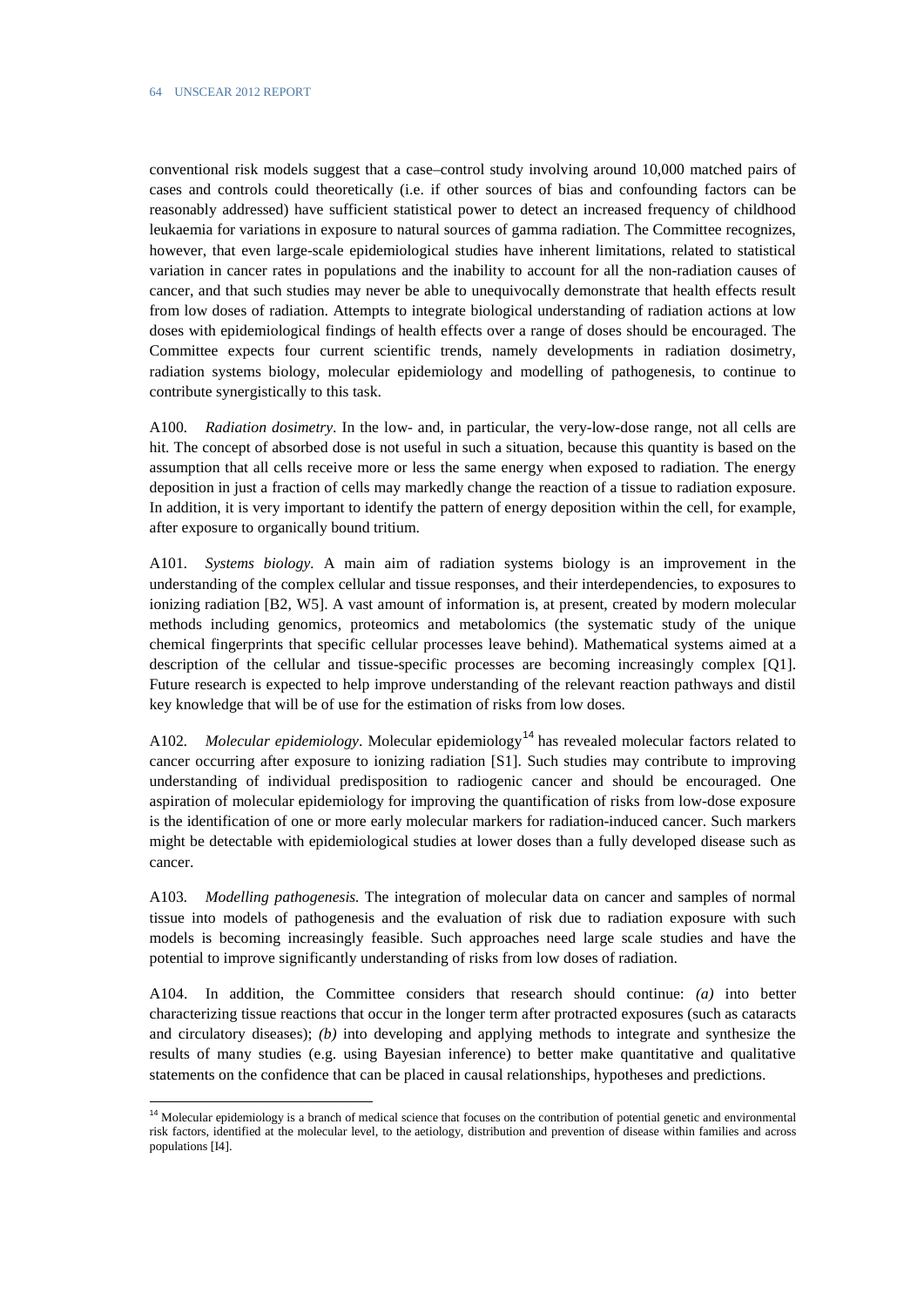conventional risk models suggest that a case–control study involving around 10,000 matched pairs of cases and controls could theoretically (i.e. if other sources of bias and confounding factors can be reasonably addressed) have sufficient statistical power to detect an increased frequency of childhood leukaemia for variations in exposure to natural sources of gamma radiation. The Committee recognizes, however, that even large-scale epidemiological studies have inherent limitations, related to statistical variation in cancer rates in populations and the inability to account for all the non-radiation causes of cancer, and that such studies may never be able to unequivocally demonstrate that health effects result from low doses of radiation. Attempts to integrate biological understanding of radiation actions at low doses with epidemiological findings of health effects over a range of doses should be encouraged. The Committee expects four current scientific trends, namely developments in radiation dosimetry, radiation systems biology, molecular epidemiology and modelling of pathogenesis, to continue to contribute synergistically to this task.

A100. *Radiation dosimetry*. In the low- and, in particular, the very-low-dose range, not all cells are hit. The concept of absorbed dose is not useful in such a situation, because this quantity is based on the assumption that all cells receive more or less the same energy when exposed to radiation. The energy deposition in just a fraction of cells may markedly change the reaction of a tissue to radiation exposure. In addition, it is very important to identify the pattern of energy deposition within the cell, for example, after exposure to organically bound tritium.

A101. *Systems biology*. A main aim of radiation systems biology is an improvement in the understanding of the complex cellular and tissue responses, and their interdependencies, to exposures to ionizing radiation [B2, W5]. A vast amount of information is, at present, created by modern molecular methods including genomics, proteomics and metabolomics (the systematic study of the unique chemical fingerprints that specific cellular processes leave behind). Mathematical systems aimed at a description of the cellular and tissue-specific processes are becoming increasingly complex [Q1]. Future research is expected to help improve understanding of the relevant reaction pathways and distil key knowledge that will be of use for the estimation of risks from low doses.

A102. *Molecular epidemiology*. Molecular epidemiology[14] has revealed molecular factors related to cancer occurring after exposure to ionizing radiation [S1]. Such studies may contribute to improving understanding of individual predisposition to radiogenic cancer and should be encouraged. One aspiration of molecular epidemiology for improving the quantification of risks from low-dose exposure is the identification of one or more early molecular markers for radiation-induced cancer. Such markers might be detectable with epidemiological studies at lower doses than a fully developed disease such as cancer.

A103. *Modelling pathogenesis.* The integration of molecular data on cancer and samples of normal tissue into models of pathogenesis and the evaluation of risk due to radiation exposure with such models is becoming increasingly feasible. Such approaches need large scale studies and have the potential to improve significantly understanding of risks from low doses of radiation.

A104. In addition, the Committee considers that research should continue: *(a)* into better characterizing tissue reactions that occur in the longer term after protracted exposures (such as cataracts and circulatory diseases); *(b)* into developing and applying methods to integrate and synthesize the results of many studies (e.g. using Bayesian inference) to better make quantitative and qualitative statements on the confidence that can be placed in causal relationships, hypotheses and predictions.

[14] Molecular epidemiology is a branch of medical science that focuses on the contribution of potential genetic and environmental risk factors, identified at the molecular level, to the aetiology, distribution and prevention of disease within families and across populations [I4].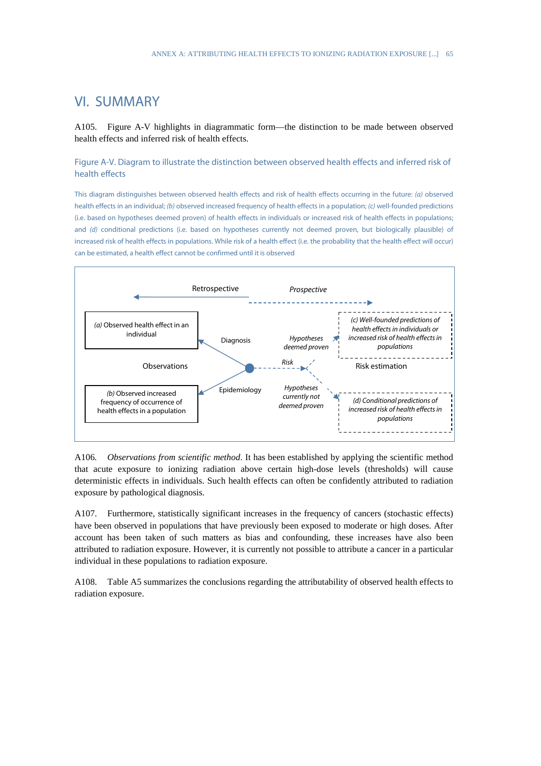# VI. SUMMARY

A105. Figure A-V highlights in diagrammatic form—the distinction to be made between observed health effects and inferred risk of health effects.

## Figure A-V. Diagram to illustrate the distinction between observed health effects and inferred risk of health effects

This diagram distinguishes between observed health effects and risk of health effects occurring in the future: *(a)* observed health effects in an individual; *(b)* observed increased frequency of health effects in a population; *(c)* well-founded predictions (i.e. based on hypotheses deemed proven) of health effects in individuals or increased risk of health effects in populations; and *(d)* conditional predictions (i.e. based on hypotheses currently not deemed proven, but biologically plausible) of increased risk of health effects in populations. While risk of a health effect (i.e. the probability that the health effect will occur) can be estimated, a health effect cannot be confirmed until it is observed

Retrospective | *Prospective*

*(a)* Observed health effect in an individual

Diagnosis

*Hypotheses deemed proven*

*(c) Well-founded predictions of health effects in individuals or increased risk of health effects in populations*

Observations

*Risk*

Risk estimation

*(b)* Observed increased frequency of occurrence of health effects in a population

Epidemiology

*Hypotheses currently not deemed proven*

*(d) Conditional predictions of increased risk of health effects in populations*

A106. *Observations from scientific method*. It has been established by applying the scientific method that acute exposure to ionizing radiation above certain high-dose levels (thresholds) will cause deterministic effects in individuals. Such health effects can often be confidently attributed to radiation exposure by pathological diagnosis.

A107. Furthermore, statistically significant increases in the frequency of cancers (stochastic effects) have been observed in populations that have previously been exposed to moderate or high doses. After account has been taken of such matters as bias and confounding, these increases have also been attributed to radiation exposure. However, it is currently not possible to attribute a cancer in a particular individual in these populations to radiation exposure.

A108. Table A5 summarizes the conclusions regarding the attributability of observed health effects to radiation exposure.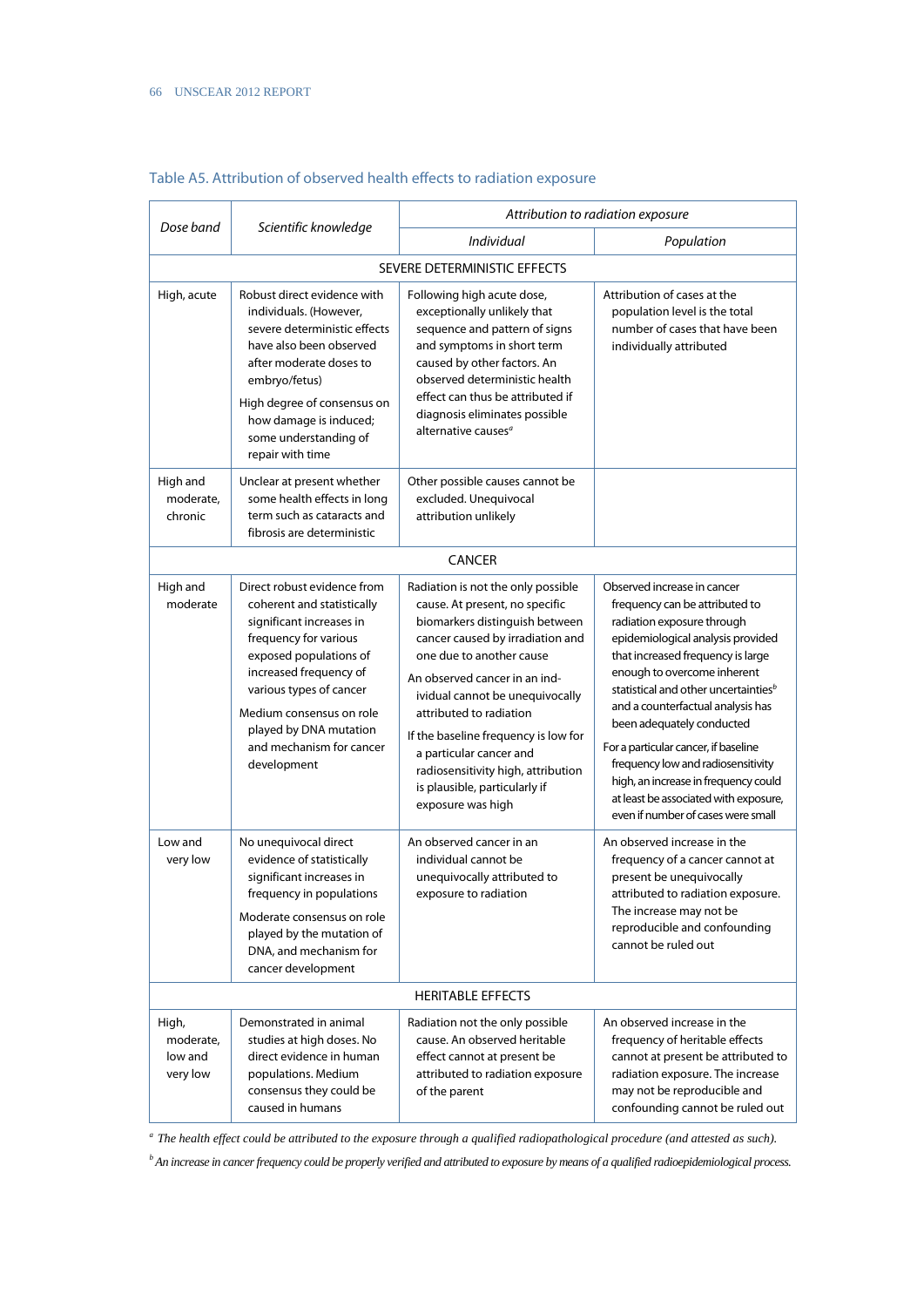## Table A5. Attribution of observed health effects to radiation exposure

| *Dose band* | *Scientific knowledge* | *Attribution to radiation exposure* | |
|---|---|---|---|
| | | *Individual* | *Population* |
| **SEVERE DETERMINISTIC EFFECTS** | | | |
| High, acute | Robust direct evidence with individuals. (However, severe deterministic effects have also been observed after moderate doses to embryo/fetus)<br><br>High degree of consensus on how damage is induced; some understanding of repair with time | Following high acute dose, exceptionally unlikely that sequence and pattern of signs and symptoms in short term caused by other factors. An observed deterministic health effect can thus be attributed if diagnosis eliminates possible alternative causes[a] | Attribution of cases at the population level is the total number of cases that have been individually attributed |
| High and moderate, chronic | Unclear at present whether some health effects in long term such as cataracts and fibrosis are deterministic | Other possible causes cannot be excluded. Unequivocal attribution unlikely | |
| **CANCER** | | | |
| High and moderate | Direct robust evidence from coherent and statistically significant increases in frequency for various exposed populations of increased frequency of various types of cancer<br><br>Medium consensus on role played by DNA mutation and mechanism for cancer development | Radiation is not the only possible cause. At present, no specific biomarkers distinguish between cancer caused by irradiation and one due to another cause<br><br>An observed cancer in an individual cannot be unequivocally attributed to radiation<br><br>If the baseline frequency is low for a particular cancer and radiosensitivity high, attribution is plausible, particularly if exposure was high | Observed increase in cancer frequency can be attributed to radiation exposure through epidemiological analysis provided that increased frequency is large enough to overcome inherent statistical and other uncertainties[b] and a counterfactual analysis has been adequately conducted<br><br>For a particular cancer, if baseline frequency low and radiosensitivity high, an increase in frequency could at least be associated with exposure, even if number of cases were small |
| Low and very low | No unequivocal direct evidence of statistically significant increases in frequency in populations<br><br>Moderate consensus on role played by the mutation of DNA, and mechanism for cancer development | An observed cancer in an individual cannot be unequivocally attributed to exposure to radiation | An observed increase in the frequency of a cancer cannot at present be unequivocally attributed to radiation exposure. The increase may not be reproducible and confounding cannot be ruled out |
| **HERITABLE EFFECTS** | | | |
| High, moderate, low and very low | Demonstrated in animal studies at high doses. No direct evidence in human populations. Medium consensus they could be caused in humans | Radiation not the only possible cause. An observed heritable effect cannot at present be attributed to radiation exposure of the parent | An observed increase in the frequency of heritable effects cannot at present be attributed to radiation exposure. The increase may not be reproducible and confounding cannot be ruled out |

[a] *The health effect could be attributed to the exposure through a qualified radiopathological procedure (and attested as such).*

[b] *An increase in cancer frequency could be properly verified and attributed to exposure by means of a qualified radioepidemiological process.*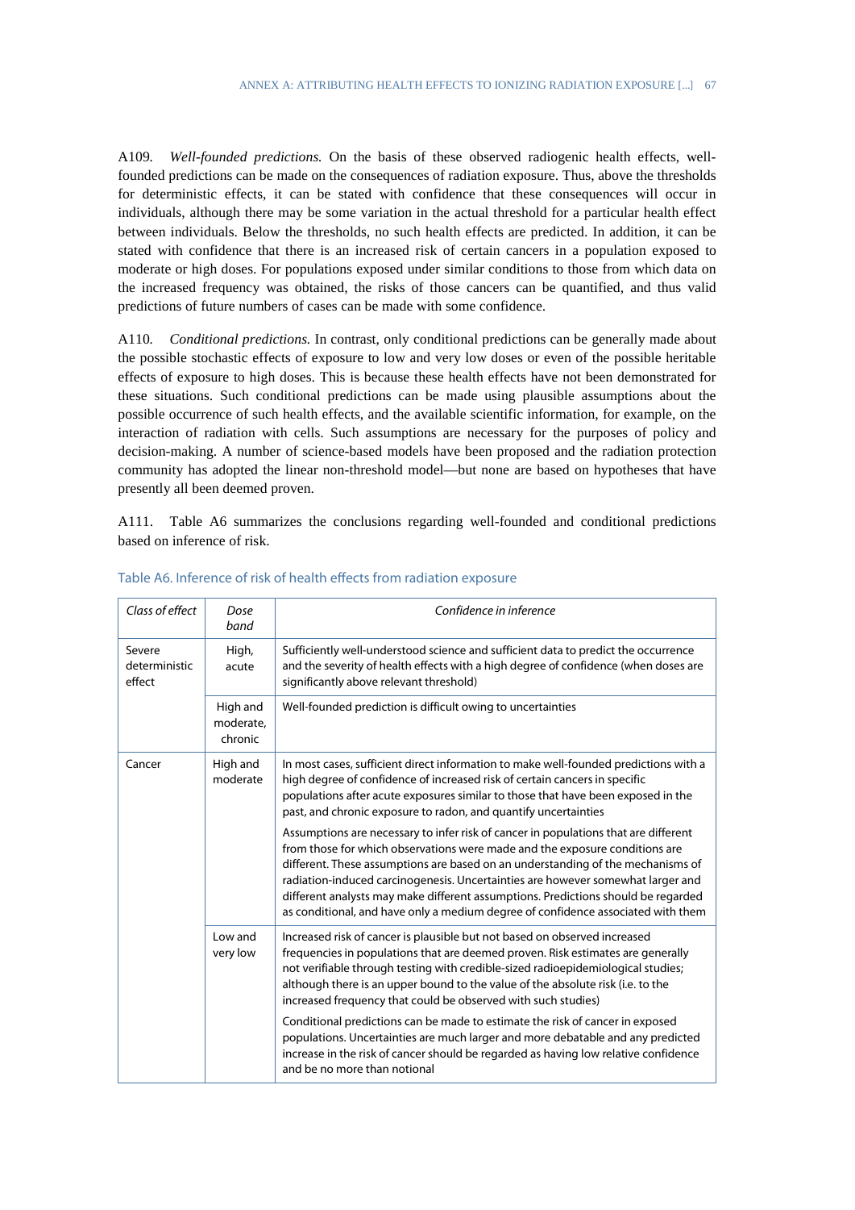A109. *Well-founded predictions.* On the basis of these observed radiogenic health effects, well-founded predictions can be made on the consequences of radiation exposure. Thus, above the thresholds for deterministic effects, it can be stated with confidence that these consequences will occur in individuals, although there may be some variation in the actual threshold for a particular health effect between individuals. Below the thresholds, no such health effects are predicted. In addition, it can be stated with confidence that there is an increased risk of certain cancers in a population exposed to moderate or high doses. For populations exposed under similar conditions to those from which data on the increased frequency was obtained, the risks of those cancers can be quantified, and thus valid predictions of future numbers of cases can be made with some confidence.

A110. *Conditional predictions.* In contrast, only conditional predictions can be generally made about the possible stochastic effects of exposure to low and very low doses or even of the possible heritable effects of exposure to high doses. This is because these health effects have not been demonstrated for these situations. Such conditional predictions can be made using plausible assumptions about the possible occurrence of such health effects, and the available scientific information, for example, on the interaction of radiation with cells. Such assumptions are necessary for the purposes of policy and decision-making. A number of science-based models have been proposed and the radiation protection community has adopted the linear non-threshold model—but none are based on hypotheses that have presently all been deemed proven.

A111. Table A6 summarizes the conclusions regarding well-founded and conditional predictions based on inference of risk.

Table A6. Inference of risk of health effects from radiation exposure

| *Class of effect* | *Dose band* | *Confidence in inference* |
|---|---|---|
| Severe deterministic effect | High, acute | Sufficiently well-understood science and sufficient data to predict the occurrence and the severity of health effects with a high degree of confidence (when doses are significantly above relevant threshold) |
| | High and moderate, chronic | Well-founded prediction is difficult owing to uncertainties |
| Cancer | High and moderate | In most cases, sufficient direct information to make well-founded predictions with a high degree of confidence of increased risk of certain cancers in specific populations after acute exposures similar to those that have been exposed in the past, and chronic exposure to radon, and quantify uncertainties |
| | | Assumptions are necessary to infer risk of cancer in populations that are different from those for which observations were made and the exposure conditions are different. These assumptions are based on an understanding of the mechanisms of radiation-induced carcinogenesis. Uncertainties are however somewhat larger and different analysts may make different assumptions. Predictions should be regarded as conditional, and have only a medium degree of confidence associated with them |
| | Low and very low | Increased risk of cancer is plausible but not based on observed increased frequencies in populations that are deemed proven. Risk estimates are generally not verifiable through testing with credible-sized radioepidemiological studies; although there is an upper bound to the value of the absolute risk (i.e. to the increased frequency that could be observed with such studies) |
| | | Conditional predictions can be made to estimate the risk of cancer in exposed populations. Uncertainties are much larger and more debatable and any predicted increase in the risk of cancer should be regarded as having low relative confidence and be no more than notional |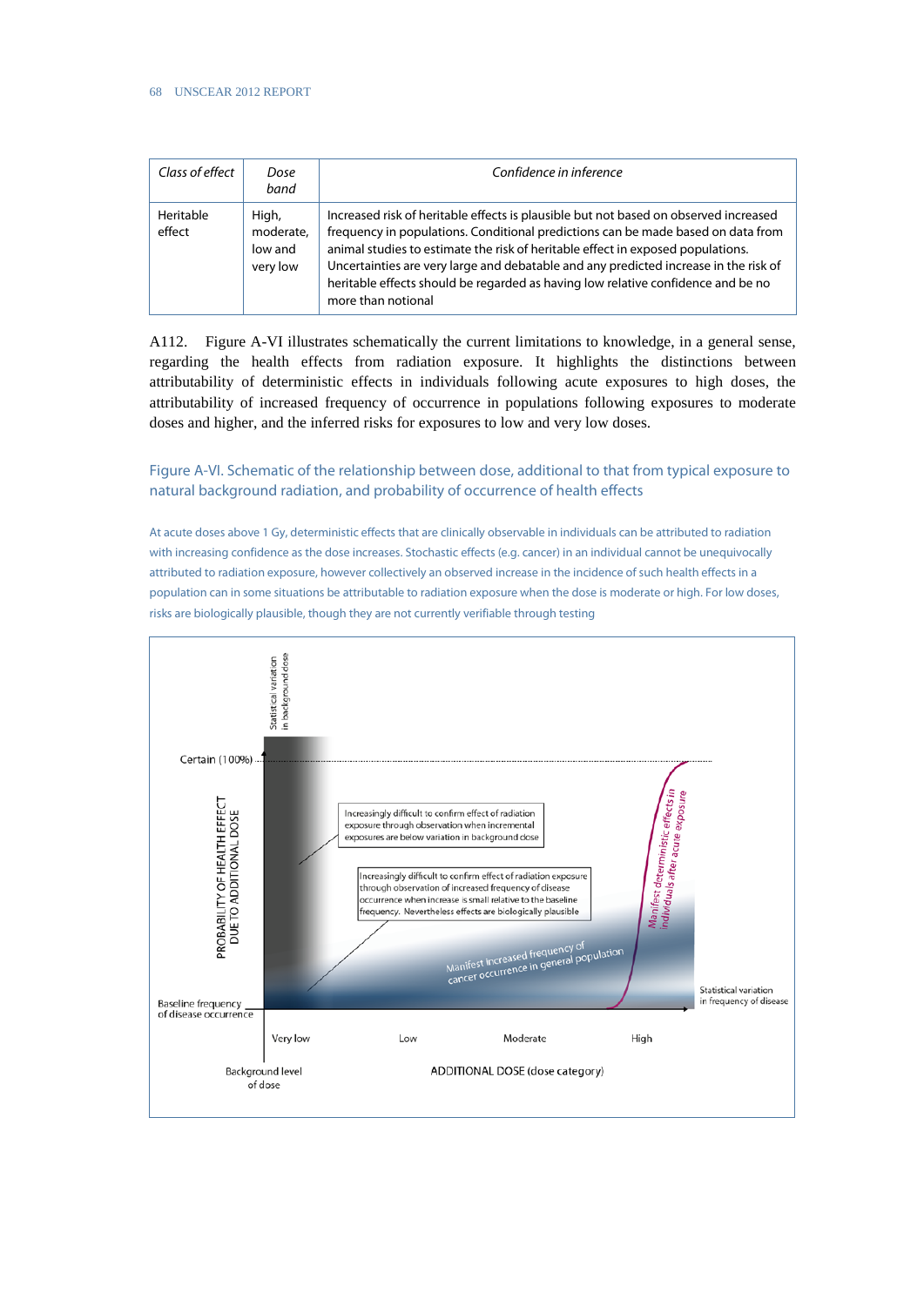| *Class of effect* | *Dose band* | *Confidence in inference* |
|---|---|---|
| Heritable effect | High, moderate, low and very low | Increased risk of heritable effects is plausible but not based on observed increased frequency in populations. Conditional predictions can be made based on data from animal studies to estimate the risk of heritable effect in exposed populations. Uncertainties are very large and debatable and any predicted increase in the risk of heritable effects should be regarded as having low relative confidence and be no more than notional |

A112. Figure A-VI illustrates schematically the current limitations to knowledge, in a general sense, regarding the health effects from radiation exposure. It highlights the distinctions between attributability of deterministic effects in individuals following acute exposures to high doses, the attributability of increased frequency of occurrence in populations following exposures to moderate doses and higher, and the inferred risks for exposures to low and very low doses.

## Figure A-VI. Schematic of the relationship between dose, additional to that from typical exposure to natural background radiation, and probability of occurrence of health effects

At acute doses above 1 Gy, deterministic effects that are clinically observable in individuals can be attributed to radiation with increasing confidence as the dose increases. Stochastic effects (e.g. cancer) in an individual cannot be unequivocally attributed to radiation exposure, however collectively an observed increase in the incidence of such health effects in a population can in some situations be attributable to radiation exposure when the dose is moderate or high. For low doses, risks are biologically plausible, though they are not currently verifiable through testing

Statistical variation in background dose

Certain (100%)

PROBABILITY OF HEALTH EFFECT DUE TO ADDITIONAL DOSE

Increasingly difficult to confirm effect of radiation exposure through observation when incremental exposures are below variation in background dose

Increasingly difficult to confirm effect of radiation exposure through observation of increased frequency of disease occurrence when increase is small relative to the baseline frequency. Nevertheless effects are biologically plausible

Manifest increased frequency of cancer occurrence in general population

Manifest deterministic effects in individuals after acute exposure

Baseline frequency of disease occurrence

Statistical variation in frequency of disease

Very low | Low | Moderate | High

Background level of dose

ADDITIONAL DOSE (dose category)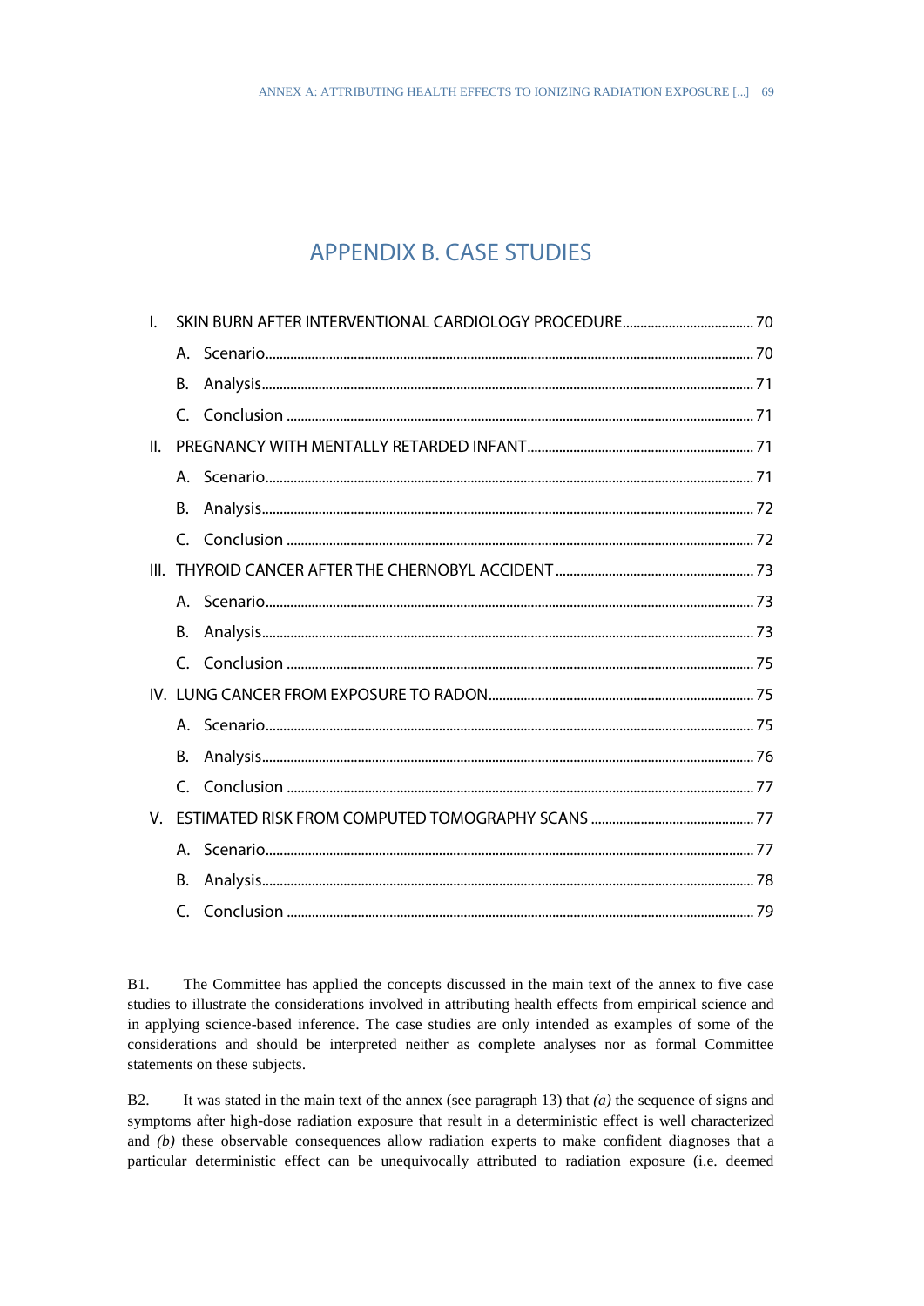# APPENDIX B. CASE STUDIES

- I. SKIN BURN AFTER INTERVENTIONAL CARDIOLOGY PROCEDURE ..... 70
  - A. Scenario ..... 70
  - B. Analysis ..... 71
  - C. Conclusion ..... 71
- II. PREGNANCY WITH MENTALLY RETARDED INFANT ..... 71
  - A. Scenario ..... 71
  - B. Analysis ..... 72
  - C. Conclusion ..... 72
- III. THYROID CANCER AFTER THE CHERNOBYL ACCIDENT ..... 73
  - A. Scenario ..... 73
  - B. Analysis ..... 73
  - C. Conclusion ..... 75
- IV. LUNG CANCER FROM EXPOSURE TO RADON ..... 75
  - A. Scenario ..... 75
  - B. Analysis ..... 76
  - C. Conclusion ..... 77
- V. ESTIMATED RISK FROM COMPUTED TOMOGRAPHY SCANS ..... 77
  - A. Scenario ..... 77
  - B. Analysis ..... 78
  - C. Conclusion ..... 79

B1. The Committee has applied the concepts discussed in the main text of the annex to five case studies to illustrate the considerations involved in attributing health effects from empirical science and in applying science-based inference. The case studies are only intended as examples of some of the considerations and should be interpreted neither as complete analyses nor as formal Committee statements on these subjects.

B2. It was stated in the main text of the annex (see paragraph 13) that *(a)* the sequence of signs and symptoms after high-dose radiation exposure that result in a deterministic effect is well characterized and *(b)* these observable consequences allow radiation experts to make confident diagnoses that a particular deterministic effect can be unequivocally attributed to radiation exposure (i.e. deemed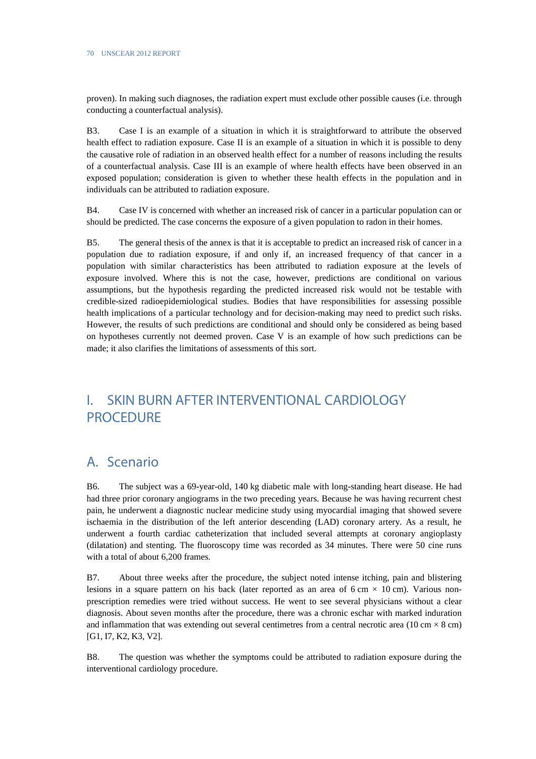proven). In making such diagnoses, the radiation expert must exclude other possible causes (i.e. through conducting a counterfactual analysis).

B3. Case I is an example of a situation in which it is straightforward to attribute the observed health effect to radiation exposure. Case II is an example of a situation in which it is possible to deny the causative role of radiation in an observed health effect for a number of reasons including the results of a counterfactual analysis. Case III is an example of where health effects have been observed in an exposed population; consideration is given to whether these health effects in the population and in individuals can be attributed to radiation exposure.

B4. Case IV is concerned with whether an increased risk of cancer in a particular population can or should be predicted. The case concerns the exposure of a given population to radon in their homes.

B5. The general thesis of the annex is that it is acceptable to predict an increased risk of cancer in a population due to radiation exposure, if and only if, an increased frequency of that cancer in a population with similar characteristics has been attributed to radiation exposure at the levels of exposure involved. Where this is not the case, however, predictions are conditional on various assumptions, but the hypothesis regarding the predicted increased risk would not be testable with credible-sized radioepidemiological studies. Bodies that have responsibilities for assessing possible health implications of a particular technology and for decision-making may need to predict such risks. However, the results of such predictions are conditional and should only be considered as being based on hypotheses currently not deemed proven. Case V is an example of how such predictions can be made; it also clarifies the limitations of assessments of this sort.

# I. SKIN BURN AFTER INTERVENTIONAL CARDIOLOGY PROCEDURE

## A. Scenario

B6. The subject was a 69-year-old, 140 kg diabetic male with long-standing heart disease. He had had three prior coronary angiograms in the two preceding years. Because he was having recurrent chest pain, he underwent a diagnostic nuclear medicine study using myocardial imaging that showed severe ischaemia in the distribution of the left anterior descending (LAD) coronary artery. As a result, he underwent a fourth cardiac catheterization that included several attempts at coronary angioplasty (dilatation) and stenting. The fluoroscopy time was recorded as 34 minutes. There were 50 cine runs with a total of about 6,200 frames.

B7. About three weeks after the procedure, the subject noted intense itching, pain and blistering lesions in a square pattern on his back (later reported as an area of 6 cm × 10 cm). Various non-prescription remedies were tried without success. He went to see several physicians without a clear diagnosis. About seven months after the procedure, there was a chronic eschar with marked induration and inflammation that was extending out several centimetres from a central necrotic area (10 cm × 8 cm) [G1, I7, K2, K3, V2].

B8. The question was whether the symptoms could be attributed to radiation exposure during the interventional cardiology procedure.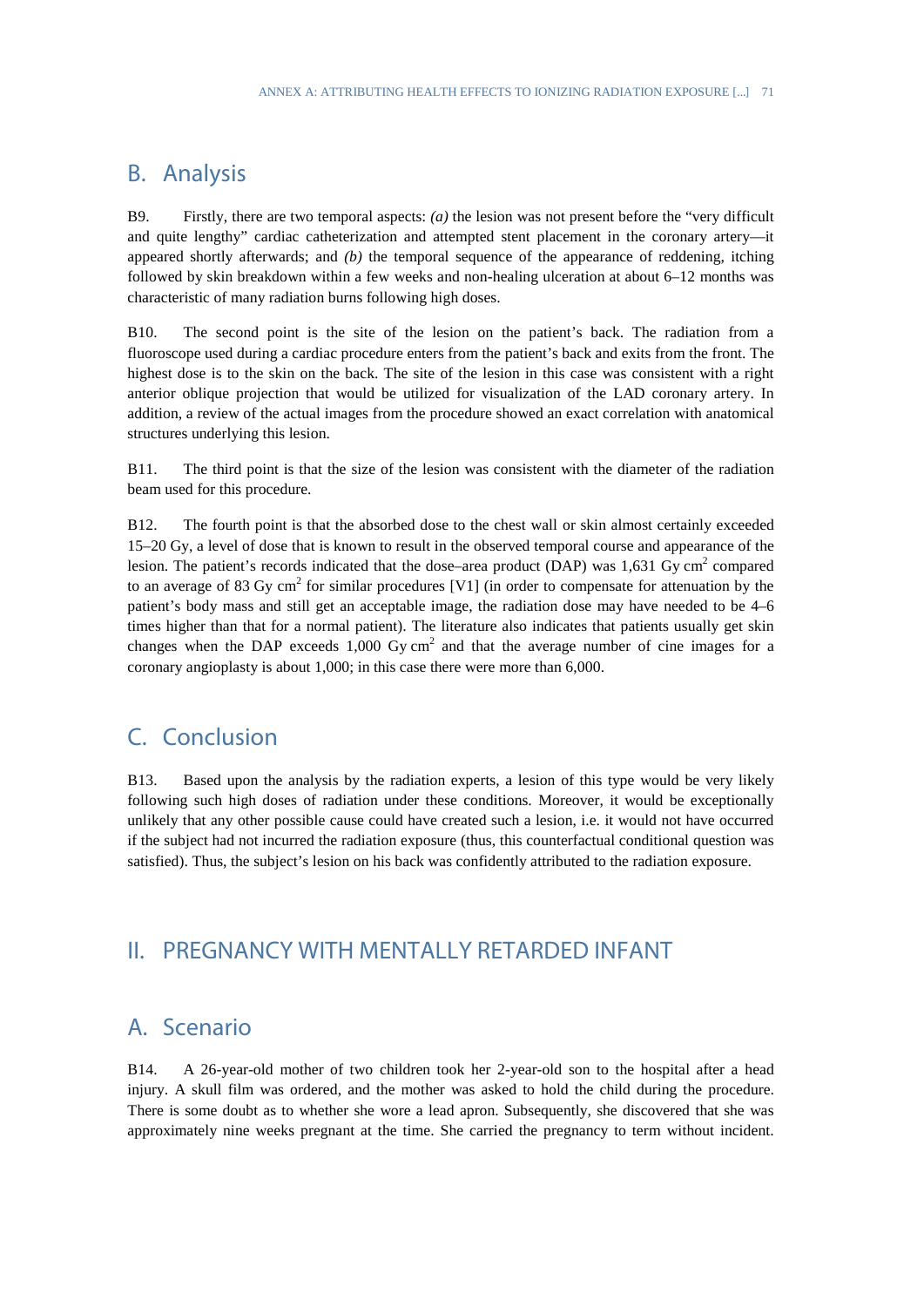## B. Analysis

B9. Firstly, there are two temporal aspects: *(a)* the lesion was not present before the "very difficult and quite lengthy" cardiac catheterization and attempted stent placement in the coronary artery—it appeared shortly afterwards; and *(b)* the temporal sequence of the appearance of reddening, itching followed by skin breakdown within a few weeks and non-healing ulceration at about 6–12 months was characteristic of many radiation burns following high doses.

B10. The second point is the site of the lesion on the patient's back. The radiation from a fluoroscope used during a cardiac procedure enters from the patient's back and exits from the front. The highest dose is to the skin on the back. The site of the lesion in this case was consistent with a right anterior oblique projection that would be utilized for visualization of the LAD coronary artery. In addition, a review of the actual images from the procedure showed an exact correlation with anatomical structures underlying this lesion.

B11. The third point is that the size of the lesion was consistent with the diameter of the radiation beam used for this procedure.

B12. The fourth point is that the absorbed dose to the chest wall or skin almost certainly exceeded 15–20 Gy, a level of dose that is known to result in the observed temporal course and appearance of the lesion. The patient's records indicated that the dose–area product (DAP) was 1,631 Gy $cm^2$ compared to an average of 83 Gy $cm^2$ for similar procedures [V1] (in order to compensate for attenuation by the patient's body mass and still get an acceptable image, the radiation dose may have needed to be 4–6 times higher than that for a normal patient). The literature also indicates that patients usually get skin changes when the DAP exceeds 1,000 Gy $cm^2$ and that the average number of cine images for a coronary angioplasty is about 1,000; in this case there were more than 6,000.

## C. Conclusion

B13. Based upon the analysis by the radiation experts, a lesion of this type would be very likely following such high doses of radiation under these conditions. Moreover, it would be exceptionally unlikely that any other possible cause could have created such a lesion, i.e. it would not have occurred if the subject had not incurred the radiation exposure (thus, this counterfactual conditional question was satisfied). Thus, the subject's lesion on his back was confidently attributed to the radiation exposure.

# II. PREGNANCY WITH MENTALLY RETARDED INFANT

## A. Scenario

B14. A 26-year-old mother of two children took her 2-year-old son to the hospital after a head injury. A skull film was ordered, and the mother was asked to hold the child during the procedure. There is some doubt as to whether she wore a lead apron. Subsequently, she discovered that she was approximately nine weeks pregnant at the time. She carried the pregnancy to term without incident.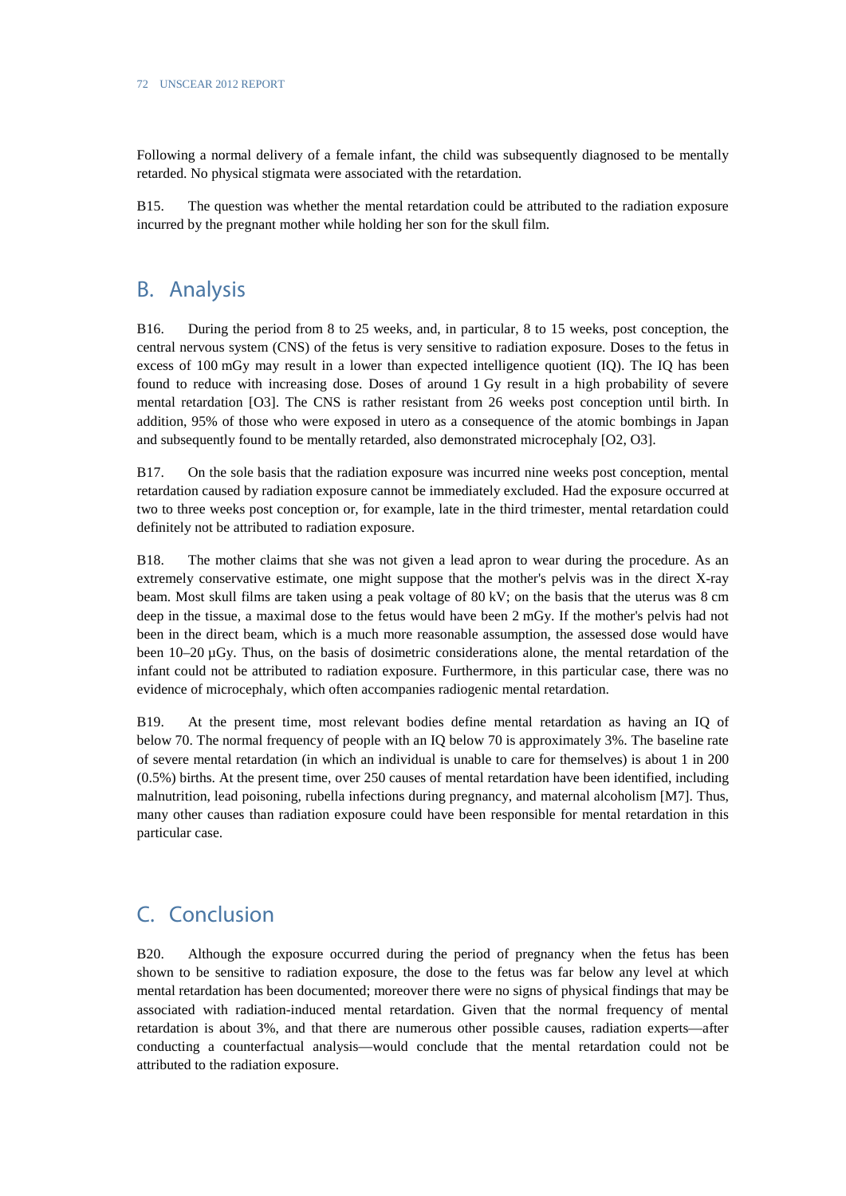Following a normal delivery of a female infant, the child was subsequently diagnosed to be mentally retarded. No physical stigmata were associated with the retardation.

B15. The question was whether the mental retardation could be attributed to the radiation exposure incurred by the pregnant mother while holding her son for the skull film.

## B. Analysis

B16. During the period from 8 to 25 weeks, and, in particular, 8 to 15 weeks, post conception, the central nervous system (CNS) of the fetus is very sensitive to radiation exposure. Doses to the fetus in excess of 100 mGy may result in a lower than expected intelligence quotient (IQ). The IQ has been found to reduce with increasing dose. Doses of around 1 Gy result in a high probability of severe mental retardation [O3]. The CNS is rather resistant from 26 weeks post conception until birth. In addition, 95% of those who were exposed in utero as a consequence of the atomic bombings in Japan and subsequently found to be mentally retarded, also demonstrated microcephaly [O2, O3].

B17. On the sole basis that the radiation exposure was incurred nine weeks post conception, mental retardation caused by radiation exposure cannot be immediately excluded. Had the exposure occurred at two to three weeks post conception or, for example, late in the third trimester, mental retardation could definitely not be attributed to radiation exposure.

B18. The mother claims that she was not given a lead apron to wear during the procedure. As an extremely conservative estimate, one might suppose that the mother's pelvis was in the direct X-ray beam. Most skull films are taken using a peak voltage of 80 kV; on the basis that the uterus was 8 cm deep in the tissue, a maximal dose to the fetus would have been 2 mGy. If the mother's pelvis had not been in the direct beam, which is a much more reasonable assumption, the assessed dose would have been 10–20 µGy. Thus, on the basis of dosimetric considerations alone, the mental retardation of the infant could not be attributed to radiation exposure. Furthermore, in this particular case, there was no evidence of microcephaly, which often accompanies radiogenic mental retardation.

B19. At the present time, most relevant bodies define mental retardation as having an IQ of below 70. The normal frequency of people with an IQ below 70 is approximately 3%. The baseline rate of severe mental retardation (in which an individual is unable to care for themselves) is about 1 in 200 (0.5%) births. At the present time, over 250 causes of mental retardation have been identified, including malnutrition, lead poisoning, rubella infections during pregnancy, and maternal alcoholism [M7]. Thus, many other causes than radiation exposure could have been responsible for mental retardation in this particular case.

## C. Conclusion

B20. Although the exposure occurred during the period of pregnancy when the fetus has been shown to be sensitive to radiation exposure, the dose to the fetus was far below any level at which mental retardation has been documented; moreover there were no signs of physical findings that may be associated with radiation-induced mental retardation. Given that the normal frequency of mental retardation is about 3%, and that there are numerous other possible causes, radiation experts—after conducting a counterfactual analysis—would conclude that the mental retardation could not be attributed to the radiation exposure.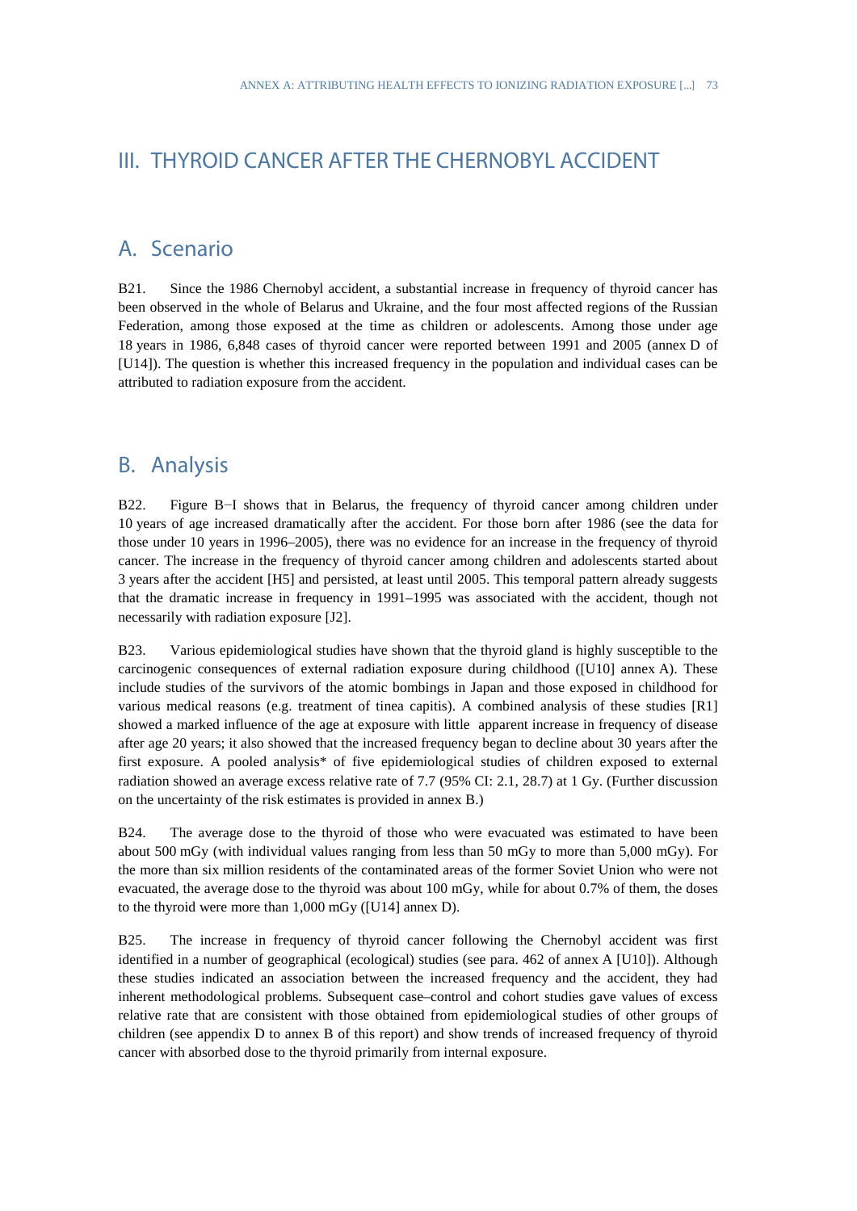# III. THYROID CANCER AFTER THE CHERNOBYL ACCIDENT

## A. Scenario

B21. Since the 1986 Chernobyl accident, a substantial increase in frequency of thyroid cancer has been observed in the whole of Belarus and Ukraine, and the four most affected regions of the Russian Federation, among those exposed at the time as children or adolescents. Among those under age 18 years in 1986, 6,848 cases of thyroid cancer were reported between 1991 and 2005 (annex D of [U14]). The question is whether this increased frequency in the population and individual cases can be attributed to radiation exposure from the accident.

## B. Analysis

B22. Figure B−I shows that in Belarus, the frequency of thyroid cancer among children under 10 years of age increased dramatically after the accident. For those born after 1986 (see the data for those under 10 years in 1996–2005), there was no evidence for an increase in the frequency of thyroid cancer. The increase in the frequency of thyroid cancer among children and adolescents started about 3 years after the accident [H5] and persisted, at least until 2005. This temporal pattern already suggests that the dramatic increase in frequency in 1991–1995 was associated with the accident, though not necessarily with radiation exposure [J2].

B23. Various epidemiological studies have shown that the thyroid gland is highly susceptible to the carcinogenic consequences of external radiation exposure during childhood ([U10] annex A). These include studies of the survivors of the atomic bombings in Japan and those exposed in childhood for various medical reasons (e.g. treatment of tinea capitis). A combined analysis of these studies [R1] showed a marked influence of the age at exposure with little apparent increase in frequency of disease after age 20 years; it also showed that the increased frequency began to decline about 30 years after the first exposure. A pooled analysis* of five epidemiological studies of children exposed to external radiation showed an average excess relative rate of 7.7 (95% CI: 2.1, 28.7) at 1 Gy. (Further discussion on the uncertainty of the risk estimates is provided in annex B.)

B24. The average dose to the thyroid of those who were evacuated was estimated to have been about 500 mGy (with individual values ranging from less than 50 mGy to more than 5,000 mGy). For the more than six million residents of the contaminated areas of the former Soviet Union who were not evacuated, the average dose to the thyroid was about 100 mGy, while for about 0.7% of them, the doses to the thyroid were more than 1,000 mGy ([U14] annex D).

B25. The increase in frequency of thyroid cancer following the Chernobyl accident was first identified in a number of geographical (ecological) studies (see para. 462 of annex A [U10]). Although these studies indicated an association between the increased frequency and the accident, they had inherent methodological problems. Subsequent case–control and cohort studies gave values of excess relative rate that are consistent with those obtained from epidemiological studies of other groups of children (see appendix D to annex B of this report) and show trends of increased frequency of thyroid cancer with absorbed dose to the thyroid primarily from internal exposure.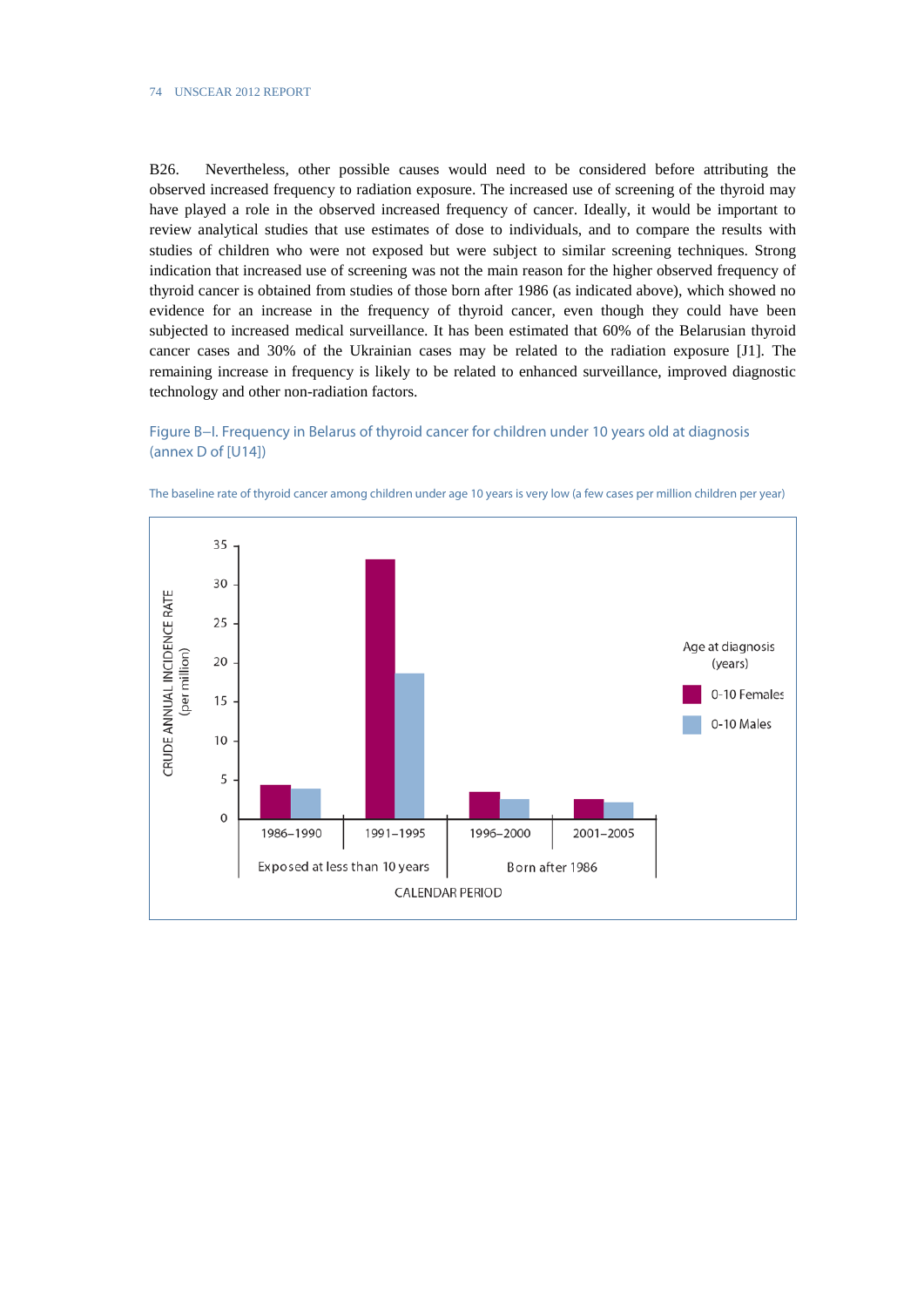B26. Nevertheless, other possible causes would need to be considered before attributing the observed increased frequency to radiation exposure. The increased use of screening of the thyroid may have played a role in the observed increased frequency of cancer. Ideally, it would be important to review analytical studies that use estimates of dose to individuals, and to compare the results with studies of children who were not exposed but were subject to similar screening techniques. Strong indication that increased use of screening was not the main reason for the higher observed frequency of thyroid cancer is obtained from studies of those born after 1986 (as indicated above), which showed no evidence for an increase in the frequency of thyroid cancer, even though they could have been subjected to increased medical surveillance. It has been estimated that 60% of the Belarusian thyroid cancer cases and 30% of the Ukrainian cases may be related to the radiation exposure [J1]. The remaining increase in frequency is likely to be related to enhanced surveillance, improved diagnostic technology and other non-radiation factors.

Figure B–I. Frequency in Belarus of thyroid cancer for children under 10 years old at diagnosis (annex D of [U14])

The baseline rate of thyroid cancer among children under age 10 years is very low (a few cases per million children per year)

CRUDE ANNUAL INCIDENCE RATE (per million)

Age at diagnosis (years): 0-10 Females; 0-10 Males

1986–1990, 1991–1995: Exposed at less than 10 years

1996–2000, 2001–2005: Born after 1986

CALENDAR PERIOD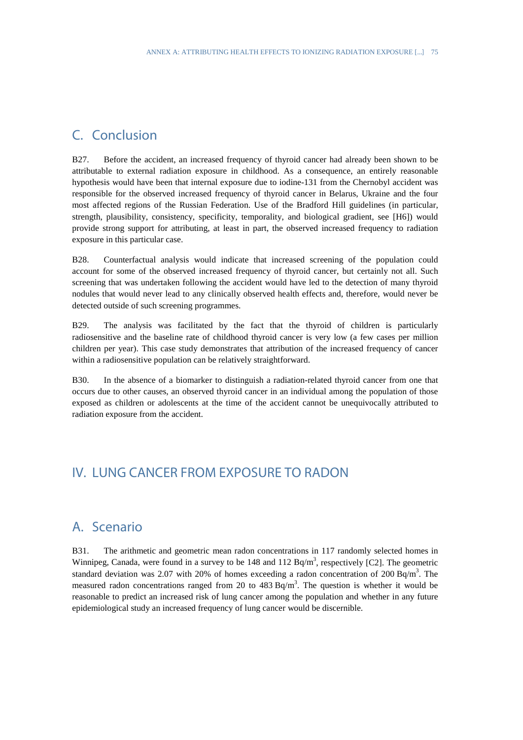## C. Conclusion

B27. Before the accident, an increased frequency of thyroid cancer had already been shown to be attributable to external radiation exposure in childhood. As a consequence, an entirely reasonable hypothesis would have been that internal exposure due to iodine-131 from the Chernobyl accident was responsible for the observed increased frequency of thyroid cancer in Belarus, Ukraine and the four most affected regions of the Russian Federation. Use of the Bradford Hill guidelines (in particular, strength, plausibility, consistency, specificity, temporality, and biological gradient, see [H6]) would provide strong support for attributing, at least in part, the observed increased frequency to radiation exposure in this particular case.

B28. Counterfactual analysis would indicate that increased screening of the population could account for some of the observed increased frequency of thyroid cancer, but certainly not all. Such screening that was undertaken following the accident would have led to the detection of many thyroid nodules that would never lead to any clinically observed health effects and, therefore, would never be detected outside of such screening programmes.

B29. The analysis was facilitated by the fact that the thyroid of children is particularly radiosensitive and the baseline rate of childhood thyroid cancer is very low (a few cases per million children per year). This case study demonstrates that attribution of the increased frequency of cancer within a radiosensitive population can be relatively straightforward.

B30. In the absence of a biomarker to distinguish a radiation-related thyroid cancer from one that occurs due to other causes, an observed thyroid cancer in an individual among the population of those exposed as children or adolescents at the time of the accident cannot be unequivocally attributed to radiation exposure from the accident.

# IV. LUNG CANCER FROM EXPOSURE TO RADON

## A. Scenario

B31. The arithmetic and geometric mean radon concentrations in 117 randomly selected homes in Winnipeg, Canada, were found in a survey to be 148 and 112 Bq/m$^3$, respectively [C2]. The geometric standard deviation was 2.07 with 20% of homes exceeding a radon concentration of 200 Bq/m$^3$. The measured radon concentrations ranged from 20 to 483 Bq/m$^3$. The question is whether it would be reasonable to predict an increased risk of lung cancer among the population and whether in any future epidemiological study an increased frequency of lung cancer would be discernible.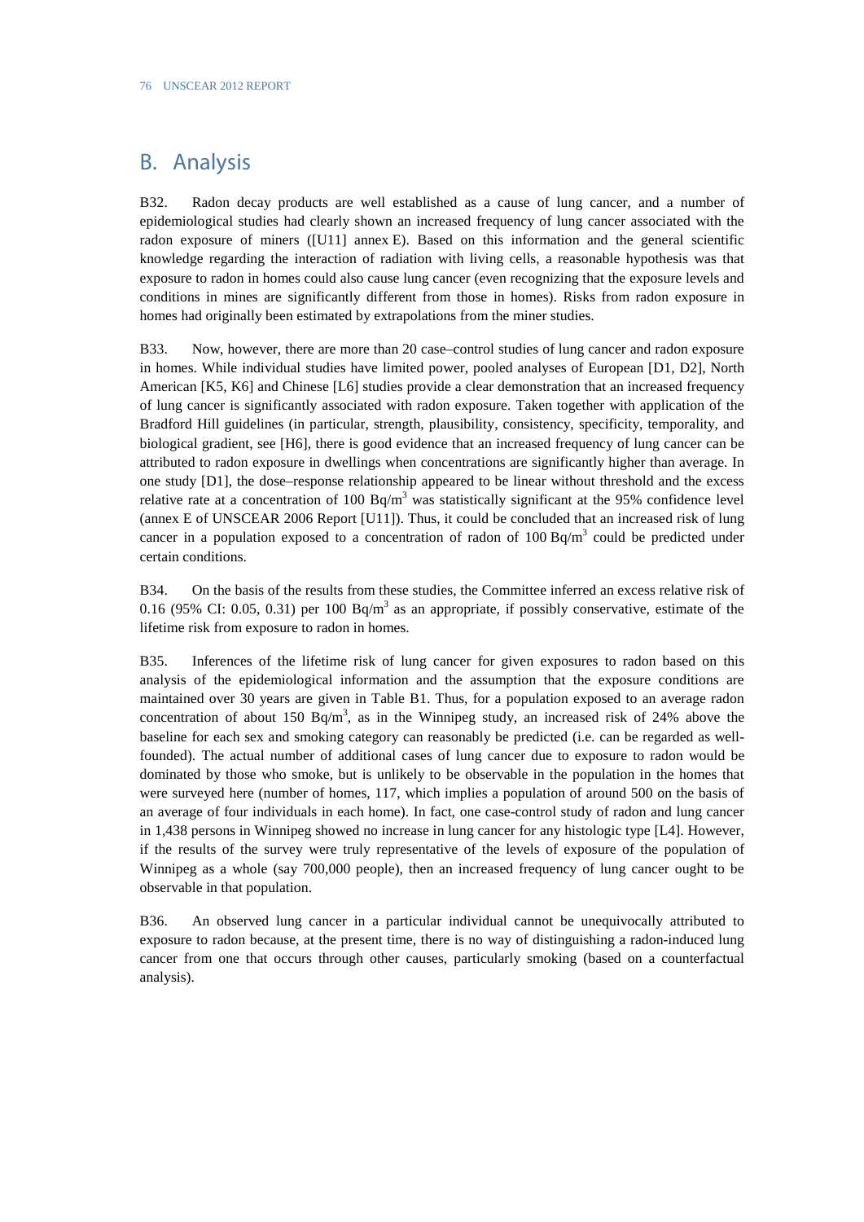## B. Analysis

B32. Radon decay products are well established as a cause of lung cancer, and a number of epidemiological studies had clearly shown an increased frequency of lung cancer associated with the radon exposure of miners ([U11] annex E). Based on this information and the general scientific knowledge regarding the interaction of radiation with living cells, a reasonable hypothesis was that exposure to radon in homes could also cause lung cancer (even recognizing that the exposure levels and conditions in mines are significantly different from those in homes). Risks from radon exposure in homes had originally been estimated by extrapolations from the miner studies.

B33. Now, however, there are more than 20 case–control studies of lung cancer and radon exposure in homes. While individual studies have limited power, pooled analyses of European [D1, D2], North American [K5, K6] and Chinese [L6] studies provide a clear demonstration that an increased frequency of lung cancer is significantly associated with radon exposure. Taken together with application of the Bradford Hill guidelines (in particular, strength, plausibility, consistency, specificity, temporality, and biological gradient, see [H6], there is good evidence that an increased frequency of lung cancer can be attributed to radon exposure in dwellings when concentrations are significantly higher than average. In one study [D1], the dose–response relationship appeared to be linear without threshold and the excess relative rate at a concentration of 100 $Bq/m^3$ was statistically significant at the 95% confidence level (annex E of UNSCEAR 2006 Report [U11]). Thus, it could be concluded that an increased risk of lung cancer in a population exposed to a concentration of radon of 100 $Bq/m^3$ could be predicted under certain conditions.

B34. On the basis of the results from these studies, the Committee inferred an excess relative risk of 0.16 (95% CI: 0.05, 0.31) per 100 $Bq/m^3$ as an appropriate, if possibly conservative, estimate of the lifetime risk from exposure to radon in homes.

B35. Inferences of the lifetime risk of lung cancer for given exposures to radon based on this analysis of the epidemiological information and the assumption that the exposure conditions are maintained over 30 years are given in Table B1. Thus, for a population exposed to an average radon concentration of about 150 $Bq/m^3$, as in the Winnipeg study, an increased risk of 24% above the baseline for each sex and smoking category can reasonably be predicted (i.e. can be regarded as well-founded). The actual number of additional cases of lung cancer due to exposure to radon would be dominated by those who smoke, but is unlikely to be observable in the population in the homes that were surveyed here (number of homes, 117, which implies a population of around 500 on the basis of an average of four individuals in each home). In fact, one case-control study of radon and lung cancer in 1,438 persons in Winnipeg showed no increase in lung cancer for any histologic type [L4]. However, if the results of the survey were truly representative of the levels of exposure of the population of Winnipeg as a whole (say 700,000 people), then an increased frequency of lung cancer ought to be observable in that population.

B36. An observed lung cancer in a particular individual cannot be unequivocally attributed to exposure to radon because, at the present time, there is no way of distinguishing a radon-induced lung cancer from one that occurs through other causes, particularly smoking (based on a counterfactual analysis).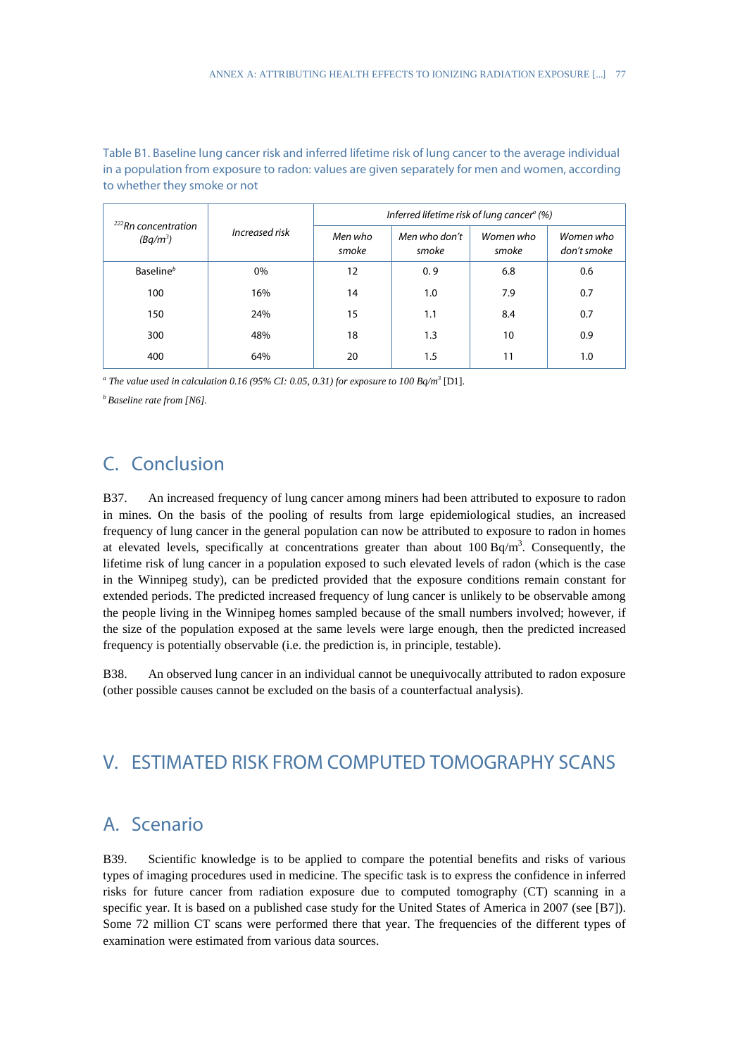Table B1. Baseline lung cancer risk and inferred lifetime risk of lung cancer to the average individual in a population from exposure to radon: values are given separately for men and women, according to whether they smoke or not

| $^{222}Rn$ concentration ($Bq/m^3$) | Increased risk | Inferred lifetime risk of lung cancer[a] (%) | | | |
|---|---|---|---|---|---|
| | | Men who smoke | Men who don't smoke | Women who smoke | Women who don't smoke |
| Baseline[b] | 0% | 12 | 0. 9 | 6.8 | 0.6 |
| 100 | 16% | 14 | 1.0 | 7.9 | 0.7 |
| 150 | 24% | 15 | 1.1 | 8.4 | 0.7 |
| 300 | 48% | 18 | 1.3 | 10 | 0.9 |
| 400 | 64% | 20 | 1.5 | 11 | 1.0 |

[a] *The value used in calculation 0.16 (95% CI: 0.05, 0.31) for exposure to 100 Bq/m³* [D1].

[b] *Baseline rate from [N6].*

## C. Conclusion

B37. An increased frequency of lung cancer among miners had been attributed to exposure to radon in mines. On the basis of the pooling of results from large epidemiological studies, an increased frequency of lung cancer in the general population can now be attributed to exposure to radon in homes at elevated levels, specifically at concentrations greater than about 100 Bq/m³. Consequently, the lifetime risk of lung cancer in a population exposed to such elevated levels of radon (which is the case in the Winnipeg study), can be predicted provided that the exposure conditions remain constant for extended periods. The predicted increased frequency of lung cancer is unlikely to be observable among the people living in the Winnipeg homes sampled because of the small numbers involved; however, if the size of the population exposed at the same levels were large enough, then the predicted increased frequency is potentially observable (i.e. the prediction is, in principle, testable).

B38. An observed lung cancer in an individual cannot be unequivocally attributed to radon exposure (other possible causes cannot be excluded on the basis of a counterfactual analysis).

# V. ESTIMATED RISK FROM COMPUTED TOMOGRAPHY SCANS

## A. Scenario

B39. Scientific knowledge is to be applied to compare the potential benefits and risks of various types of imaging procedures used in medicine. The specific task is to express the confidence in inferred risks for future cancer from radiation exposure due to computed tomography (CT) scanning in a specific year. It is based on a published case study for the United States of America in 2007 (see [B7]). Some 72 million CT scans were performed there that year. The frequencies of the different types of examination were estimated from various data sources.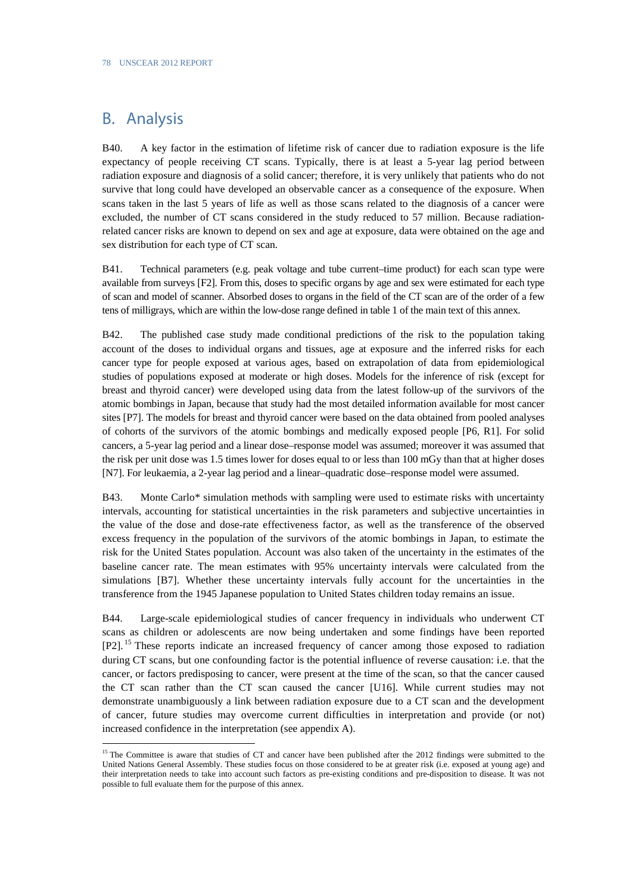## B. Analysis

B40. A key factor in the estimation of lifetime risk of cancer due to radiation exposure is the life expectancy of people receiving CT scans. Typically, there is at least a 5-year lag period between radiation exposure and diagnosis of a solid cancer; therefore, it is very unlikely that patients who do not survive that long could have developed an observable cancer as a consequence of the exposure. When scans taken in the last 5 years of life as well as those scans related to the diagnosis of a cancer were excluded, the number of CT scans considered in the study reduced to 57 million. Because radiation-related cancer risks are known to depend on sex and age at exposure, data were obtained on the age and sex distribution for each type of CT scan.

B41. Technical parameters (e.g. peak voltage and tube current–time product) for each scan type were available from surveys [F2]. From this, doses to specific organs by age and sex were estimated for each type of scan and model of scanner. Absorbed doses to organs in the field of the CT scan are of the order of a few tens of milligrays, which are within the low-dose range defined in table 1 of the main text of this annex.

B42. The published case study made conditional predictions of the risk to the population taking account of the doses to individual organs and tissues, age at exposure and the inferred risks for each cancer type for people exposed at various ages, based on extrapolation of data from epidemiological studies of populations exposed at moderate or high doses. Models for the inference of risk (except for breast and thyroid cancer) were developed using data from the latest follow-up of the survivors of the atomic bombings in Japan, because that study had the most detailed information available for most cancer sites [P7]. The models for breast and thyroid cancer were based on the data obtained from pooled analyses of cohorts of the survivors of the atomic bombings and medically exposed people [P6, R1]. For solid cancers, a 5-year lag period and a linear dose–response model was assumed; moreover it was assumed that the risk per unit dose was 1.5 times lower for doses equal to or less than 100 mGy than that at higher doses [N7]. For leukaemia, a 2-year lag period and a linear–quadratic dose–response model were assumed.

B43. Monte Carlo* simulation methods with sampling were used to estimate risks with uncertainty intervals, accounting for statistical uncertainties in the risk parameters and subjective uncertainties in the value of the dose and dose-rate effectiveness factor, as well as the transference of the observed excess frequency in the population of the survivors of the atomic bombings in Japan, to estimate the risk for the United States population. Account was also taken of the uncertainty in the estimates of the baseline cancer rate. The mean estimates with 95% uncertainty intervals were calculated from the simulations [B7]. Whether these uncertainty intervals fully account for the uncertainties in the transference from the 1945 Japanese population to United States children today remains an issue.

B44. Large-scale epidemiological studies of cancer frequency in individuals who underwent CT scans as children or adolescents are now being undertaken and some findings have been reported [P2].[15] These reports indicate an increased frequency of cancer among those exposed to radiation during CT scans, but one confounding factor is the potential influence of reverse causation: i.e. that the cancer, or factors predisposing to cancer, were present at the time of the scan, so that the cancer caused the CT scan rather than the CT scan caused the cancer [U16]. While current studies may not demonstrate unambiguously a link between radiation exposure due to a CT scan and the development of cancer, future studies may overcome current difficulties in interpretation and provide (or not) increased confidence in the interpretation (see appendix A).

---

[15] The Committee is aware that studies of CT and cancer have been published after the 2012 findings were submitted to the United Nations General Assembly. These studies focus on those considered to be at greater risk (i.e. exposed at young age) and their interpretation needs to take into account such factors as pre-existing conditions and pre-disposition to disease. It was not possible to full evaluate them for the purpose of this annex.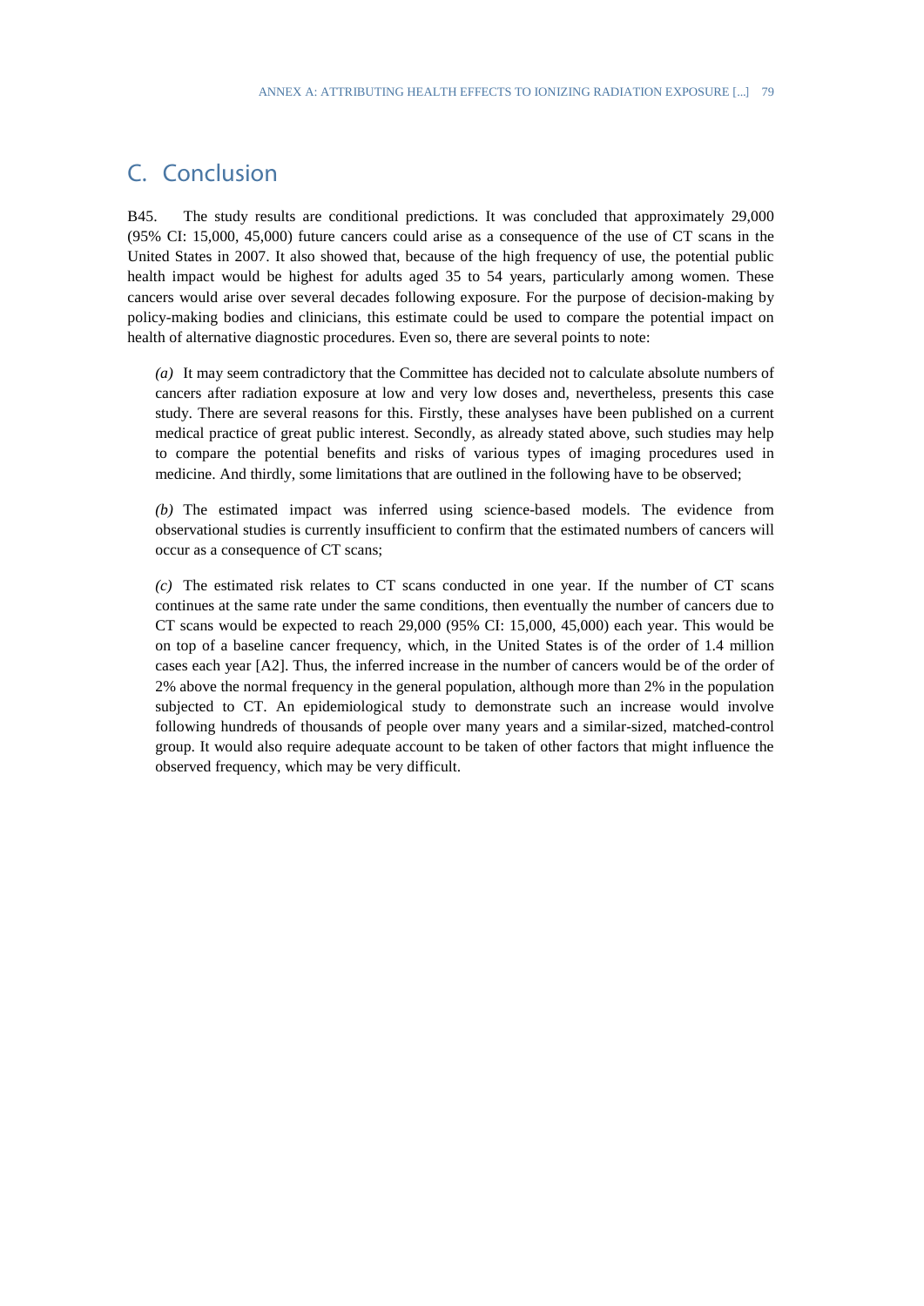## C. Conclusion

B45. The study results are conditional predictions. It was concluded that approximately 29,000 (95% CI: 15,000, 45,000) future cancers could arise as a consequence of the use of CT scans in the United States in 2007. It also showed that, because of the high frequency of use, the potential public health impact would be highest for adults aged 35 to 54 years, particularly among women. These cancers would arise over several decades following exposure. For the purpose of decision-making by policy-making bodies and clinicians, this estimate could be used to compare the potential impact on health of alternative diagnostic procedures. Even so, there are several points to note:

*(a)* It may seem contradictory that the Committee has decided not to calculate absolute numbers of cancers after radiation exposure at low and very low doses and, nevertheless, presents this case study. There are several reasons for this. Firstly, these analyses have been published on a current medical practice of great public interest. Secondly, as already stated above, such studies may help to compare the potential benefits and risks of various types of imaging procedures used in medicine. And thirdly, some limitations that are outlined in the following have to be observed;

*(b)* The estimated impact was inferred using science-based models. The evidence from observational studies is currently insufficient to confirm that the estimated numbers of cancers will occur as a consequence of CT scans;

*(c)* The estimated risk relates to CT scans conducted in one year. If the number of CT scans continues at the same rate under the same conditions, then eventually the number of cancers due to CT scans would be expected to reach 29,000 (95% CI: 15,000, 45,000) each year. This would be on top of a baseline cancer frequency, which, in the United States is of the order of 1.4 million cases each year [A2]. Thus, the inferred increase in the number of cancers would be of the order of 2% above the normal frequency in the general population, although more than 2% in the population subjected to CT. An epidemiological study to demonstrate such an increase would involve following hundreds of thousands of people over many years and a similar-sized, matched-control group. It would also require adequate account to be taken of other factors that might influence the observed frequency, which may be very difficult.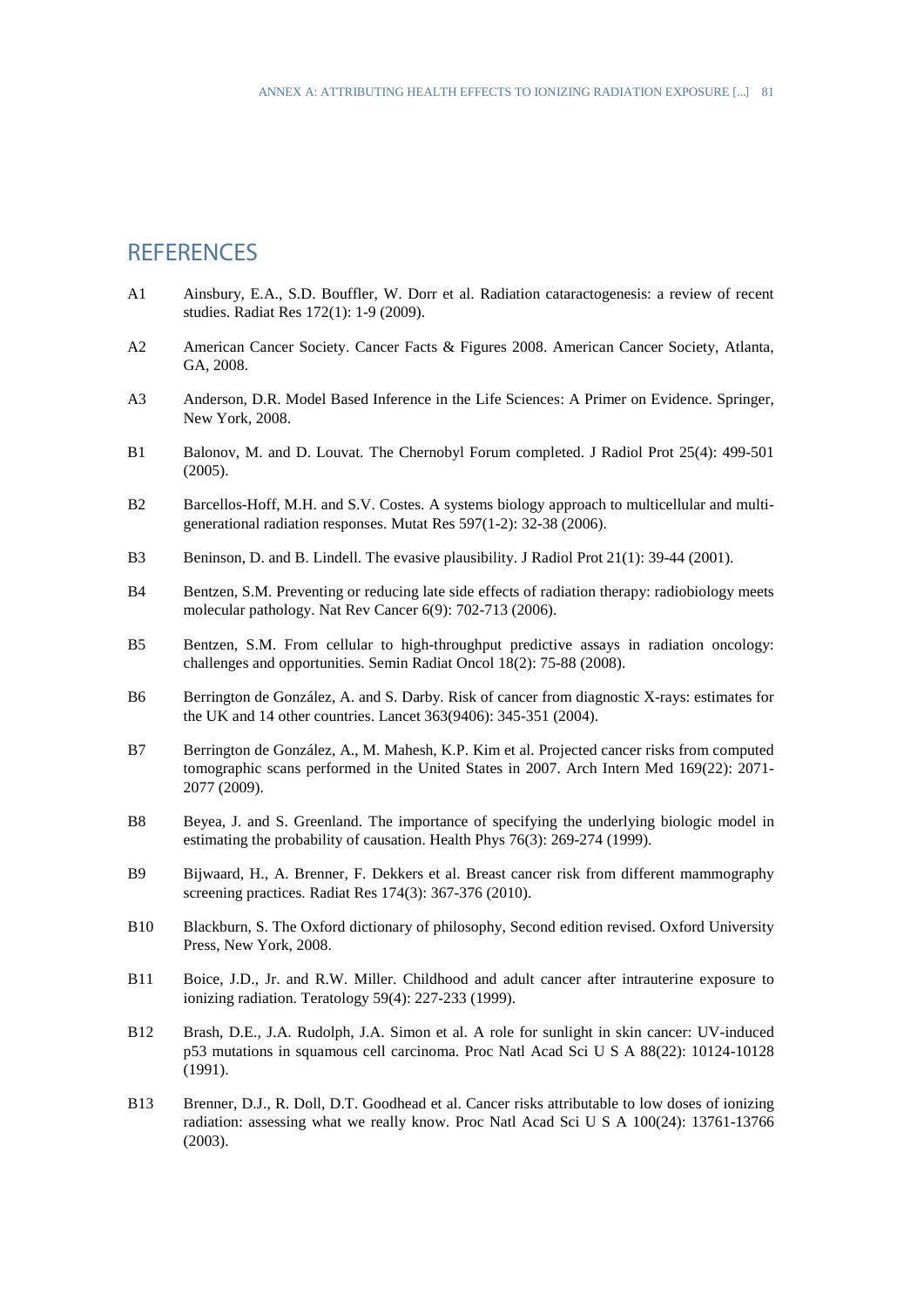# REFERENCES

A1 Ainsbury, E.A., S.D. Bouffler, W. Dorr et al. Radiation cataractogenesis: a review of recent studies. Radiat Res 172(1): 1-9 (2009).

A2 American Cancer Society. Cancer Facts & Figures 2008. American Cancer Society, Atlanta, GA, 2008.

A3 Anderson, D.R. Model Based Inference in the Life Sciences: A Primer on Evidence. Springer, New York, 2008.

B1 Balonov, M. and D. Louvat. The Chernobyl Forum completed. J Radiol Prot 25(4): 499-501 (2005).

B2 Barcellos-Hoff, M.H. and S.V. Costes. A systems biology approach to multicellular and multi-generational radiation responses. Mutat Res 597(1-2): 32-38 (2006).

B3 Beninson, D. and B. Lindell. The evasive plausibility. J Radiol Prot 21(1): 39-44 (2001).

B4 Bentzen, S.M. Preventing or reducing late side effects of radiation therapy: radiobiology meets molecular pathology. Nat Rev Cancer 6(9): 702-713 (2006).

B5 Bentzen, S.M. From cellular to high-throughput predictive assays in radiation oncology: challenges and opportunities. Semin Radiat Oncol 18(2): 75-88 (2008).

B6 Berrington de González, A. and S. Darby. Risk of cancer from diagnostic X-rays: estimates for the UK and 14 other countries. Lancet 363(9406): 345-351 (2004).

B7 Berrington de González, A., M. Mahesh, K.P. Kim et al. Projected cancer risks from computed tomographic scans performed in the United States in 2007. Arch Intern Med 169(22): 2071-2077 (2009).

B8 Beyea, J. and S. Greenland. The importance of specifying the underlying biologic model in estimating the probability of causation. Health Phys 76(3): 269-274 (1999).

B9 Bijwaard, H., A. Brenner, F. Dekkers et al. Breast cancer risk from different mammography screening practices. Radiat Res 174(3): 367-376 (2010).

B10 Blackburn, S. The Oxford dictionary of philosophy, Second edition revised. Oxford University Press, New York, 2008.

B11 Boice, J.D., Jr. and R.W. Miller. Childhood and adult cancer after intrauterine exposure to ionizing radiation. Teratology 59(4): 227-233 (1999).

B12 Brash, D.E., J.A. Rudolph, J.A. Simon et al. A role for sunlight in skin cancer: UV-induced p53 mutations in squamous cell carcinoma. Proc Natl Acad Sci U S A 88(22): 10124-10128 (1991).

B13 Brenner, D.J., R. Doll, D.T. Goodhead et al. Cancer risks attributable to low doses of ionizing radiation: assessing what we really know. Proc Natl Acad Sci U S A 100(24): 13761-13766 (2003).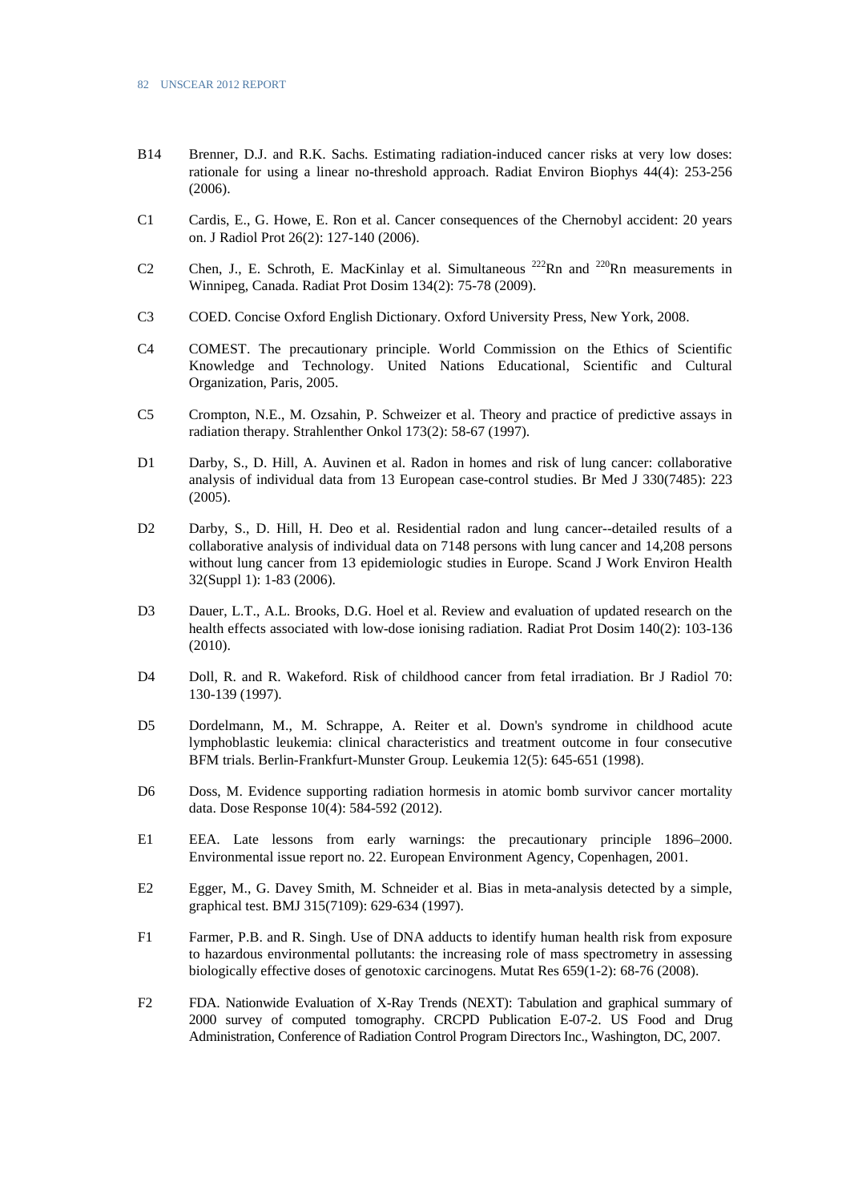B14 Brenner, D.J. and R.K. Sachs. Estimating radiation-induced cancer risks at very low doses: rationale for using a linear no-threshold approach. Radiat Environ Biophys 44(4): 253-256 (2006).

C1 Cardis, E., G. Howe, E. Ron et al. Cancer consequences of the Chernobyl accident: 20 years on. J Radiol Prot 26(2): 127-140 (2006).

C2 Chen, J., E. Schroth, E. MacKinlay et al. Simultaneous $^{222}$Rn and $^{220}$Rn measurements in Winnipeg, Canada. Radiat Prot Dosim 134(2): 75-78 (2009).

C3 COED. Concise Oxford English Dictionary. Oxford University Press, New York, 2008.

C4 COMEST. The precautionary principle. World Commission on the Ethics of Scientific Knowledge and Technology. United Nations Educational, Scientific and Cultural Organization, Paris, 2005.

C5 Crompton, N.E., M. Ozsahin, P. Schweizer et al. Theory and practice of predictive assays in radiation therapy. Strahlenther Onkol 173(2): 58-67 (1997).

D1 Darby, S., D. Hill, A. Auvinen et al. Radon in homes and risk of lung cancer: collaborative analysis of individual data from 13 European case-control studies. Br Med J 330(7485): 223 (2005).

D2 Darby, S., D. Hill, H. Deo et al. Residential radon and lung cancer--detailed results of a collaborative analysis of individual data on 7148 persons with lung cancer and 14,208 persons without lung cancer from 13 epidemiologic studies in Europe. Scand J Work Environ Health 32(Suppl 1): 1-83 (2006).

D3 Dauer, L.T., A.L. Brooks, D.G. Hoel et al. Review and evaluation of updated research on the health effects associated with low-dose ionising radiation. Radiat Prot Dosim 140(2): 103-136 (2010).

D4 Doll, R. and R. Wakeford. Risk of childhood cancer from fetal irradiation. Br J Radiol 70: 130-139 (1997).

D5 Dordelmann, M., M. Schrappe, A. Reiter et al. Down's syndrome in childhood acute lymphoblastic leukemia: clinical characteristics and treatment outcome in four consecutive BFM trials. Berlin-Frankfurt-Munster Group. Leukemia 12(5): 645-651 (1998).

D6 Doss, M. Evidence supporting radiation hormesis in atomic bomb survivor cancer mortality data. Dose Response 10(4): 584-592 (2012).

E1 EEA. Late lessons from early warnings: the precautionary principle 1896–2000. Environmental issue report no. 22. European Environment Agency, Copenhagen, 2001.

E2 Egger, M., G. Davey Smith, M. Schneider et al. Bias in meta-analysis detected by a simple, graphical test. BMJ 315(7109): 629-634 (1997).

F1 Farmer, P.B. and R. Singh. Use of DNA adducts to identify human health risk from exposure to hazardous environmental pollutants: the increasing role of mass spectrometry in assessing biologically effective doses of genotoxic carcinogens. Mutat Res 659(1-2): 68-76 (2008).

F2 FDA. Nationwide Evaluation of X-Ray Trends (NEXT): Tabulation and graphical summary of 2000 survey of computed tomography. CRCPD Publication E-07-2. US Food and Drug Administration, Conference of Radiation Control Program Directors Inc., Washington, DC, 2007.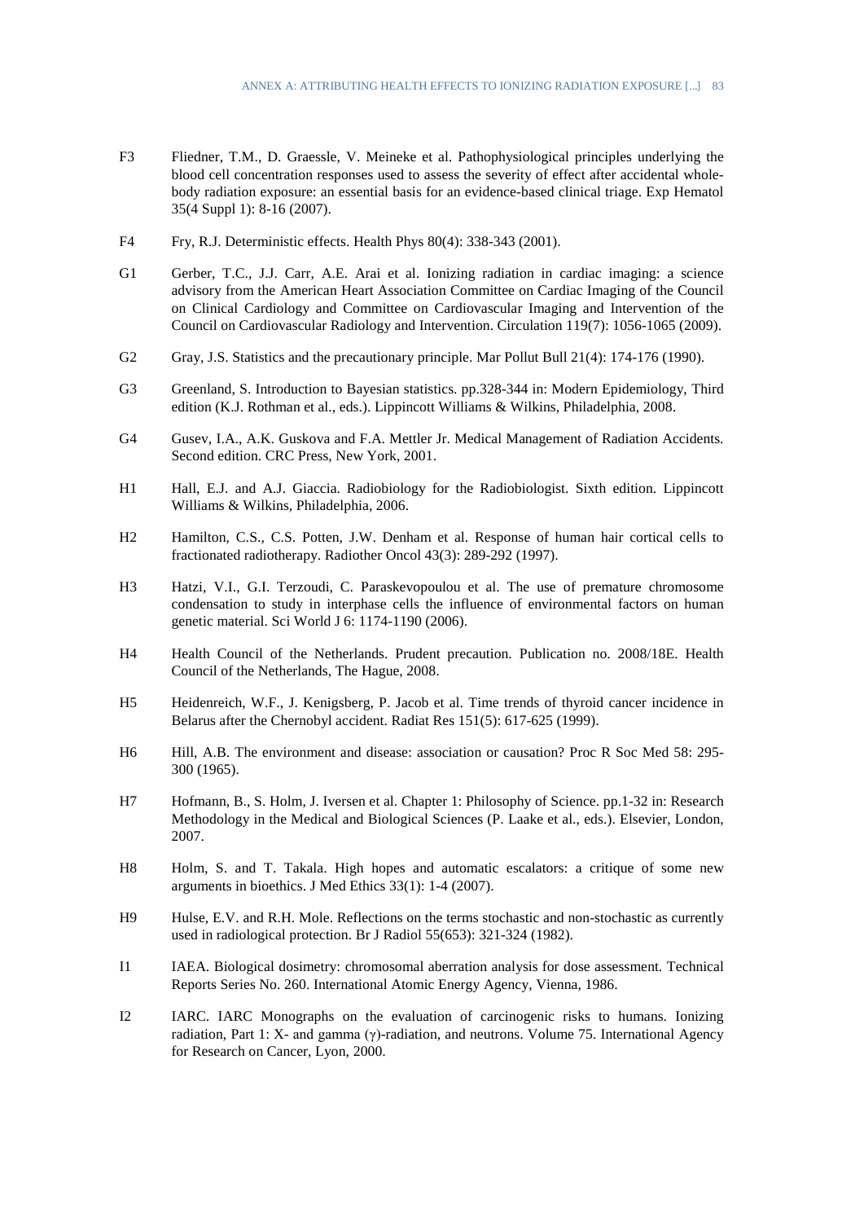F3 Fliedner, T.M., D. Graessle, V. Meineke et al. Pathophysiological principles underlying the blood cell concentration responses used to assess the severity of effect after accidental whole-body radiation exposure: an essential basis for an evidence-based clinical triage. Exp Hematol 35(4 Suppl 1): 8-16 (2007).

F4 Fry, R.J. Deterministic effects. Health Phys 80(4): 338-343 (2001).

G1 Gerber, T.C., J.J. Carr, A.E. Arai et al. Ionizing radiation in cardiac imaging: a science advisory from the American Heart Association Committee on Cardiac Imaging of the Council on Clinical Cardiology and Committee on Cardiovascular Imaging and Intervention of the Council on Cardiovascular Radiology and Intervention. Circulation 119(7): 1056-1065 (2009).

G2 Gray, J.S. Statistics and the precautionary principle. Mar Pollut Bull 21(4): 174-176 (1990).

G3 Greenland, S. Introduction to Bayesian statistics. pp.328-344 in: Modern Epidemiology, Third edition (K.J. Rothman et al., eds.). Lippincott Williams & Wilkins, Philadelphia, 2008.

G4 Gusev, I.A., A.K. Guskova and F.A. Mettler Jr. Medical Management of Radiation Accidents. Second edition. CRC Press, New York, 2001.

H1 Hall, E.J. and A.J. Giaccia. Radiobiology for the Radiobiologist. Sixth edition. Lippincott Williams & Wilkins, Philadelphia, 2006.

H2 Hamilton, C.S., C.S. Potten, J.W. Denham et al. Response of human hair cortical cells to fractionated radiotherapy. Radiother Oncol 43(3): 289-292 (1997).

H3 Hatzi, V.I., G.I. Terzoudi, C. Paraskevopoulou et al. The use of premature chromosome condensation to study in interphase cells the influence of environmental factors on human genetic material. Sci World J 6: 1174-1190 (2006).

H4 Health Council of the Netherlands. Prudent precaution. Publication no. 2008/18E. Health Council of the Netherlands, The Hague, 2008.

H5 Heidenreich, W.F., J. Kenigsberg, P. Jacob et al. Time trends of thyroid cancer incidence in Belarus after the Chernobyl accident. Radiat Res 151(5): 617-625 (1999).

H6 Hill, A.B. The environment and disease: association or causation? Proc R Soc Med 58: 295-300 (1965).

H7 Hofmann, B., S. Holm, J. Iversen et al. Chapter 1: Philosophy of Science. pp.1-32 in: Research Methodology in the Medical and Biological Sciences (P. Laake et al., eds.). Elsevier, London, 2007.

H8 Holm, S. and T. Takala. High hopes and automatic escalators: a critique of some new arguments in bioethics. J Med Ethics 33(1): 1-4 (2007).

H9 Hulse, E.V. and R.H. Mole. Reflections on the terms stochastic and non-stochastic as currently used in radiological protection. Br J Radiol 55(653): 321-324 (1982).

I1 IAEA. Biological dosimetry: chromosomal aberration analysis for dose assessment. Technical Reports Series No. 260. International Atomic Energy Agency, Vienna, 1986.

I2 IARC. IARC Monographs on the evaluation of carcinogenic risks to humans. Ionizing radiation, Part 1: X- and gamma (γ)-radiation, and neutrons. Volume 75. International Agency for Research on Cancer, Lyon, 2000.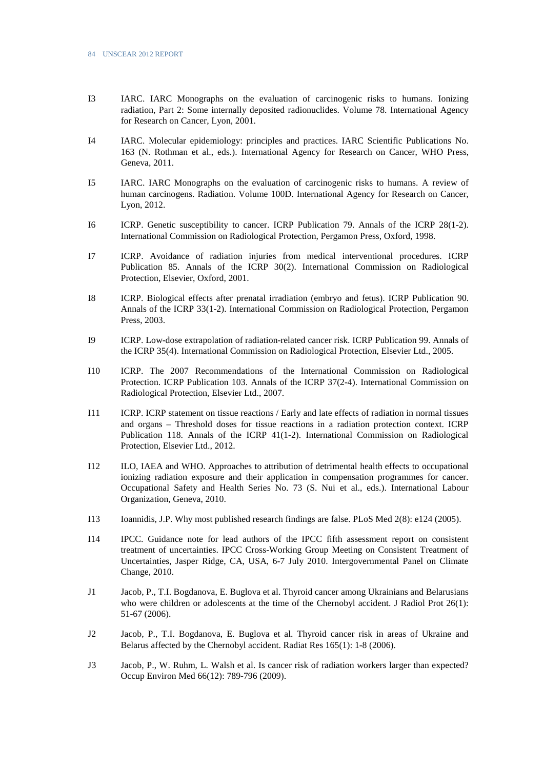I3 IARC. IARC Monographs on the evaluation of carcinogenic risks to humans. Ionizing radiation, Part 2: Some internally deposited radionuclides. Volume 78. International Agency for Research on Cancer, Lyon, 2001.

I4 IARC. Molecular epidemiology: principles and practices. IARC Scientific Publications No. 163 (N. Rothman et al., eds.). International Agency for Research on Cancer, WHO Press, Geneva, 2011.

I5 IARC. IARC Monographs on the evaluation of carcinogenic risks to humans. A review of human carcinogens. Radiation. Volume 100D. International Agency for Research on Cancer, Lyon, 2012.

I6 ICRP. Genetic susceptibility to cancer. ICRP Publication 79. Annals of the ICRP 28(1-2). International Commission on Radiological Protection, Pergamon Press, Oxford, 1998.

I7 ICRP. Avoidance of radiation injuries from medical interventional procedures. ICRP Publication 85. Annals of the ICRP 30(2). International Commission on Radiological Protection, Elsevier, Oxford, 2001.

I8 ICRP. Biological effects after prenatal irradiation (embryo and fetus). ICRP Publication 90. Annals of the ICRP 33(1-2). International Commission on Radiological Protection, Pergamon Press, 2003.

I9 ICRP. Low-dose extrapolation of radiation-related cancer risk. ICRP Publication 99. Annals of the ICRP 35(4). International Commission on Radiological Protection, Elsevier Ltd., 2005.

I10 ICRP. The 2007 Recommendations of the International Commission on Radiological Protection. ICRP Publication 103. Annals of the ICRP 37(2-4). International Commission on Radiological Protection, Elsevier Ltd., 2007.

I11 ICRP. ICRP statement on tissue reactions / Early and late effects of radiation in normal tissues and organs – Threshold doses for tissue reactions in a radiation protection context. ICRP Publication 118. Annals of the ICRP 41(1-2). International Commission on Radiological Protection, Elsevier Ltd., 2012.

I12 ILO, IAEA and WHO. Approaches to attribution of detrimental health effects to occupational ionizing radiation exposure and their application in compensation programmes for cancer. Occupational Safety and Health Series No. 73 (S. Nui et al., eds.). International Labour Organization, Geneva, 2010.

I13 Ioannidis, J.P. Why most published research findings are false. PLoS Med 2(8): e124 (2005).

I14 IPCC. Guidance note for lead authors of the IPCC fifth assessment report on consistent treatment of uncertainties. IPCC Cross-Working Group Meeting on Consistent Treatment of Uncertainties, Jasper Ridge, CA, USA, 6-7 July 2010. Intergovernmental Panel on Climate Change, 2010.

J1 Jacob, P., T.I. Bogdanova, E. Buglova et al. Thyroid cancer among Ukrainians and Belarusians who were children or adolescents at the time of the Chernobyl accident. J Radiol Prot 26(1): 51-67 (2006).

J2 Jacob, P., T.I. Bogdanova, E. Buglova et al. Thyroid cancer risk in areas of Ukraine and Belarus affected by the Chernobyl accident. Radiat Res 165(1): 1-8 (2006).

J3 Jacob, P., W. Ruhm, L. Walsh et al. Is cancer risk of radiation workers larger than expected? Occup Environ Med 66(12): 789-796 (2009).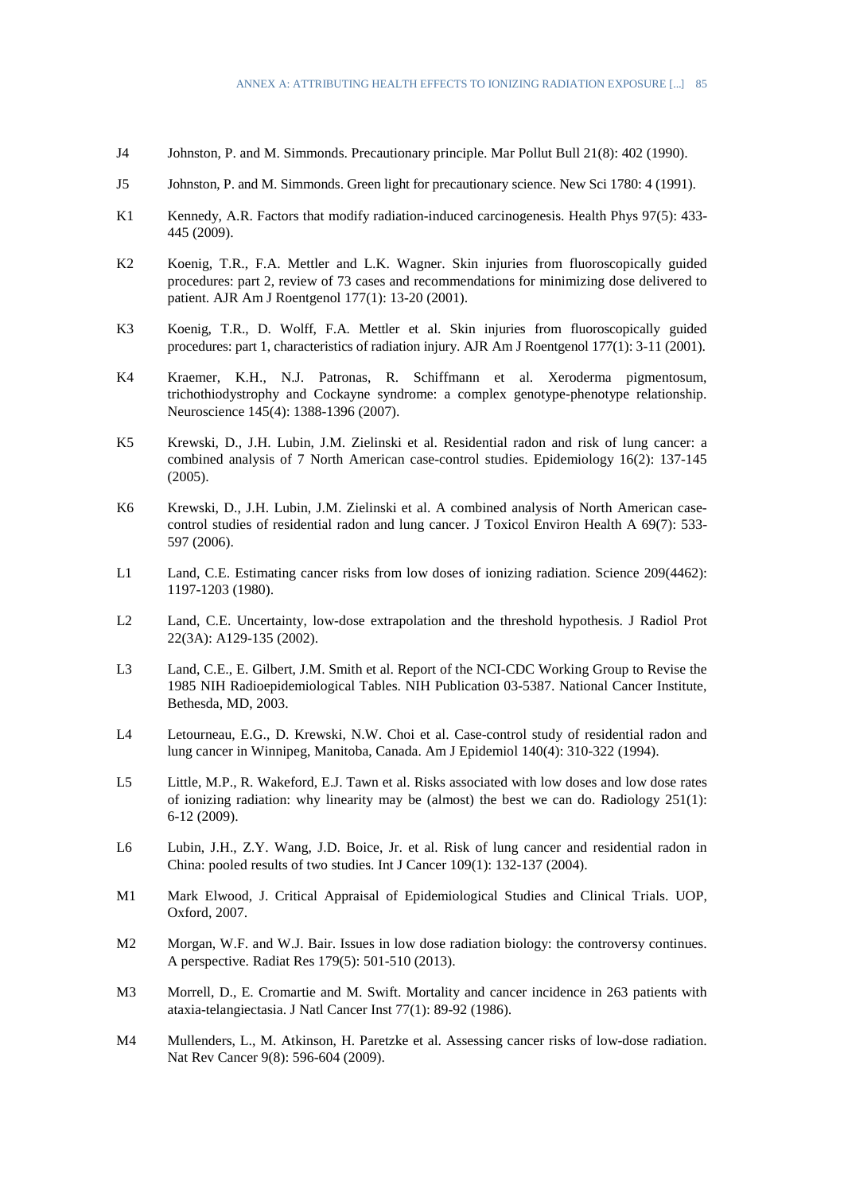J4 Johnston, P. and M. Simmonds. Precautionary principle. Mar Pollut Bull 21(8): 402 (1990).

J5 Johnston, P. and M. Simmonds. Green light for precautionary science. New Sci 1780: 4 (1991).

K1 Kennedy, A.R. Factors that modify radiation-induced carcinogenesis. Health Phys 97(5): 433-445 (2009).

K2 Koenig, T.R., F.A. Mettler and L.K. Wagner. Skin injuries from fluoroscopically guided procedures: part 2, review of 73 cases and recommendations for minimizing dose delivered to patient. AJR Am J Roentgenol 177(1): 13-20 (2001).

K3 Koenig, T.R., D. Wolff, F.A. Mettler et al. Skin injuries from fluoroscopically guided procedures: part 1, characteristics of radiation injury. AJR Am J Roentgenol 177(1): 3-11 (2001).

K4 Kraemer, K.H., N.J. Patronas, R. Schiffmann et al. Xeroderma pigmentosum, trichothiodystrophy and Cockayne syndrome: a complex genotype-phenotype relationship. Neuroscience 145(4): 1388-1396 (2007).

K5 Krewski, D., J.H. Lubin, J.M. Zielinski et al. Residential radon and risk of lung cancer: a combined analysis of 7 North American case-control studies. Epidemiology 16(2): 137-145 (2005).

K6 Krewski, D., J.H. Lubin, J.M. Zielinski et al. A combined analysis of North American case-control studies of residential radon and lung cancer. J Toxicol Environ Health A 69(7): 533-597 (2006).

L1 Land, C.E. Estimating cancer risks from low doses of ionizing radiation. Science 209(4462): 1197-1203 (1980).

L2 Land, C.E. Uncertainty, low-dose extrapolation and the threshold hypothesis. J Radiol Prot 22(3A): A129-135 (2002).

L3 Land, C.E., E. Gilbert, J.M. Smith et al. Report of the NCI-CDC Working Group to Revise the 1985 NIH Radioepidemiological Tables. NIH Publication 03-5387. National Cancer Institute, Bethesda, MD, 2003.

L4 Letourneau, E.G., D. Krewski, N.W. Choi et al. Case-control study of residential radon and lung cancer in Winnipeg, Manitoba, Canada. Am J Epidemiol 140(4): 310-322 (1994).

L5 Little, M.P., R. Wakeford, E.J. Tawn et al. Risks associated with low doses and low dose rates of ionizing radiation: why linearity may be (almost) the best we can do. Radiology 251(1): 6-12 (2009).

L6 Lubin, J.H., Z.Y. Wang, J.D. Boice, Jr. et al. Risk of lung cancer and residential radon in China: pooled results of two studies. Int J Cancer 109(1): 132-137 (2004).

M1 Mark Elwood, J. Critical Appraisal of Epidemiological Studies and Clinical Trials. UOP, Oxford, 2007.

M2 Morgan, W.F. and W.J. Bair. Issues in low dose radiation biology: the controversy continues. A perspective. Radiat Res 179(5): 501-510 (2013).

M3 Morrell, D., E. Cromartie and M. Swift. Mortality and cancer incidence in 263 patients with ataxia-telangiectasia. J Natl Cancer Inst 77(1): 89-92 (1986).

M4 Mullenders, L., M. Atkinson, H. Paretzke et al. Assessing cancer risks of low-dose radiation. Nat Rev Cancer 9(8): 596-604 (2009).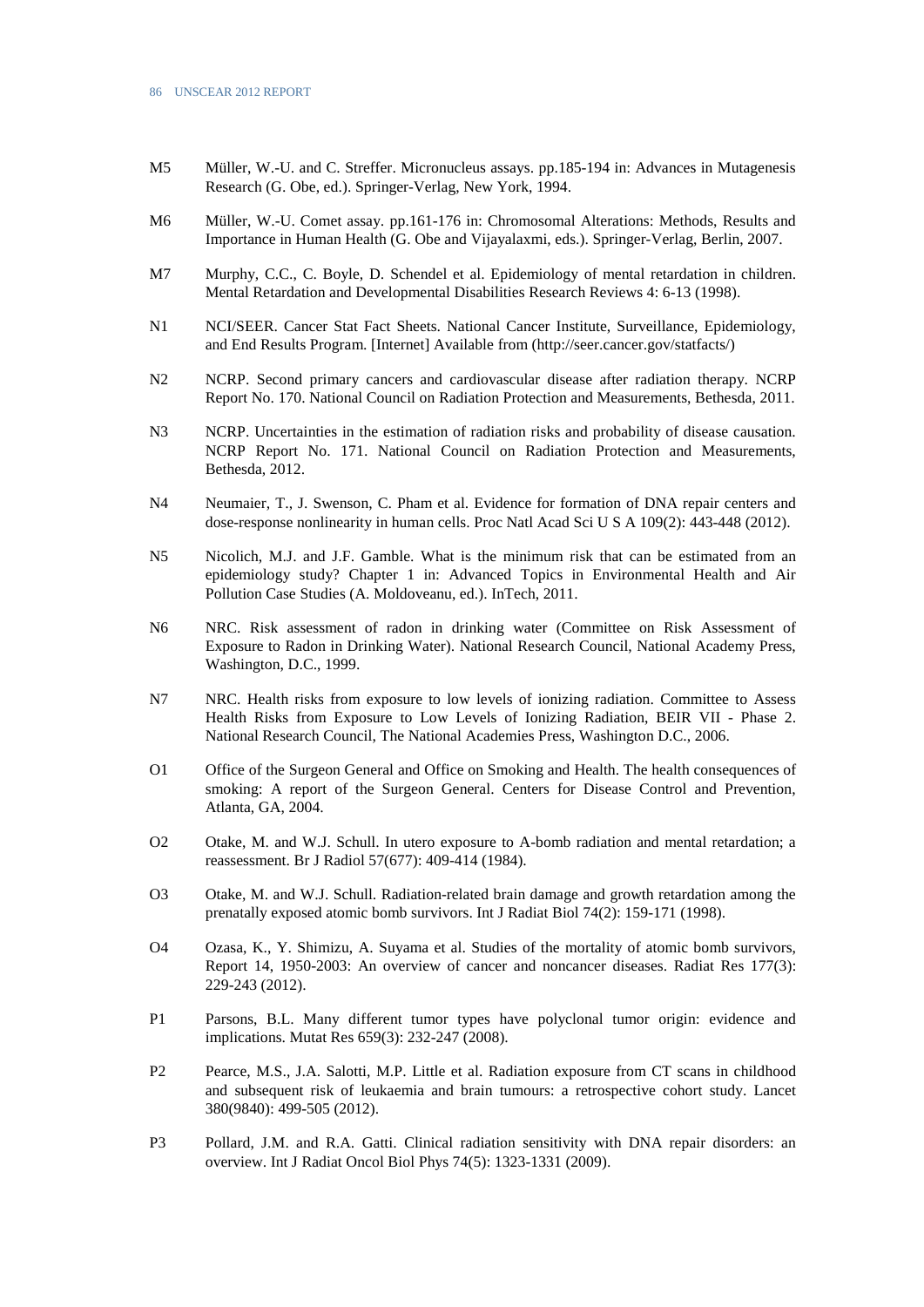M5 Müller, W.-U. and C. Streffer. Micronucleus assays. pp.185-194 in: Advances in Mutagenesis Research (G. Obe, ed.). Springer-Verlag, New York, 1994.

M6 Müller, W.-U. Comet assay. pp.161-176 in: Chromosomal Alterations: Methods, Results and Importance in Human Health (G. Obe and Vijayalaxmi, eds.). Springer-Verlag, Berlin, 2007.

M7 Murphy, C.C., C. Boyle, D. Schendel et al. Epidemiology of mental retardation in children. Mental Retardation and Developmental Disabilities Research Reviews 4: 6-13 (1998).

N1 NCI/SEER. Cancer Stat Fact Sheets. National Cancer Institute, Surveillance, Epidemiology, and End Results Program. [Internet] Available from (http://seer.cancer.gov/statfacts/)

N2 NCRP. Second primary cancers and cardiovascular disease after radiation therapy. NCRP Report No. 170. National Council on Radiation Protection and Measurements, Bethesda, 2011.

N3 NCRP. Uncertainties in the estimation of radiation risks and probability of disease causation. NCRP Report No. 171. National Council on Radiation Protection and Measurements, Bethesda, 2012.

N4 Neumaier, T., J. Swenson, C. Pham et al. Evidence for formation of DNA repair centers and dose-response nonlinearity in human cells. Proc Natl Acad Sci U S A 109(2): 443-448 (2012).

N5 Nicolich, M.J. and J.F. Gamble. What is the minimum risk that can be estimated from an epidemiology study? Chapter 1 in: Advanced Topics in Environmental Health and Air Pollution Case Studies (A. Moldoveanu, ed.). InTech, 2011.

N6 NRC. Risk assessment of radon in drinking water (Committee on Risk Assessment of Exposure to Radon in Drinking Water). National Research Council, National Academy Press, Washington, D.C., 1999.

N7 NRC. Health risks from exposure to low levels of ionizing radiation. Committee to Assess Health Risks from Exposure to Low Levels of Ionizing Radiation, BEIR VII - Phase 2. National Research Council, The National Academies Press, Washington D.C., 2006.

O1 Office of the Surgeon General and Office on Smoking and Health. The health consequences of smoking: A report of the Surgeon General. Centers for Disease Control and Prevention, Atlanta, GA, 2004.

O2 Otake, M. and W.J. Schull. In utero exposure to A-bomb radiation and mental retardation; a reassessment. Br J Radiol 57(677): 409-414 (1984).

O3 Otake, M. and W.J. Schull. Radiation-related brain damage and growth retardation among the prenatally exposed atomic bomb survivors. Int J Radiat Biol 74(2): 159-171 (1998).

O4 Ozasa, K., Y. Shimizu, A. Suyama et al. Studies of the mortality of atomic bomb survivors, Report 14, 1950-2003: An overview of cancer and noncancer diseases. Radiat Res 177(3): 229-243 (2012).

P1 Parsons, B.L. Many different tumor types have polyclonal tumor origin: evidence and implications. Mutat Res 659(3): 232-247 (2008).

P2 Pearce, M.S., J.A. Salotti, M.P. Little et al. Radiation exposure from CT scans in childhood and subsequent risk of leukaemia and brain tumours: a retrospective cohort study. Lancet 380(9840): 499-505 (2012).

P3 Pollard, J.M. and R.A. Gatti. Clinical radiation sensitivity with DNA repair disorders: an overview. Int J Radiat Oncol Biol Phys 74(5): 1323-1331 (2009).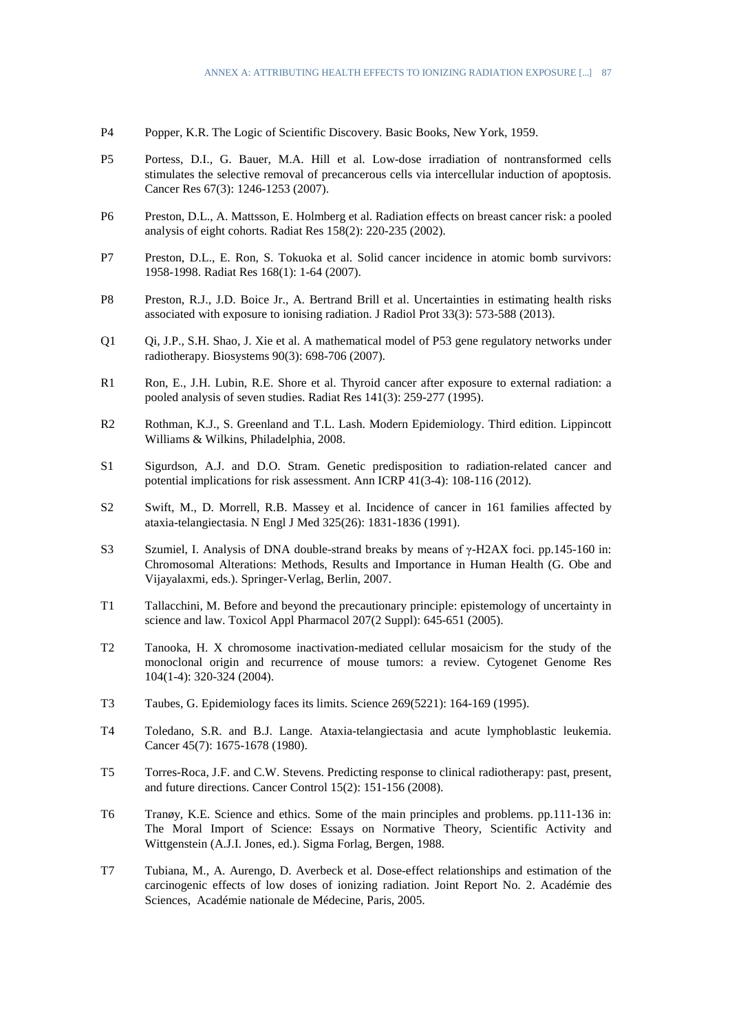P4 Popper, K.R. The Logic of Scientific Discovery. Basic Books, New York, 1959.

P5 Portess, D.I., G. Bauer, M.A. Hill et al. Low-dose irradiation of nontransformed cells stimulates the selective removal of precancerous cells via intercellular induction of apoptosis. Cancer Res 67(3): 1246-1253 (2007).

P6 Preston, D.L., A. Mattsson, E. Holmberg et al. Radiation effects on breast cancer risk: a pooled analysis of eight cohorts. Radiat Res 158(2): 220-235 (2002).

P7 Preston, D.L., E. Ron, S. Tokuoka et al. Solid cancer incidence in atomic bomb survivors: 1958-1998. Radiat Res 168(1): 1-64 (2007).

P8 Preston, R.J., J.D. Boice Jr., A. Bertrand Brill et al. Uncertainties in estimating health risks associated with exposure to ionising radiation. J Radiol Prot 33(3): 573-588 (2013).

Q1 Qi, J.P., S.H. Shao, J. Xie et al. A mathematical model of P53 gene regulatory networks under radiotherapy. Biosystems 90(3): 698-706 (2007).

R1 Ron, E., J.H. Lubin, R.E. Shore et al. Thyroid cancer after exposure to external radiation: a pooled analysis of seven studies. Radiat Res 141(3): 259-277 (1995).

R2 Rothman, K.J., S. Greenland and T.L. Lash. Modern Epidemiology. Third edition. Lippincott Williams & Wilkins, Philadelphia, 2008.

S1 Sigurdson, A.J. and D.O. Stram. Genetic predisposition to radiation-related cancer and potential implications for risk assessment. Ann ICRP 41(3-4): 108-116 (2012).

S2 Swift, M., D. Morrell, R.B. Massey et al. Incidence of cancer in 161 families affected by ataxia-telangiectasia. N Engl J Med 325(26): 1831-1836 (1991).

S3 Szumiel, I. Analysis of DNA double-strand breaks by means of γ-H2AX foci. pp.145-160 in: Chromosomal Alterations: Methods, Results and Importance in Human Health (G. Obe and Vijayalaxmi, eds.). Springer-Verlag, Berlin, 2007.

T1 Tallacchini, M. Before and beyond the precautionary principle: epistemology of uncertainty in science and law. Toxicol Appl Pharmacol 207(2 Suppl): 645-651 (2005).

T2 Tanooka, H. X chromosome inactivation-mediated cellular mosaicism for the study of the monoclonal origin and recurrence of mouse tumors: a review. Cytogenet Genome Res 104(1-4): 320-324 (2004).

T3 Taubes, G. Epidemiology faces its limits. Science 269(5221): 164-169 (1995).

T4 Toledano, S.R. and B.J. Lange. Ataxia-telangiectasia and acute lymphoblastic leukemia. Cancer 45(7): 1675-1678 (1980).

T5 Torres-Roca, J.F. and C.W. Stevens. Predicting response to clinical radiotherapy: past, present, and future directions. Cancer Control 15(2): 151-156 (2008).

T6 Tranøy, K.E. Science and ethics. Some of the main principles and problems. pp.111-136 in: The Moral Import of Science: Essays on Normative Theory, Scientific Activity and Wittgenstein (A.J.I. Jones, ed.). Sigma Forlag, Bergen, 1988.

T7 Tubiana, M., A. Aurengo, D. Averbeck et al. Dose-effect relationships and estimation of the carcinogenic effects of low doses of ionizing radiation. Joint Report No. 2. Académie des Sciences, Académie nationale de Médecine, Paris, 2005.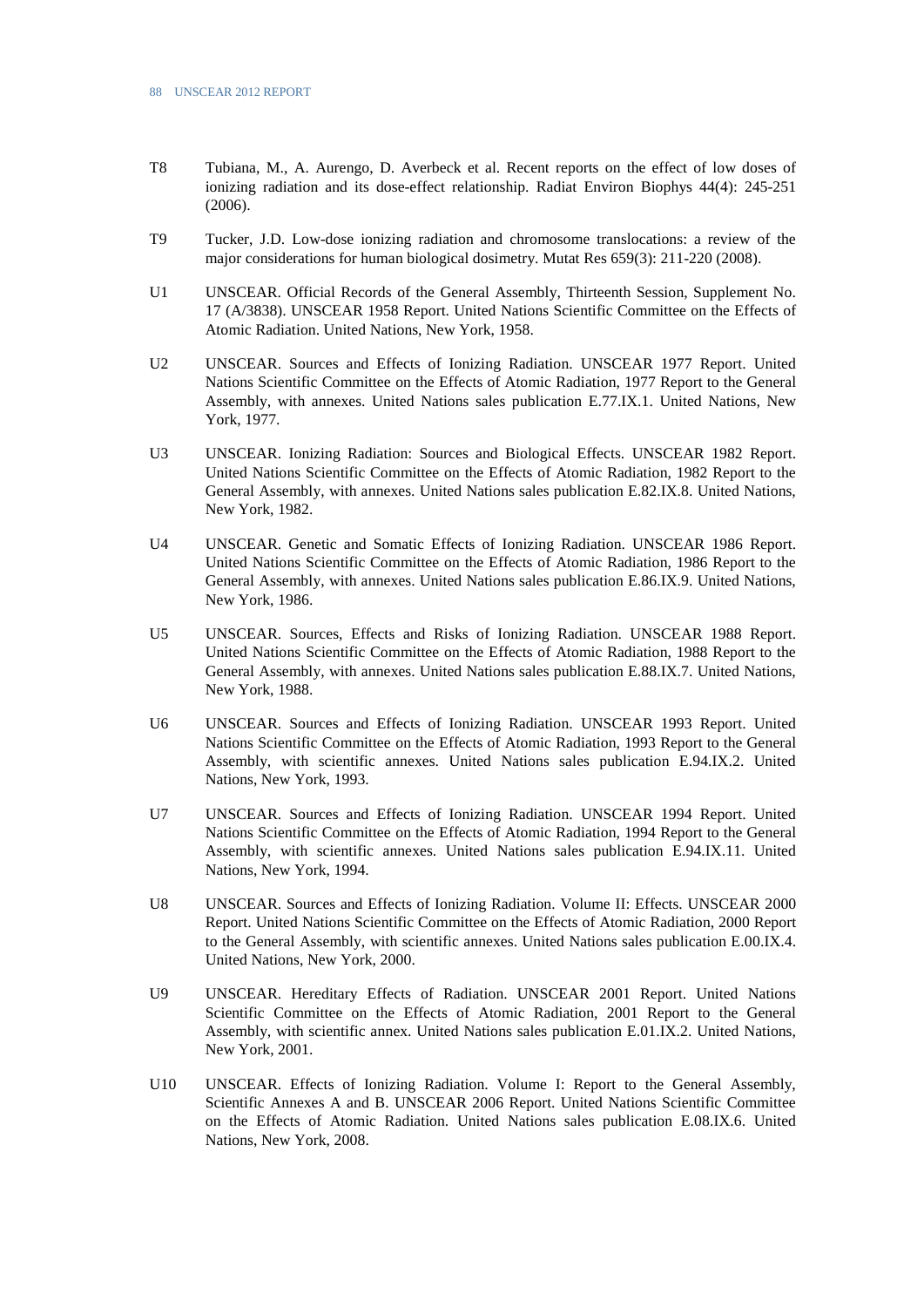T8 Tubiana, M., A. Aurengo, D. Averbeck et al. Recent reports on the effect of low doses of ionizing radiation and its dose-effect relationship. Radiat Environ Biophys 44(4): 245-251 (2006).

T9 Tucker, J.D. Low-dose ionizing radiation and chromosome translocations: a review of the major considerations for human biological dosimetry. Mutat Res 659(3): 211-220 (2008).

U1 UNSCEAR. Official Records of the General Assembly, Thirteenth Session, Supplement No. 17 (A/3838). UNSCEAR 1958 Report. United Nations Scientific Committee on the Effects of Atomic Radiation. United Nations, New York, 1958.

U2 UNSCEAR. Sources and Effects of Ionizing Radiation. UNSCEAR 1977 Report. United Nations Scientific Committee on the Effects of Atomic Radiation, 1977 Report to the General Assembly, with annexes. United Nations sales publication E.77.IX.1. United Nations, New York, 1977.

U3 UNSCEAR. Ionizing Radiation: Sources and Biological Effects. UNSCEAR 1982 Report. United Nations Scientific Committee on the Effects of Atomic Radiation, 1982 Report to the General Assembly, with annexes. United Nations sales publication E.82.IX.8. United Nations, New York, 1982.

U4 UNSCEAR. Genetic and Somatic Effects of Ionizing Radiation. UNSCEAR 1986 Report. United Nations Scientific Committee on the Effects of Atomic Radiation, 1986 Report to the General Assembly, with annexes. United Nations sales publication E.86.IX.9. United Nations, New York, 1986.

U5 UNSCEAR. Sources, Effects and Risks of Ionizing Radiation. UNSCEAR 1988 Report. United Nations Scientific Committee on the Effects of Atomic Radiation, 1988 Report to the General Assembly, with annexes. United Nations sales publication E.88.IX.7. United Nations, New York, 1988.

U6 UNSCEAR. Sources and Effects of Ionizing Radiation. UNSCEAR 1993 Report. United Nations Scientific Committee on the Effects of Atomic Radiation, 1993 Report to the General Assembly, with scientific annexes. United Nations sales publication E.94.IX.2. United Nations, New York, 1993.

U7 UNSCEAR. Sources and Effects of Ionizing Radiation. UNSCEAR 1994 Report. United Nations Scientific Committee on the Effects of Atomic Radiation, 1994 Report to the General Assembly, with scientific annexes. United Nations sales publication E.94.IX.11. United Nations, New York, 1994.

U8 UNSCEAR. Sources and Effects of Ionizing Radiation. Volume II: Effects. UNSCEAR 2000 Report. United Nations Scientific Committee on the Effects of Atomic Radiation, 2000 Report to the General Assembly, with scientific annexes. United Nations sales publication E.00.IX.4. United Nations, New York, 2000.

U9 UNSCEAR. Hereditary Effects of Radiation. UNSCEAR 2001 Report. United Nations Scientific Committee on the Effects of Atomic Radiation, 2001 Report to the General Assembly, with scientific annex. United Nations sales publication E.01.IX.2. United Nations, New York, 2001.

U10 UNSCEAR. Effects of Ionizing Radiation. Volume I: Report to the General Assembly, Scientific Annexes A and B. UNSCEAR 2006 Report. United Nations Scientific Committee on the Effects of Atomic Radiation. United Nations sales publication E.08.IX.6. United Nations, New York, 2008.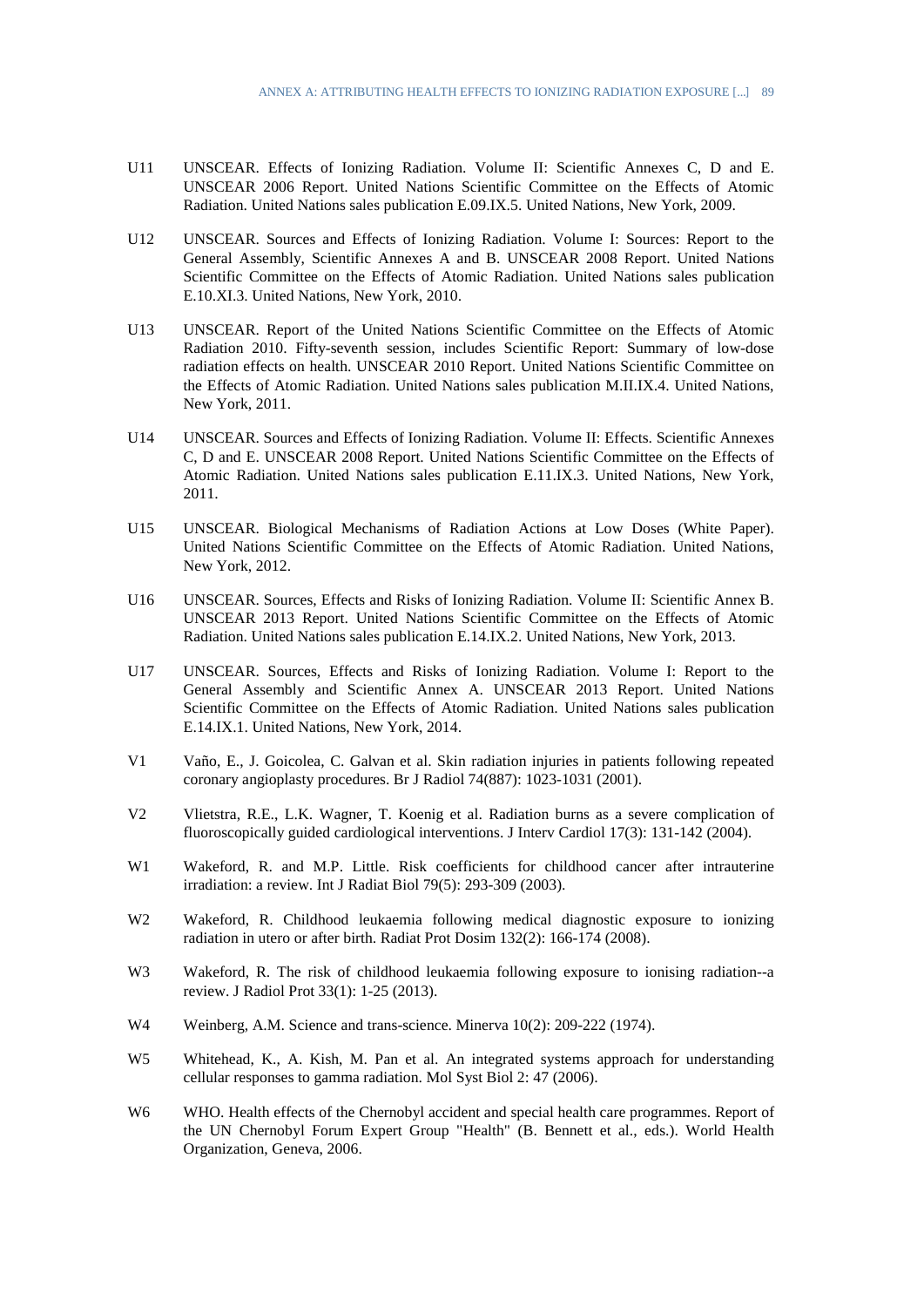U11 UNSCEAR. Effects of Ionizing Radiation. Volume II: Scientific Annexes C, D and E. UNSCEAR 2006 Report. United Nations Scientific Committee on the Effects of Atomic Radiation. United Nations sales publication E.09.IX.5. United Nations, New York, 2009.

U12 UNSCEAR. Sources and Effects of Ionizing Radiation. Volume I: Sources: Report to the General Assembly, Scientific Annexes A and B. UNSCEAR 2008 Report. United Nations Scientific Committee on the Effects of Atomic Radiation. United Nations sales publication E.10.XI.3. United Nations, New York, 2010.

U13 UNSCEAR. Report of the United Nations Scientific Committee on the Effects of Atomic Radiation 2010. Fifty-seventh session, includes Scientific Report: Summary of low-dose radiation effects on health. UNSCEAR 2010 Report. United Nations Scientific Committee on the Effects of Atomic Radiation. United Nations sales publication M.II.IX.4. United Nations, New York, 2011.

U14 UNSCEAR. Sources and Effects of Ionizing Radiation. Volume II: Effects. Scientific Annexes C, D and E. UNSCEAR 2008 Report. United Nations Scientific Committee on the Effects of Atomic Radiation. United Nations sales publication E.11.IX.3. United Nations, New York, 2011.

U15 UNSCEAR. Biological Mechanisms of Radiation Actions at Low Doses (White Paper). United Nations Scientific Committee on the Effects of Atomic Radiation. United Nations, New York, 2012.

U16 UNSCEAR. Sources, Effects and Risks of Ionizing Radiation. Volume II: Scientific Annex B. UNSCEAR 2013 Report. United Nations Scientific Committee on the Effects of Atomic Radiation. United Nations sales publication E.14.IX.2. United Nations, New York, 2013.

U17 UNSCEAR. Sources, Effects and Risks of Ionizing Radiation. Volume I: Report to the General Assembly and Scientific Annex A. UNSCEAR 2013 Report. United Nations Scientific Committee on the Effects of Atomic Radiation. United Nations sales publication E.14.IX.1. United Nations, New York, 2014.

V1 Vaño, E., J. Goicolea, C. Galvan et al. Skin radiation injuries in patients following repeated coronary angioplasty procedures. Br J Radiol 74(887): 1023-1031 (2001).

V2 Vlietstra, R.E., L.K. Wagner, T. Koenig et al. Radiation burns as a severe complication of fluoroscopically guided cardiological interventions. J Interv Cardiol 17(3): 131-142 (2004).

W1 Wakeford, R. and M.P. Little. Risk coefficients for childhood cancer after intrauterine irradiation: a review. Int J Radiat Biol 79(5): 293-309 (2003).

W2 Wakeford, R. Childhood leukaemia following medical diagnostic exposure to ionizing radiation in utero or after birth. Radiat Prot Dosim 132(2): 166-174 (2008).

W3 Wakeford, R. The risk of childhood leukaemia following exposure to ionising radiation--a review. J Radiol Prot 33(1): 1-25 (2013).

W4 Weinberg, A.M. Science and trans-science. Minerva 10(2): 209-222 (1974).

W5 Whitehead, K., A. Kish, M. Pan et al. An integrated systems approach for understanding cellular responses to gamma radiation. Mol Syst Biol 2: 47 (2006).

W6 WHO. Health effects of the Chernobyl accident and special health care programmes. Report of the UN Chernobyl Forum Expert Group "Health" (B. Bennett et al., eds.). World Health Organization, Geneva, 2006.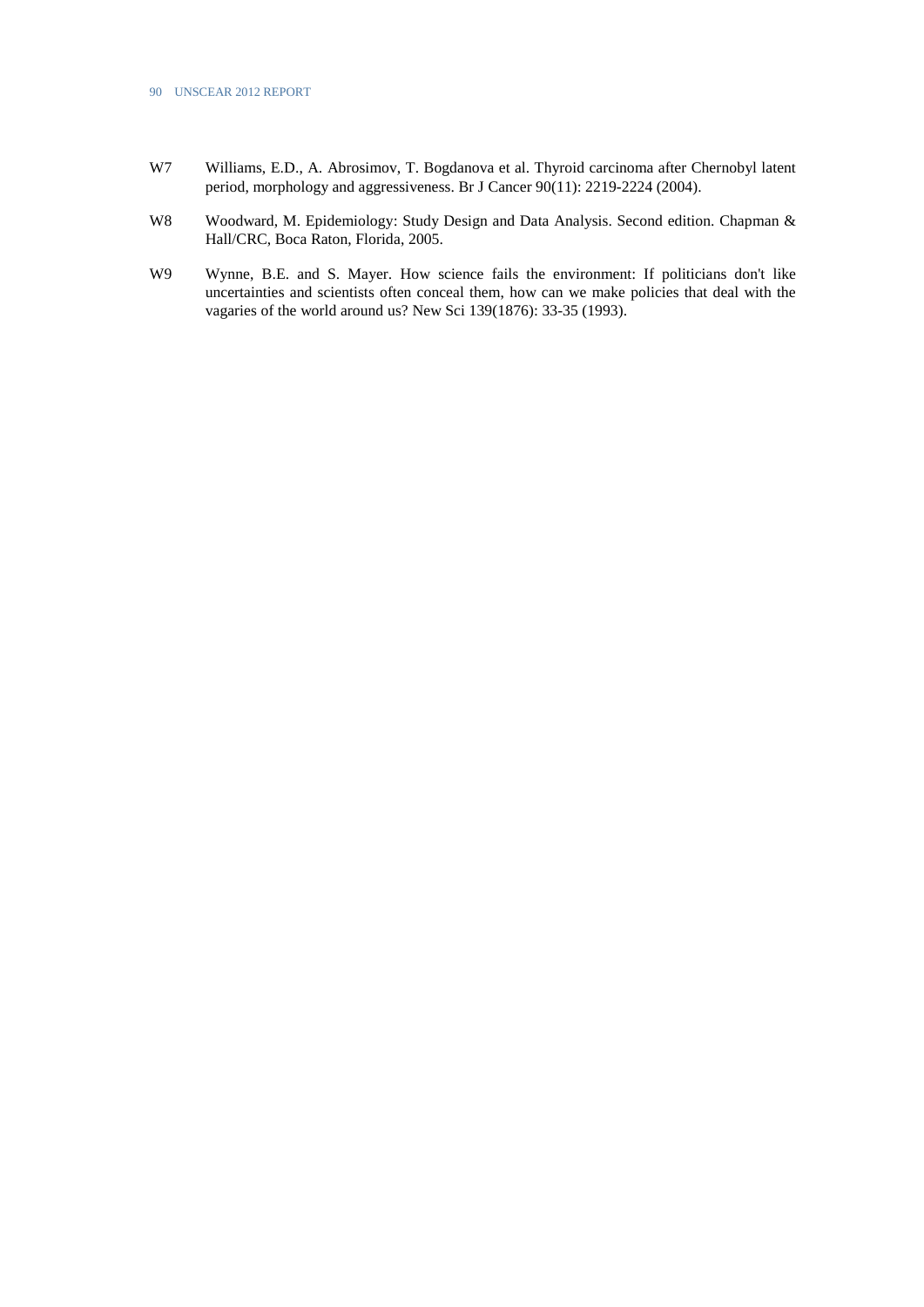W7 Williams, E.D., A. Abrosimov, T. Bogdanova et al. Thyroid carcinoma after Chernobyl latent period, morphology and aggressiveness. Br J Cancer 90(11): 2219-2224 (2004).

W8 Woodward, M. Epidemiology: Study Design and Data Analysis. Second edition. Chapman & Hall/CRC, Boca Raton, Florida, 2005.

W9 Wynne, B.E. and S. Mayer. How science fails the environment: If politicians don't like uncertainties and scientists often conceal them, how can we make policies that deal with the vagaries of the world around us? New Sci 139(1876): 33-35 (1993).